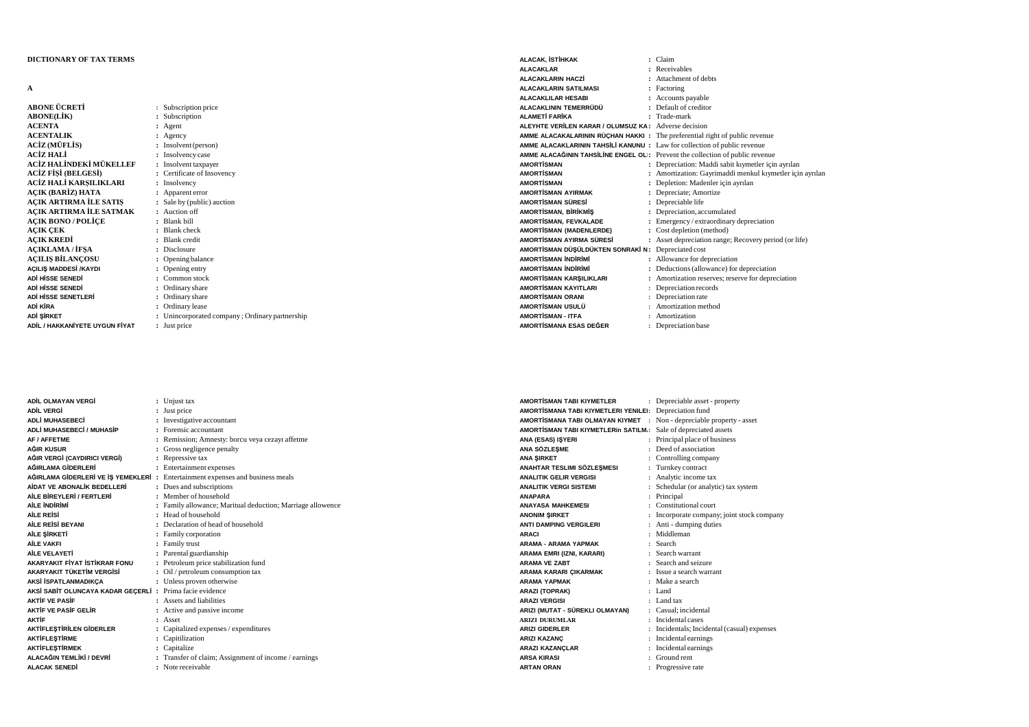**DICTIONARY OF TAX TERMS**

**A**

| Term | | Translation |
|---|---|---|
| **ABONE ÜCRETİ** | : | Subscription price |
| **ABONE(LİK)** | : | Subscription |
| **ACENTA** | : | Agent |
| **ACENTALIK** | : | Agency |
| **ACİZ (MÜFLİS)** | : | Insolvent (person) |
| **ACİZ HALİ** | : | Insolvency case |
| **ACİZ HALİNDEKİ MÜKELLEF** | : | Insolvent taxpayer |
| **ACİZ FİŞİ (BELGESİ)** | : | Certificate of Insovency |
| **ACİZ HALİ KARŞILIKLARI** | : | Insolvency |
| **AÇIK (BARİZ) HATA** | : | Apparent error |
| **AÇIK ARTIRMA İLE SATIŞ** | : | Sale by (public) auction |
| **AÇIK ARTIRMA İLE SATMAK** | : | Auction off |
| **AÇIK BONO / POLİÇE** | : | Blank bill |
| **AÇIK ÇEK** | : | Blank check |
| **AÇIK KREDİ** | : | Blank credit |
| **AÇIKLAMA / İFŞA** | : | Disclosure |
| **AÇILIŞ BİLANÇOSU** | : | Opening balance |
| **AÇILIŞ MADDESİ /KAYDI** | : | Opening entry |
| **ADİ HİSSE SENEDİ** | : | Common stock |
| **ADİ HİSSE SENEDİ** | : | Ordinary share |
| **ADİ HİSSE SENETLERİ** | : | Ordinary share |
| **ADİ KİRA** | : | Ordinary lease |
| **ADİ ŞİRKET** | : | Unincorporated company ; Ordinary partnership |
| **ADİL / HAKKANİYETE UYGUN FİYAT** | : | Just price |
| **ADİL OLMAYAN VERGİ** | : | Unjust tax |
| **ADİL VERGİ** | : | Just price |
| **ADLİ MUHASEBECİ** | : | Investigative accountant |
| **ADLİ MUHASEBECİ / MUHASİP** | : | Forensic accountant |
| **AF / AFFETME** | : | Remission; Amnesty: borcu veya cezayı affetme |
| **AĞIR KUSUR** | : | Gross negligence penalty |
| **AĞIR VERGİ (CAYDIRICI VERGİ)** | : | Repressive tax |
| **AĞIRLAMA GİDERLERİ** | : | Entertainment expenses |
| **AĞIRLAMA GİDERLERİ VE İŞ YEMEKLERİ** | : | Entertainment expenses and business meals |
| **AİDAT VE ABONALİK BEDELLERİ** | : | Dues and subscriptions |
| **AİLE BİREYLERİ / FERTLERİ** | : | Member of household |
| **AİLE İNDİRİMİ** | : | Family allowance; Maritual deduction; Marriage allowence |
| **AİLE REİSİ** | : | Head of household |
| **AİLE REİSİ BEYANI** | : | Declaration of head of household |
| **AİLE ŞİRKETİ** | : | Family corporation |
| **AİLE VAKFI** | : | Family trust |
| **AİLE VELAYETİ** | : | Parental guardianship |
| **AKARYAKIT FİYAT İSTİKRAR FONU** | : | Petroleum price stabilization fund |
| **AKARYAKIT TÜKETİM VERGİSİ** | : | Oil / petroleum consumption tax |
| **AKSİ İSPATLANMADIKÇA** | : | Unless proven otherwise |
| **AKSİ SABİT OLUNCAYA KADAR GEÇERLİ** | : | Prima facie evidence |
| **AKTİF VE PASİF** | : | Assets and liabilities |
| **AKTİF VE PASİF GELİR** | : | Active and passive income |
| **AKTİF** | : | Asset |
| **AKTİFLEŞTİRİLEN GİDERLER** | : | Capitalized expenses / expenditures |
| **AKTİFLEŞTİRME** | : | Capitilization |
| **AKTİFLEŞTİRMEK** | : | Capitalize |
| **ALACAĞIN TEMLİKİ / DEVRİ** | : | Transfer of claim; Assignment of income / earnings |
| **ALACAK SENEDİ** | : | Note receivable |
| **ALACAK, İSTİHKAK** | : | Claim |
| **ALACAKLAR** | : | Receivables |
| **ALACAKLARIN HACZİ** | : | Attachment of debts |
| **ALACAKLARIN SATILMASI** | : | Factoring |
| **ALACAKLILAR HESABI** | : | Accounts payable |
| **ALACAKLININ TEMERRÜDÜ** | : | Default of creditor |
| **ALAMETİ FARİKA** | : | Trade-mark |
| **ALEYHTE VERİLEN KARAR / OLUMSUZ KA** | : | Adverse decision |
| **AMME ALACAKALARININ RÜÇHAN HAKKI** | : | The preferential right of public revenue |
| **AMME ALACAKLARININ TAHSİLİ KANUNU** | : | Law for collection of public revenue |
| **AMME ALACAĞININ TAHSİLİNE ENGEL OL** | : | Prevent the collection of public revenue |
| **AMORTİSMAN** | : | Depreciation: Maddi sabit kıymetler için ayrılan |
| **AMORTİSMAN** | : | Amortization: Gayrimaddi menkul kıymetler için ayrılan |
| **AMORTİSMAN** | : | Depletion: Madenler için ayrılan |
| **AMORTİSMAN AYIRMAK** | : | Depreciate; Amortize |
| **AMORTİSMAN SÜRESİ** | : | Depreciable life |
| **AMORTİSMAN, BİRİKMİŞ** | : | Depreciation, accumulated |
| **AMORTİSMAN, FEVKALADE** | : | Emergency / extraordinary depreciation |
| **AMORTİSMAN (MADENLERDE)** | : | Cost depletion (method) |
| **AMORTİSMAN AYIRMA SÜRESİ** | : | Asset depreciation range; Recovery period (or life) |
| **AMORTİSMAN DÜŞÜLDÜKTEN SONRAKİ N** | : | Depreciated cost |
| **AMORTİSMAN İNDİRİMİ** | : | Allowance for depreciation |
| **AMORTİSMAN İNDİRİMİ** | : | Deductions (allowance) for depreciation |
| **AMORTİSMAN KARŞILIKLARI** | : | Amortization reserves; reserve for depreciation |
| **AMORTİSMAN KAYITLARI** | : | Depreciation records |
| **AMORTİSMAN ORANI** | : | Depreciation rate |
| **AMORTİSMAN USULÜ** | : | Amortization method |
| **AMORTİSMAN - ITFA** | : | Amortization |
| **AMORTİSMANA ESAS DEĞER** | : | Depreciation base |
| **AMORTİSMAN TABI KIYMETLER** | : | Depreciable asset - property |
| **AMORTİSMANA TABI KIYMETLERI YENILEI** | : | Depreciation fund |
| **AMORTİSMANA TABI OLMAYAN KIYMET** | : | Non - depreciable property - asset |
| **AMORTİSMANA TABI KIYMETLERin SATILM.** | : | Sale of depreciated assets |
| **ANA (ESAS) IŞYERI** | : | Principal place of business |
| **ANA SÖZLEŞME** | : | Deed of association |
| **ANA ŞIRKET** | : | Controlling company |
| **ANAHTAR TESLIMI SÖZLEŞMESI** | : | Turnkey contract |
| **ANALITIK GELIR VERGISI** | : | Analytic income tax |
| **ANALITIK VERGI SISTEMI** | : | Schedular (or analytic) tax system |
| **ANAPARA** | : | Principal |
| **ANAYASA MAHKEMESI** | : | Constitutional court |
| **ANONIM ŞIRKET** | : | Incorporate company; joint stock company |
| **ANTI DAMPING VERGILERI** | : | Anti - dumping duties |
| **ARACI** | : | Middleman |
| **ARAMA - ARAMA YAPMAK** | : | Search |
| **ARAMA EMRI (IZNI, KARARI)** | : | Search warrant |
| **ARAMA VE ZABT** | : | Search and seizure |
| **ARAMA KARARI ÇIKARMAK** | : | Issue a search warrant |
| **ARAMA YAPMAK** | : | Make a search |
| **ARAZI (TOPRAK)** | : | Land |
| **ARAZI VERGISI** | : | Land tax |
| **ARIZI (MUTAT - SÜREKLI OLMAYAN)** | : | Casual; incidental |
| **ARIZI DURUMLAR** | : | Incidental cases |
| **ARIZI GIDERLER** | : | Incidentals; Incidental (casual) expenses |
| **ARIZI KAZANÇ** | : | Incidental earnings |
| **ARAZI KAZANÇLAR** | : | Incidental earnings |
| **ARSA KIRASI** | : | Ground rent |
| **ARTAN ORAN** | : | Progressive rate |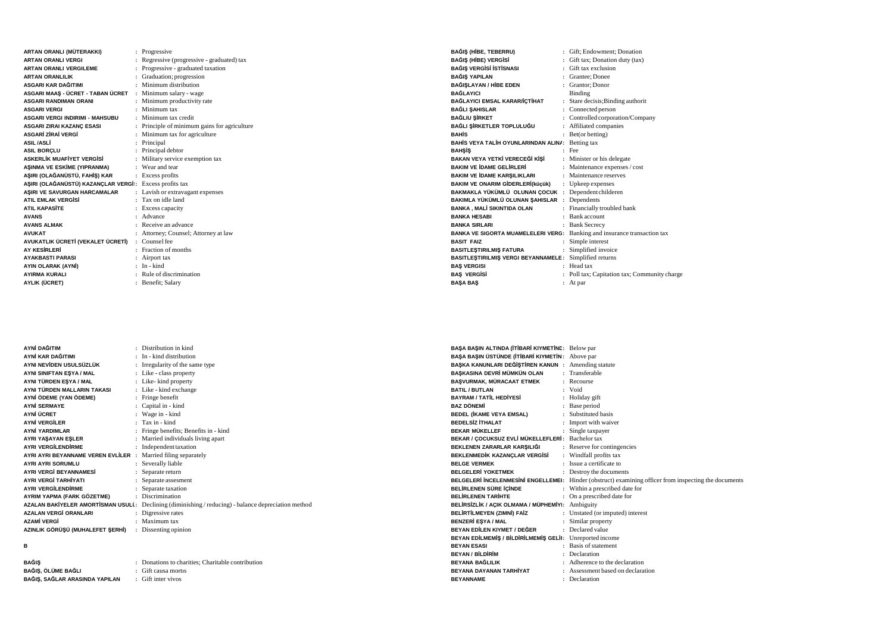| Term | | Translation |
|---|---|---|
| **ARTAN ORANLI (MÜTERAKKI)** | : | Progressive |
| **ARTAN ORANLI VERGI** | : | Regressive (progressive - graduated) tax |
| **ARTAN ORANLI VERGILEME** | : | Progressive - graduated taxation |
| **ARTAN ORANLILIK** | : | Graduation; progression |
| **ASGARI KAR DAĞITIMI** | : | Minimum distribution |
| **ASGARI MAAŞ - ÜCRET - TABAN ÜCRET** | : | Minimum salary - wage |
| **ASGARI RANDIMAN ORANI** | : | Minimum productivity rate |
| **ASGARI VERGI** | : | Minimum tax |
| **ASGARI VERGI INDIRIMI - MAHSUBU** | : | Minimum tax credit |
| **ASGARI ZIRAI KAZANÇ ESASI** | : | Principle of minimum gains for agriculture |
| **ASGARİ ZİRAİ VERGİ** | : | Minimum tax for agriculture |
| **ASIL /ASLİ** | : | Principal |
| **ASIL BORÇLU** | : | Principal debtor |
| **ASKERLİK MUAFİYET VERGİSİ** | : | Military service exemption tax |
| **AŞINMA VE ESKİME (YIPRANMA)** | : | Wear and tear |
| **AŞIRI (OLAĞANÜSTÜ, FAHİŞ) KAR** | : | Excess profits |
| **AŞIRI (OLAĞANÜSTÜ) KAZANÇLAR VERGİ** | : | Excess profits tax |
| **AŞIRI VE SAVURGAN HARCAMALAR** | : | Lavish or extravagant expenses |
| **ATIL EMLAK VERGİSİ** | : | Tax on idle land |
| **ATIL KAPASİTE** | : | Excess capacity |
| **AVANS** | : | Advance |
| **AVANS ALMAK** | : | Receive an advance |
| **AVUKAT** | : | Attorney; Counsel; Attorney at law |
| **AVUKATLIK ÜCRETİ (VEKALET ÜCRETİ)** | : | Counsel fee |
| **AY KESİRLERİ** | : | Fraction of months |
| **AYAKBASTI PARASI** | : | Airport tax |
| **AYIN OLARAK (AYNİ)** | : | In - kind |
| **AYIRMA KURALI** | : | Rule of discrimination |
| **AYLIK (ÜCRET)** | : | Benefit; Salary |
| **AYNİ DAĞITIM** | : | Distribution in kind |
| **AYNİ KAR DAĞITIMI** | : | In - kind distribution |
| **AYNI NEVİDEN USULSÜZLÜK** | : | Irregularity of the same type |
| **AYNI SINIFTAN EŞYA / MAL** | : | Like - class property |
| **AYNI TÜRDEN EŞYA / MAL** | : | Like- kind property |
| **AYNI TÜRDEN MALLARIN TAKASI** | : | Like - kind exchange |
| **AYNİ ÖDEME (YAN ÖDEME)** | : | Fringe benefit |
| **AYNİ SERMAYE** | : | Capital in - kind |
| **AYNİ ÜCRET** | : | Wage in - kind |
| **AYNİ VERGİLER** | : | Tax in - kind |
| **AYNİ YARDIMLAR** | : | Fringe benefits; Benefits in - kind |
| **AYRI YAŞAYAN EŞLER** | : | Married individuals living apart |
| **AYRI VERGİLENDİRME** | : | Independent taxation |
| **AYRI AYRI BEYANNAME VEREN EVLİLER** | : | Married filing separately |
| **AYRI AYRI SORUMLU** | : | Severally liable |
| **AYRI VERGİ BEYANNAMESİ** | : | Separate return |
| **AYRI VERGİ TARHİYATI** | : | Separate assesment |
| **AYRI VERGİLENDİRME** | : | Separate taxation |
| **AYRIM YAPMA (FARK GÖZETME)** | : | Discrimination |
| **AZALAN BAKİYELER AMORTİSMAN USULÜ** | : | Declining (diminishing / reducing) - balance depreciation method |
| **AZALAN VERGİ ORANLARI** | : | Digressive rates |
| **AZAMİ VERGİ** | : | Maximum tax |
| **AZINLIK GÖRÜŞÜ (MUHALEFET ŞERHİ)** | : | Dissenting opinion |

**B**

| Term | | Translation |
|---|---|---|
| **BAĞIŞ** | : | Donations to charities; Charitable contribution |
| **BAĞIŞ, ÖLÜME BAĞLI** | : | Gift causa mortıs |
| **BAĞIŞ, SAĞLAR ARASINDA YAPILAN** | : | Gift inter vivos |
| **BAĞIŞ (HİBE, TEBERRU)** | : | Gift; Endowment; Donation |
| **BAĞIŞ (HİBE) VERGİSİ** | : | Gift tax; Donation duty (tax) |
| **BAĞIŞ VERGİSİ İSTİSNASI** | : | Gift tax exclusion |
| **BAĞIŞ YAPILAN** | : | Grantee; Donee |
| **BAĞIŞLAYAN / HİBE EDEN** | : | Grantor; Donor |
| **BAĞLAYICI** | | Binding |
| **BAĞLAYICI EMSAL KARAR/İÇTİHAT** | : | Stare decisis;Binding authorit |
| **BAĞLI ŞAHISLAR** | : | Connected person |
| **BAĞLIU ŞİRKET** | : | Controlled corporation/Company |
| **BAĞLI ŞİRKETLER TOPLULUĞU** | : | Affiliated companies |
| **BAHİS** | : | Bet(or betting) |
| **BAHİS VEYA TALİH OYUNLARINDAN ALINA** | : | Betting tax |
| **BAHŞİŞ** | : | Fee |
| **BAKAN VEYA YETKİ VERECEĞİ KİŞİ** | : | Minister or his delegate |
| **BAKIM VE İDAME GELİRLERİ** | : | Maintenance expenses / cost |
| **BAKIM VE İDAME KARŞILIKLARI** | : | Maintenance reserves |
| **BAKIM VE ONARIM GİDERLERİ(küçük)** | : | Upkeep expenses |
| **BAKMAKLA YÜKÜMLÜ OLUNAN ÇOCUK** | : | Dependent childeren |
| **BAKIMLA YÜKÜMLÜ OLUNAN ŞAHISLAR** | : | Dependents |
| **BANKA , MALİ SIKINTIDA OLAN** | : | Financially troubled bank |
| **BANKA HESABI** | : | Bank account |
| **BANKA SIRLARI** | : | Bank Secrecy |
| **BANKA VE SIGORTA MUAMELELERI VERG** | : | Banking and insurance transaction tax |
| **BASIT FAIZ** | : | Simple interest |
| **BASITLEŞTIRILMIŞ FATURA** | : | Simplified invoice |
| **BASITLEŞTIRILMIŞ VERGI BEYANNAMELE** | : | Simplified returns |
| **BAŞ VERGISI** | : | Head tax |
| **BAŞ VERGİSİ** | : | Poll tax; Capitation tax; Community charge |
| **BAŞA BAŞ** | : | At par |
| **BAŞA BAŞIN ALTINDA (İTİBARİ KIYMETİNE** | : | Below par |
| **BAŞA BAŞIN ÜSTÜNDE (İTİBARİ KIYMETİN** | : | Above par |
| **BAŞKA KANUNLARI DEĞİŞTİREN KANUN** | : | Amending statute |
| **BAŞKASINA DEVRİ MÜMKÜN OLAN** | : | Transferable |
| **BAŞVURMAK, MÜRACAAT ETMEK** | : | Recourse |
| **BATIL / BUTLAN** | : | Void |
| **BAYRAM / TATİL HEDİYESİ** | : | Holiday gift |
| **BAZ DÖNEMİ** | : | Base period |
| **BEDEL (İKAME VEYA EMSAL)** | : | Substituted basis |
| **BEDELSİZ İTHALAT** | : | Import with waiver |
| **BEKAR MÜKELLEF** | : | Single taxpayer |
| **BEKAR / ÇOCUKSUZ EVLİ MÜKELLEFLERİ** | : | Bachelor tax |
| **BEKLENEN ZARARLAR KARŞILIĞI** | : | Reserve for contingencies |
| **BEKLENMEDİK KAZANÇLAR VERGİSİ** | : | Windfall profits tax |
| **BELGE VERMEK** | : | Issue a certificate to |
| **BELGELERİ YOKETMEK** | : | Destroy the documents |
| **BELGELERİ İNCELENMESİNİ ENGELLEME** | : | Hinder (obstruct) examining officer from inspecting the documents |
| **BELİRLENEN SÜRE İÇİNDE** | : | Within a prescribed date for |
| **BELİRLENEN TARİHTE** | : | On a prescribed date for |
| **BELİRSİZLİK / AÇIK OLMAMA / MÜPHEMİYI** | : | Ambiguity |
| **BELİRTİLMEYEN (ZIMNİ) FAİZ** | : | Unstated (or imputed) interest |
| **BENZERİ EŞYA / MAL** | : | Similar property |
| **BEYAN EDİLEN KIYMET / DEĞER** | : | Declared value |
| **BEYAN EDİLMEMİŞ / BİLDİRİLMEMİŞ GELİ** | : | Unreported income |
| **BEYAN ESASI** | : | Basis of statement |
| **BEYAN / BİLDİRİM** | : | Declaration |
| **BEYANA BAĞLILIK** | : | Adherence to the declaration |
| **BEYANA DAYANAN TARHİYAT** | : | Assessment based on declaration |
| **BEYANNAME** | : | Declaration |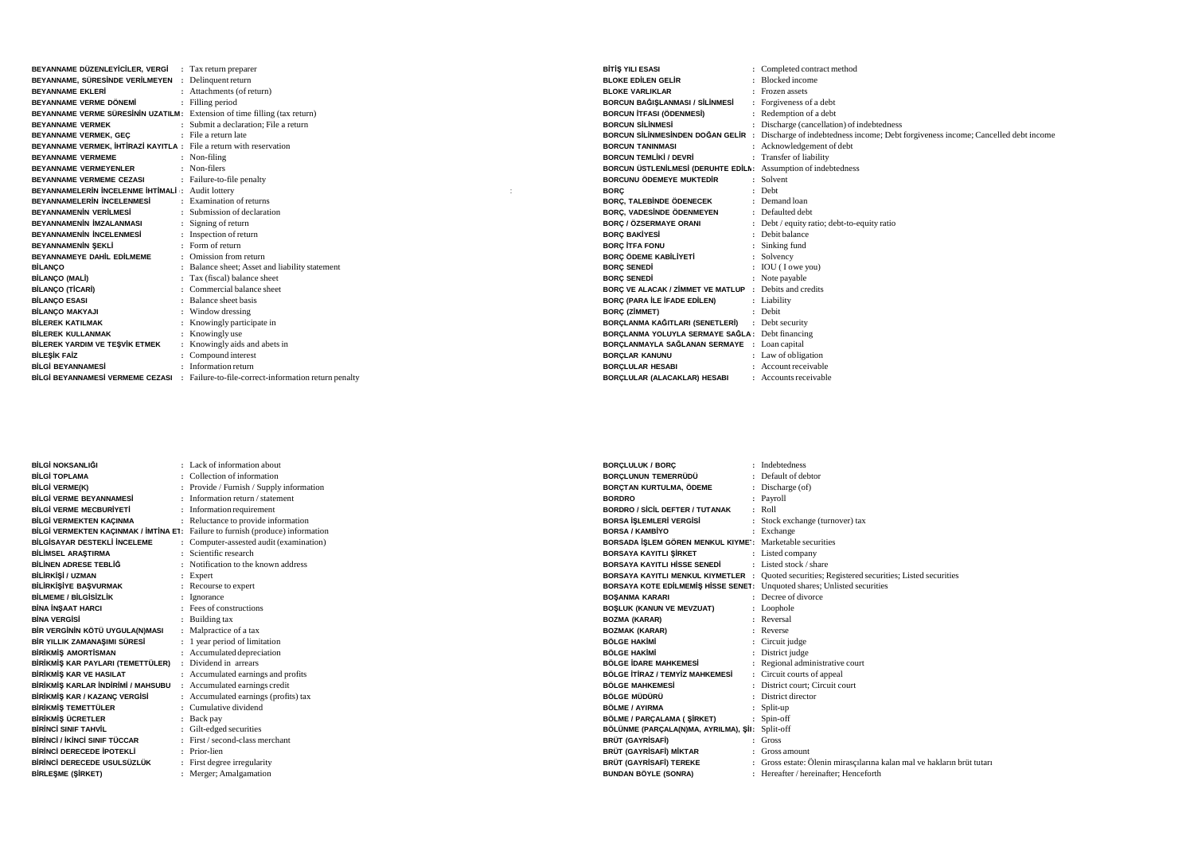| | |
|---|---|
| **BEYANNAME DÜZENLEYİCİLER, VERGİ** | Tax return preparer |
| **BEYANNAME, SÜRESİNDE VERİLMEYEN** | Delinquent return |
| **BEYANNAME EKLERİ** | Attachments (of return) |
| **BEYANNAME VERME DÖNEMİ** | Filling period |
| **BEYANNAME VERME SÜRESİNİN UZATILM** | Extension of time filling (tax return) |
| **BEYANNAME VERMEK** | Submit a declaration; File a return |
| **BEYANNAME VERMEK, GEÇ** | File a return late |
| **BEYANNAME VERMEK, İHTİRAZİ KAYITLA** | File a return with reservation |
| **BEYANNAME VERMEME** | Non-filing |
| **BEYANNAME VERMEYENLER** | Non-filers |
| **BEYANNAME VERMEME CEZASI** | Failure-to-file penalty |
| **BEYANNAMELERİN İNCELENME İHTİMALİ** | Audit lottery |
| **BEYANNAMELERİN İNCELENMESİ** | Examination of returns |
| **BEYANNAMENİN VERİLMESİ** | Submission of declaration |
| **BEYANNAMENİN İMZALANMASI** | Signing of return |
| **BEYANNAMENİN İNCELENMESİ** | Inspection of return |
| **BEYANNAMENİN ŞEKLİ** | Form of return |
| **BEYANNAMEYE DAHİL EDİLMEME** | Omission from return |
| **BİLANÇO** | Balance sheet; Asset and liability statement |
| **BİLANÇO (MALİ)** | Tax (fiscal) balance sheet |
| **BİLANÇO (TİCARİ)** | Commercial balance sheet |
| **BİLANÇO ESASI** | Balance sheet basis |
| **BİLANÇO MAKYAJI** | Window dressing |
| **BİLEREK KATILMAK** | Knowingly participate in |
| **BİLEREK KULLANMAK** | Knowingly use |
| **BİLEREK YARDIM VE TEŞVİK ETMEK** | Knowingly aids and abets in |
| **BİLEŞİK FAİZ** | Compound interest |
| **BİLGİ BEYANNAMESİ** | Information return |
| **BİLGİ BEYANNAMESİ VERMEME CEZASI** | Failure-to-file-correct-information return penalty |
| **BİTİŞ YILI ESASI** | Completed contract method |
| **BLOKE EDİLEN GELİR** | Blocked income |
| **BLOKE VARLIKLAR** | Frozen assets |
| **BORCUN BAĞIŞLANMASI / SİLİNMESİ** | Forgiveness of a debt |
| **BORCUN İTFASI (ÖDENMESİ)** | Redemption of a debt |
| **BORCUN SİLİNMESİ** | Discharge (cancellation) of indebtedness |
| **BORCUN SİLİNMESİNDEN DOĞAN GELİR** | Discharge of indebtedness income; Debt forgiveness income; Cancelled debt income |
| **BORCUN TANINMASI** | Acknowledgement of debt |
| **BORCUN TEMLİKİ / DEVRİ** | Transfer of liability |
| **BORCUN ÜSTLENİLMESİ (DERUHTE EDİLM** | Assumption of indebtedness |
| **BORCUNU ÖDEMEYE MUKTEDİR** | Solvent |
| **BORÇ** | Debt |
| **BORÇ, TALEBİNDE ÖDENECEK** | Demand loan |
| **BORÇ, VADESİNDE ÖDENMEYEN** | Defaulted debt |
| **BORÇ / ÖZSERMAYE ORANI** | Debt / equity ratio; debt-to-equity ratio |
| **BORÇ BAKİYESİ** | Debit balance |
| **BORÇ İTFA FONU** | Sinking fund |
| **BORÇ ÖDEME KABİLİYETİ** | Solvency |
| **BORÇ SENEDİ** | IOU ( I owe you) |
| **BORÇ SENEDİ** | Note payable |
| **BORÇ VE ALACAK / ZİMMET VE MATLUP** | Debits and credits |
| **BORÇ (PARA İLE İFADE EDİLEN)** | Liability |
| **BORÇ (ZİMMET)** | Debit |
| **BORÇLANMA KAĞITLARI (SENETLERİ)** | Debt security |
| **BORÇLANMA YOLUYLA SERMAYE SAĞLA** | Debt financing |
| **BORÇLANMAYLA SAĞLANAN SERMAYE** | Loan capital |
| **BORÇLAR KANUNU** | Law of obligation |
| **BORÇLULAR HESABI** | Account receivable |
| **BORÇLULAR (ALACAKLAR) HESABI** | Accounts receivable |
| **BİLGİ NOKSANLIĞI** | Lack of information about |
| **BİLGİ TOPLAMA** | Collection of information |
| **BİLGİ VERME(K)** | Provide / Furnish / Supply information |
| **BİLGİ VERME BEYANNAMESİ** | Information return / statement |
| **BİLGİ VERME MECBURİYETİ** | Information requirement |
| **BİLGİ VERMEKTEN KAÇINMA** | Reluctance to provide information |
| **BİLGİ VERMEKTEN KAÇINMAK / İMTİNA ET** | Failure to furnish (produce) information |
| **BİLGİSAYAR DESTEKLİ İNCELEME** | Computer-assested audit (examination) |
| **BİLİMSEL ARAŞTIRMA** | Scientific research |
| **BİLİNEN ADRESE TEBLİĞ** | Notification to the known address |
| **BİLİRKİŞİ / UZMAN** | Expert |
| **BİLİRKİŞİYE BAŞVURMAK** | Recourse to expert |
| **BİLMEME / BİLGİSİZLİK** | Ignorance |
| **BİNA İNŞAAT HARCI** | Fees of constructions |
| **BİNA VERGİSİ** | Building tax |
| **BİR VERGİNİN KÖTÜ UYGULA(N)MASI** | Malpractice of a tax |
| **BİR YILLIK ZAMANAŞIMI SÜRESİ** | 1 year period of limitation |
| **BİRİKMİŞ AMORTİSMAN** | Accumulated depreciation |
| **BİRİKMİŞ KAR PAYLARI (TEMETTÜLER)** | Dividend in arrears |
| **BİRİKMİŞ KAR VE HASILAT** | Accumulated earnings and profits |
| **BİRİKMİŞ KARLAR İNDİRİMİ / MAHSUBU** | Accumulated earnings credit |
| **BİRİKMİŞ KAR / KAZANÇ VERGİSİ** | Accumulated earnings (profits) tax |
| **BİRİKMİŞ TEMETTÜLER** | Cumulative dividend |
| **BİRİKMİŞ ÜCRETLER** | Back pay |
| **BİRİNCİ SINIF TAHVİL** | Gilt-edged securities |
| **BİRİNCİ / İKİNCİ SINIF TÜCCAR** | First / second-class merchant |
| **BİRİNCİ DERECEDE İPOTEKLİ** | Prior-lien |
| **BİRİNCİ DERECEDE USULSÜZLÜK** | First degree irregularity |
| **BİRLEŞME (ŞİRKET)** | Merger; Amalgamation |
| **BORÇLULUK / BORÇ** | Indebtedness |
| **BORÇLUNUN TEMERRÜDÜ** | Default of debtor |
| **BORÇTAN KURTULMA, ÖDEME** | Discharge (of) |
| **BORDRO** | Payroll |
| **BORDRO / SİCİL DEFTER / TUTANAK** | Roll |
| **BORSA İŞLEMLERİ VERGİSİ** | Stock exchange (turnover) tax |
| **BORSA / KAMBİYO** | Exchange |
| **BORSADA İŞLEM GÖREN MENKUL KIYME** | Marketable securities |
| **BORSAYA KAYITLI ŞİRKET** | Listed company |
| **BORSAYA KAYITLI HİSSE SENEDİ** | Listed stock / share |
| **BORSAYA KAYITLI MENKUL KIYMETLER** | Quoted securities; Registered securities; Listed securities |
| **BORSAYA KOTE EDİLMEMİŞ HİSSE SENET** | Unquoted shares; Unlisted securities |
| **BOŞANMA KARARI** | Decree of divorce |
| **BOŞLUK (KANUN VE MEVZUAT)** | Loophole |
| **BOZMA (KARAR)** | Reversal |
| **BOZMAK (KARAR)** | Reverse |
| **BÖLGE HAKİMİ** | Circuit judge |
| **BÖLGE HAKİMİ** | District judge |
| **BÖLGE İDARE MAHKEMESİ** | Regional administrative court |
| **BÖLGE İTİRAZ / TEMYİZ MAHKEMESİ** | Circuit courts of appeal |
| **BÖLGE MAHKEMESİ** | District court; Circuit court |
| **BÖLGE MÜDÜRÜ** | District director |
| **BÖLME / AYIRMA** | Split-up |
| **BÖLME / PARÇALAMA ( ŞİRKET)** | Spin-off |
| **BÖLÜNME (PARÇALA(N)MA, AYRILMA), Şİ** | Split-off |
| **BRÜT (GAYRİSAFİ)** | Gross |
| **BRÜT (GAYRİSAFİ) MİKTAR** | Gross amount |
| **BRÜT (GAYRİSAFİ) TEREKE** | Gross estate: Ölenin mirasçılarına kalan mal ve hakların brüt tutarı |
| **BUNDAN BÖYLE (SONRA)** | Hereafter / hereinafter; Henceforth |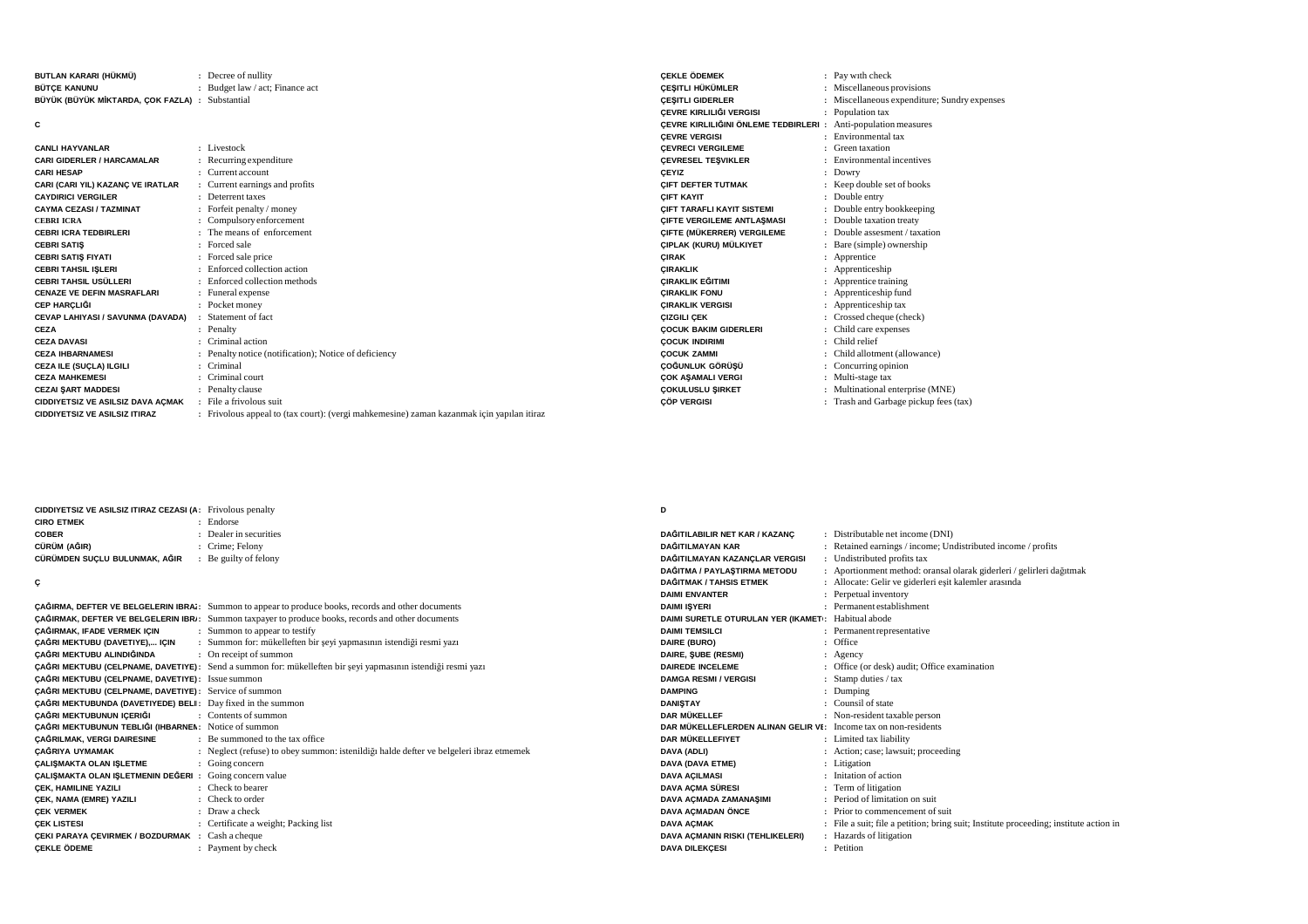BUTLAN KARARI (HÜKMÜ) : Decree of nullity
BÜTÇE KANUNU : Budget law / act; Finance act
BÜYÜK (BÜYÜK MİKTARDA, ÇOK FAZLA) : Substantial

## C

CANLI HAYVANLAR : Livestock
CARI GIDERLER / HARCAMALAR : Recurring expenditure
CARI HESAP : Current account
CARI (CARI YIL) KAZANÇ VE IRATLAR : Current earnings and profits
CAYDIRICI VERGILER : Deterrent taxes
CAYMA CEZASI / TAZMINAT : Forfeit penalty / money
CEBRI ICRA : Compulsory enforcement
CEBRI ICRA TEDBIRLERI : The means of enforcement
CEBRI SATIŞ : Forced sale
CEBRI SATIŞ FIYATI : Forced sale price
CEBRI TAHSIL IŞLERI : Enforced collection action
CEBRI TAHSIL USÜLLERI : Enforced collection methods
CENAZE VE DEFIN MASRAFLARI : Funeral expense
CEP HARÇLIĞI : Pocket money
CEVAP LAHIYASI / SAVUNMA (DAVADA) : Statement of fact
CEZA : Penalty
CEZA DAVASI : Criminal action
CEZA IHBARNAMESI : Penalty notice (notification); Notice of deficiency
CEZA ILE (SUÇLA) ILGILI : Criminal
CEZA MAHKEMESI : Criminal court
CEZAI ŞART MADDESI : Penalty clause
CIDDIYETSIZ VE ASILSIZ DAVA AÇMAK : File a frivolous suit
CIDDIYETSIZ VE ASILSIZ ITIRAZ : Frivolous appeal to (tax court): (vergi mahkemesine) zaman kazanmak için yapılan itiraz

CIDDIYETSIZ VE ASILSIZ ITIRAZ CEZASI (A : Frivolous penalty
CIRO ETMEK : Endorse
COBER : Dealer in securities
CÜRÜM (AĞIR) : Crime; Felony
CÜRÜMDEN SUÇLU BULUNMAK, AĞIR : Be guilty of felony

## Ç

ÇAĞIRMA, DEFTER VE BELGELERIN IBRA : Summon to appear to produce books, records and other documents
ÇAĞIRMAK, DEFTER VE BELGELERIN IBR : Summon taxpayer to produce books, records and other documents
ÇAĞIRMAK, IFADE VERMEK IÇIN : Summon to appear to testify
ÇAĞRI MEKTUBU (DAVETIYE),... IÇIN : Summon for: mükelleften bir şeyi yapmasının istendiği resmi yazı
ÇAĞRI MEKTUBU ALINDIĞINDA : On receipt of summon
ÇAĞRI MEKTUBU (CELPNAME, DAVETIYE) : Send a summon for: mükelleften bir şeyi yapmasının istendiği resmi yazı
ÇAĞRI MEKTUBU (CELPNAME, DAVETIYE) : Issue summon
ÇAĞRI MEKTUBU (CELPNAME, DAVETIYE) : Service of summon
ÇAĞRI MEKTUBUNDA (DAVETIYEDE) BELI : Day fixed in the summon
ÇAĞRI MEKTUBUNUN IÇERIĞI : Contents of summon
ÇAĞRI MEKTUBUNUN TEBLIĞI (IHBARNEI : Notice of summon
ÇAĞRILMAK, VERGI DAIRESINE : Be summoned to the tax office
ÇAĞRIYA UYMAMAK : Neglect (refuse) to obey summon: istenildiği halde defter ve belgeleri ibraz etmemek
ÇALIŞMAKTA OLAN IŞLETME : Going concern
ÇALIŞMAKTA OLAN IŞLETMENIN DEĞERI : Going concern value
ÇEK, HAMILINE YAZILI : Check to bearer
ÇEK, NAMA (EMRE) YAZILI : Check to order
ÇEK VERMEK : Draw a check
ÇEK LISTESI : Certificate a weight; Packing list
ÇEKI PARAYA ÇEVIRMEK / BOZDURMAK : Cash a cheque
ÇEKLE ÖDEME : Payment by check
ÇEKLE ÖDEMEK : Pay with check
ÇEŞITLI HÜKÜMLER : Miscellaneous provisions
ÇEŞITLI GIDERLER : Miscellaneous expenditure; Sundry expenses
ÇEVRE KIRLILIĞI VERGISI : Population tax
ÇEVRE KIRLILIĞINI ÖNLEME TEDBIRLERI : Anti-population measures
ÇEVRE VERGISI : Environmental tax
ÇEVRECI VERGILEME : Green taxation
ÇEVRESEL TEŞVIKLER : Environmental incentives
ÇEYIZ : Dowry
ÇIFT DEFTER TUTMAK : Keep double set of books
ÇIFT KAYIT : Double entry
ÇIFT TARAFLI KAYIT SISTEMI : Double entry bookkeeping
ÇIFTE VERGILEME ANTLAŞMASI : Double taxation treaty
ÇIFTE (MÜKERRER) VERGILEME : Double assesment / taxation
ÇIPLAK (KURU) MÜLKIYET : Bare (simple) ownership
ÇIRAK : Apprentice
ÇIRAKLIK : Apprenticeship
ÇIRAKLIK EĞITIMI : Apprentice training
ÇIRAKLIK FONU : Apprenticeship fund
ÇIRAKLIK VERGISI : Apprenticeship tax
ÇIZGILI ÇEK : Crossed cheque (check)
ÇOCUK BAKIM GIDERLERI : Child care expenses
ÇOCUK INDIRIMI : Child relief
ÇOCUK ZAMMI : Child allotment (allowance)
ÇOĞUNLUK GÖRÜŞÜ : Concurring opinion
ÇOK AŞAMALI VERGI : Multi-stage tax
ÇOKULUSLU ŞIRKET : Multinational enterprise (MNE)
ÇÖP VERGISI : Trash and Garbage pickup fees (tax)

## D

DAĞITILABILIR NET KAR / KAZANÇ : Distributable net income (DNI)
DAĞITILMAYAN KAR : Retained earnings / income; Undistributed income / profits
DAĞITILMAYAN KAZANÇLAR VERGISI : Undistributed profits tax
DAĞITMA / PAYLAŞTIRMA METODU : Aportionment method: oransal olarak giderleri / gelirleri dağıtmak
DAĞITMAK / TAHSIS ETMEK : Allocate: Gelir ve giderleri eşit kalemler arasında
DAIMI ENVANTER : Perpetual inventory
DAIMI IŞYERI : Permanent establishment
DAIMI SURETLE OTURULAN YER (IKAMET : Habitual abode
DAIMI TEMSILCI : Permanent representative
DAIRE (BURO) : Office
DAIRE, ŞUBE (RESMI) : Agency
DAIREDE INCELEME : Office (or desk) audit; Office examination
DAMGA RESMI / VERGISI : Stamp duties / tax
DAMPING : Dumping
DANIŞTAY : Counsil of state
DAR MÜKELLEF : Non-resident taxable person
DAR MÜKELLEFLERDEN ALINAN GELIR VE : Income tax on non-residents
DAR MÜKELLEFIYET : Limited tax liability
DAVA (ADLI) : Action; case; lawsuit; proceeding
DAVA (DAVA ETME) : Litigation
DAVA AÇILMASI : Initation of action
DAVA AÇMA SÜRESI : Term of litigation
DAVA AÇMADA ZAMANAŞIMI : Period of limitation on suit
DAVA AÇMADAN ÖNCE : Prior to commencement of suit
DAVA AÇMAK : File a suit; file a petition; bring suit; Institute proceeding; institute action in
DAVA AÇMANIN RISKI (TEHLIKELERI) : Hazards of litigation
DAVA DILEKÇESI : Petition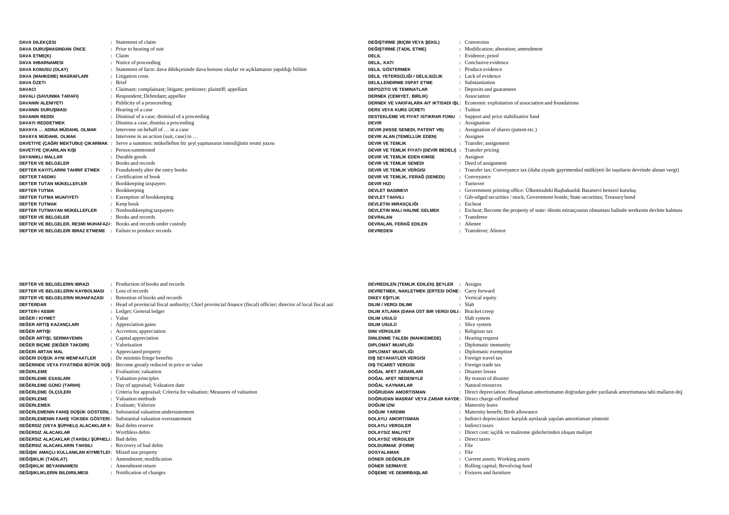| Terim | Karşılık |
|---|---|
| DAVA DILEKÇESI | Statement of claim |
| DAVA DURUŞMASINDAN ÖNCE | Prior to hearing of suit |
| DAVA ETME(K) | Claim |
| DAVA IHBARNAMESI | Notice of proceeding |
| DAVA KONUSU (OLAY) | Statement of facts: dava dilekçesinde dava konusu olaylar ve açıklamanın yapıldığı bölüm |
| DAVA (MAHKEME) MASRAFLARI | Litigation costs |
| DAVA ÖZETI | Brief |
| DAVACI | Claimant; complainant; litigant; petitioner; plaintiff; appellant |
| DAVALI (SAVUNMA TARAFI) | Respondent; Defendant; appellee |
| DAVANIN ALENIYETI | Publicity of a prooceeding |
| DAVANIN DURUŞMASI | Hearing of a case |
| DAVANIN REDDI | Dismisal of a case; dismisal of a proceeding |
| DAVAYI REDDETMEK | Dismiss a case; dismiss a proceeding |
| DAVAYA … ADINA MÜDAHIL OLMAK | Intervene on behalf of … in a case |
| DAVAYA MÜDAHIL OLMAK | Intervene in an action (suit, case) to … |
| DAVETIYE (ÇAĞRI MEKTUBU) ÇIKARMAK | Serve a summon: mükelleften bir şeyi yapmasının istendiğinin resmi yazısı |
| DAVETIYE ÇIKARILAN KIŞI | Person summoned |
| DAYANIKLI MALLAR | Durable goods |
| DEFTER VE BELGELER | Books and records |
| DEFTER KAYITLARINI TAHRIF ETMEK | Fraudulently alter the entry books |
| DEFTER TASDIKI | Certification of book |
| DEFTER TUTAN MÜKELLEFLER | Bookkeeping taxpayers |
| DEFTER TUTMA | Bookkeeping |
| DEFTER TUTMA MUAFIYETI | Exemption of bookkeeping |
| DEFTER TUTMAK | Keep book |
| DEFTER TUTMAYAN MÜKELLEFLER | Nonbookkeeping taxpayers |
| DEFTER VE BELGELER | Books and records |
| DEFTER VE BELGELER, RESMI MUHAFAZA | Books and records under custody |
| DEFTER VE BELGELERI IBRAZ ETMEME | Failure to produce records |
| DEFTER VE BELGELERIN IBRAZI | Production of books and records |
| DEFTER VE BELGELERIN KAYBOLMASI | Loss of records |
| DEFTER VE BELGELERIN MUHAFAZASI | Retention of books and records |
| DEFTERDAR | Head of provincial fiscal authority; Chief provincial finance (fiscal) officier; director of local fiscal aut |
| DEFTER-I KEBIR | Ledger; General ledger |
| DEĞER / KIYMET | Value |
| DEĞER ARTIŞ KAZANÇLARI | Appreciation gains |
| DEĞER ARTIŞI | Accretion; appreciation |
| DEĞER ARTIŞI, SERMAYENIN | Capital appreciation |
| DEĞER BIÇME (DEĞER TAKDIRI) | Valorization |
| DEĞERI ARTAN MAL | Appreciated property |
| DEĞERI DÜŞÜK AYNI MENFAATLER | De minimis fringe benefits |
| DEĞERINDE VEYA FIYATINDA BÜYÜK DÜŞ | Become greatly reduced in price or value |
| DEĞERLEME | Evaluation; valuation |
| DEĞERLEME ESASLARI | Valuation principles |
| DEĞERLEME GÜNÜ (TARIHI) | Day of appraisal; Valuation date |
| DEĞERLEME ÖLÇÜLERI | Criteria for appraisal; Criteria for valuation; Measures of valuation |
| DEĞERLEME | Valuation methods |
| DEĞERLEMEK | Evaluate; Valorize |
| DEĞERLEMENIN FAHIŞ DÜŞÜK GÖSTERIL | Substantial valuation understatement |
| DEĞERLEMENIN FAHIŞ YÜKSEK GÖSTERI | Substantial valuation overstatement |
| DEĞERSIZ (VEYA ŞÜPHELI) ALACAKLAR K | Bad debts reserve |
| DEĞERSIZ ALACAKLAR | Worthless debts |
| DEĞERSIZ ALACAKLAR (TAHSILI ŞÜPHELI | Bad debts |
| DEĞERSIZ ALACAKLARIN TAHSILI | Recovery of bad debts |
| DEĞIŞIK AMAÇLI KULLANILAN KIYMETLEI | Mixed use property |
| DEĞIŞIKLIK (TADILAT) | Amendment; modification |
| DEĞIŞIKLIK BEYANNAMESI | Amendment return |
| DEĞIŞIKLIKLERIN BILDIRILMESI | Notification of changes |
| DEĞIŞTIRME (BIÇIM VEYA ŞEKIL) | Conversion |
| DEĞIŞTIRME (TADIL ETME) | Modification; alteration; amendment |
| DELIL | Evidence; proof |
| DELIL, KATI | Conclusive evidence |
| DELIL GÖSTERMEK | Produce evidence |
| DELIL YETERSIZLIĞI / DELILSIZLIK | Lack of evidence |
| DELILLENDIRME /ISPAT ETME | Substantiation |
| DEPOZITO VE TEMINATLAR | Deposits and guarantees |
| DERNEK (CEMIYET, BIRLIK) | Association |
| DERNEK VE VAKIFALARA AIT IKTISADI IŞL | Economic exploitation of association and foundations |
| DERS VEYA KURS ÜCRETI | Tuition |
| DESTEKLEME VE FIYAT ISTIKRAR FONU | Support and price stabilisatior fund |
| DEVIR | Assignation |
| DEVIR (HISSE SENEDI, PATENT VB) | Assignation of shares (patent etc.) |
| DEVIR ALAN (TEMELLÜK EDEN) | Assignee |
| DEVIR VE TEMLIK | Transfer; assignment |
| DEVIR VE TEMLIK FIYATI (DEVIR BEDELI) | Transfer pricing |
| DEVIR VE TEMLIK EDEN KIMSE | Assignor |
| DEVIR VE TEMLIK SENEDI | Deed of assignment |
| DEVIR VE TEMLIK VERGISI | Transfer tax; Conveyance tax (daha ziyade gayrimenkul mülkiyeti ile taşıtların devrinde alınan vergi) |
| DEVIR VE TEMLIK, FERAĞ (SENEDI) | Conveyance |
| DEVIR HIZI | Turnover |
| DEVLET BASIMEVI | Government printing office: Ülkemizdeki Başbakanlık Basımevi benzeri kuruluş |
| DEVLET TAHVILI | Gilt-edged securities / stock; Government bonds; State securities; Treasury bond |
| DEVLETIN MIRASÇILIĞI | Escheat |
| DEVLETIN MALI HALINE GELMEK | Escheat; Become the property of state: ölenin mirasçısının olmaması halinde terekenin devlete kalması |
| DEVRALAN | Transferee |
| DEVRALAN, FERAĞ EDILEN | Alienee |
| DEVREDEN | Transferor; Alienor |
| DEVREDILEN (TEMLIK EDILEN) ŞEYLER | Assigns |
| DEVRETMEK, NAKLETMEK (ERTESI DÖNE | Carry forward |
| DIKEY EŞITLIK | Vertical equity |
| DILIM / VERGI DILIMI | Slab |
| DILIM ATLAMA (DAHA ÜST BIR VERGI DILI | Bracket creep |
| DILIM USULÜ | Slab system |
| DILIM USULÜ | Slice system |
| DINI VERGILER | Religious tax |
| DINLENME TALEBI (MAHKEMEDE) | Hearing request |
| DIPLOMAT MUAFLIĞI | Diplomatic immunity |
| DIPLOMAT MUAFLIĞI | Diplomatic exemption |
| DIŞ SEYAHATLER VERGISI | Foreign travel tax |
| DIŞ TICARET VERGISI | Foreign trade tax |
| DOĞAL AFET ZARARLARI | Disaster losses |
| DOĞAL AFET NEDENIYLE | By reason of disaster |
| DOĞAL KAYNAKLAR | Natural resources |
| DOĞRUDAN AMORTISMAN | Direct depreciation: Hesaplanan amortismanın doğrudan gider yazılarak amortismana tabi malların değ |
| DOĞRUDAN MASRAF VEYA ZARAR KAYDE | Direct charge-off method |
| DOĞUM IZNI | Maternity leave |
| DOĞUM YARDIMI | Maternity benefit; Birth allowance |
| DOLAYLI AMORTISMAN | Indirect depreciation: karşılık ayrılarak yapılan amortisman yöntemi |
| DOLAYLI VERGILER | Indirect taxes |
| DOLAYSIZ MALIYET | Direct cost: işçilik ve malzeme giderlerinden oluşan maliyet |
| DOLAYSIZ VERGILER | Direct taxes |
| DOLDURMAK (FORM) | File |
| DOSYALAMAK | File |
| DÖNER DEĞERLER | Current assets; Working assets |
| DÖNER SERMAYE | Rolling capital; Revolving fund |
| DÖŞEME VE DEMIRBAŞLAR | Fixtures and furniture |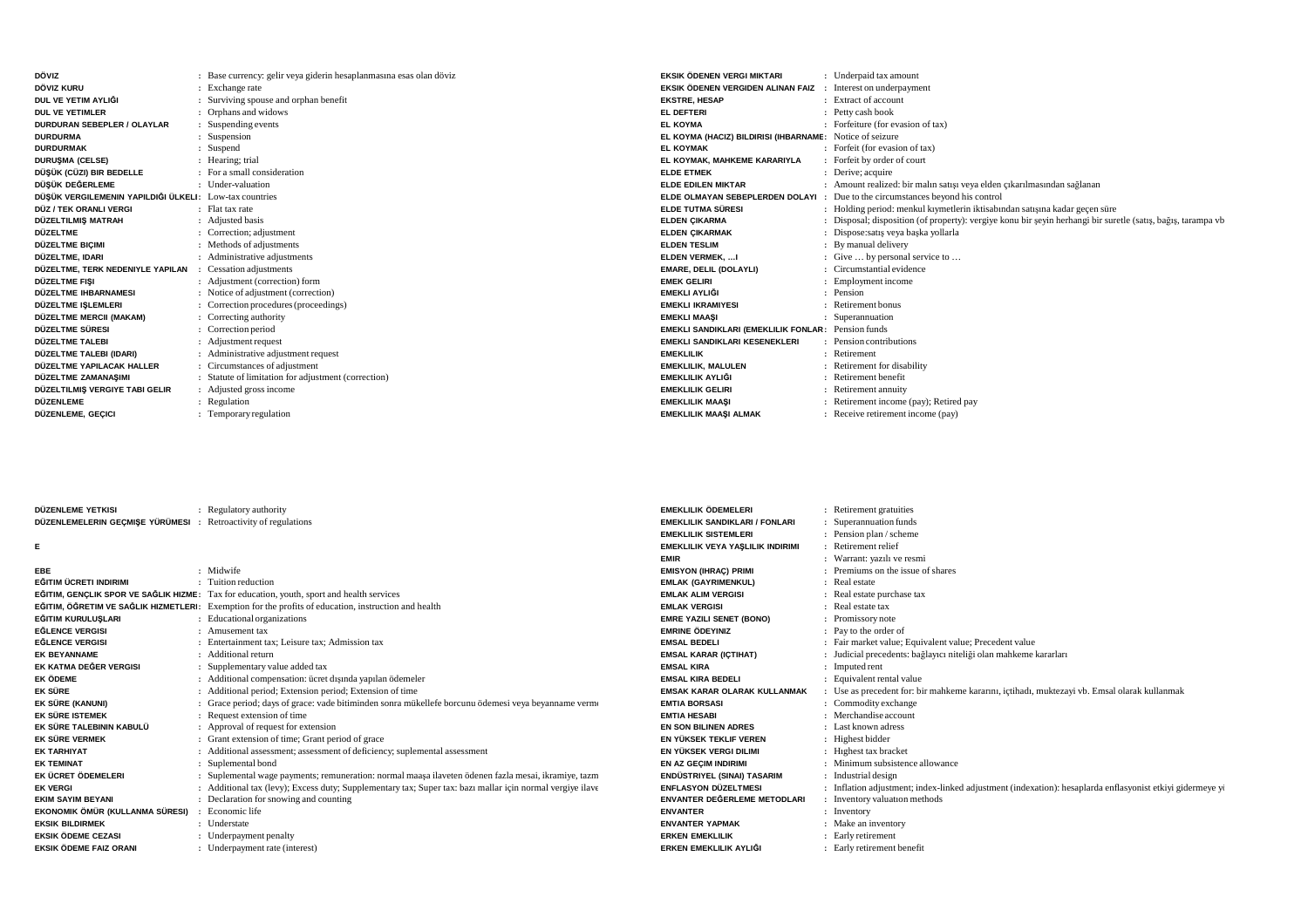| | | |
|---|---|---|
| **DÖVIZ** | : | Base currency: gelir veya giderin hesaplanmasına esas olan döviz |
| **DÖVIZ KURU** | : | Exchange rate |
| **DUL VE YETIM AYLIĞI** | : | Surviving spouse and orphan benefit |
| **DUL VE YETIMLER** | : | Orphans and widows |
| **DURDURAN SEBEPLER / OLAYLAR** | : | Suspending events |
| **DURDURMA** | : | Suspension |
| **DURDURMAK** | : | Suspend |
| **DURUŞMA (CELSE)** | : | Hearing; trial |
| **DÜŞÜK (CÜZI) BIR BEDELLE** | : | For a small consideration |
| **DÜŞÜK DEĞERLEME** | : | Under-valuation |
| **DÜŞÜK VERGILEMENIN YAPILDIĞI ÜLKELI** | : | Low-tax countries |
| **DÜZ / TEK ORANLI VERGI** | : | Flat tax rate |
| **DÜZELTILMIŞ MATRAH** | : | Adjusted basis |
| **DÜZELTME** | : | Correction; adjustment |
| **DÜZELTME BIÇIMI** | : | Methods of adjustments |
| **DÜZELTME, IDARI** | : | Administrative adjustments |
| **DÜZELTME, TERK NEDENIYLE YAPILAN** | : | Cessation adjustments |
| **DÜZELTME FIŞI** | : | Adjustment (correction) form |
| **DÜZELTME IHBARNAMESI** | : | Notice of adjustment (correction) |
| **DÜZELTME IŞLEMLERI** | : | Correction procedures (proceedings) |
| **DÜZELTME MERCII (MAKAM)** | : | Correcting authority |
| **DÜZELTME SÜRESI** | : | Correction period |
| **DÜZELTME TALEBI** | : | Adjustment request |
| **DÜZELTME TALEBI (IDARI)** | : | Administrative adjustment request |
| **DÜZELTME YAPILACAK HALLER** | : | Circumstances of adjustment |
| **DÜZELTME ZAMANAŞIMI** | : | Statute of limitation for adjustment (correction) |
| **DÜZELTILMIŞ VERGIYE TABI GELIR** | : | Adjusted gross income |
| **DÜZENLEME** | : | Regulation |
| **DÜZENLEME, GEÇICI** | : | Temporary regulation |
| **DÜZENLEME YETKISI** | : | Regulatory authority |
| **DÜZENLEMELERIN GEÇMIŞE YÜRÜMESI** | : | Retroactivity of regulations |

**E**

| | | |
|---|---|---|
| **EBE** | : | Midwife |
| **EĞITIM ÜCRETI INDIRIMI** | : | Tuition reduction |
| **EĞITIM, GENÇLIK SPOR VE SAĞLIK HIZME** | : | Tax for education, youth, sport and health services |
| **EĞITIM, ÖĞRETIM VE SAĞLIK HIZMETLERI** | : | Exemption for the profits of education, instruction and health |
| **EĞITIM KURULUŞLARI** | : | Educational organizations |
| **EĞLENCE VERGISI** | : | Amusement tax |
| **EĞLENCE VERGISI** | : | Entertainment tax; Leisure tax; Admission tax |
| **EK BEYANNAME** | : | Additional return |
| **EK KATMA DEĞER VERGISI** | : | Supplementary value added tax |
| **EK ÖDEME** | : | Additional compensation: ücret dışında yapılan ödemeler |
| **EK SÜRE** | : | Additional period; Extension period; Extension of time |
| **EK SÜRE (KANUNI)** | : | Grace period; days of grace: vade bitiminden sonra mükellefe borcunu ödemesi veya beyanname vermı |
| **EK SÜRE ISTEMEK** | : | Request extension of time |
| **EK SÜRE TALEBININ KABULÜ** | : | Approval of request for extension |
| **EK SÜRE VERMEK** | : | Grant extension of time; Grant period of grace |
| **EK TARHIYAT** | : | Additional assessment; assessment of deficiency; suplemental assessment |
| **EK TEMINAT** | : | Suplemental bond |
| **EK ÜCRET ÖDEMELERI** | : | Suplemental wage payments; remuneration: normal maaşa ilaveten ödenen fazla mesai, ikramiye, tazm |
| **EK VERGI** | : | Additional tax (levy); Excess duty; Supplementary tax; Super tax: bazı mallar için normal vergiye ilave |
| **EKIM SAYIM BEYANI** | : | Declaration for snowing and counting |
| **EKONOMIK ÖMÜR (KULLANMA SÜRESI)** | : | Economic life |
| **EKSIK BILDIRMEK** | : | Understate |
| **EKSIK ÖDEME CEZASI** | : | Underpayment penalty |
| **EKSIK ÖDEME FAIZ ORANI** | : | Underpayment rate (interest) |
| **EKSIK ÖDENEN VERGI MIKTARI** | : | Underpaid tax amount |
| **EKSIK ÖDENEN VERGIDEN ALINAN FAIZ** | : | Interest on underpayment |
| **EKSTRE, HESAP** | : | Extract of account |
| **EL DEFTERI** | : | Petty cash book |
| **EL KOYMA** | : | Forfeiture (for evasion of tax) |
| **EL KOYMA (HACIZ) BILDIRISI (IHBARNAME** | : | Notice of seizure |
| **EL KOYMAK** | : | Forfeit (for evasion of tax) |
| **EL KOYMAK, MAHKEME KARARIYLA** | : | Forfeit by order of court |
| **ELDE ETMEK** | : | Derive; acquire |
| **ELDE EDILEN MIKTAR** | : | Amount realized: bir malın satışı veya elden çıkarılmasından sağlanan |
| **ELDE OLMAYAN SEBEPLERDEN DOLAYI** | : | Due to the circumstances beyond his control |
| **ELDE TUTMA SÜRESI** | : | Holding period: menkul kıymetlerin iktisabından satışına kadar geçen süre |
| **ELDEN ÇIKARMA** | : | Disposal; disposition (of property): vergiye konu bir şeyin herhangi bir suretle (satış, bağış, tarampa vb |
| **ELDEN ÇIKARMAK** | : | Dispose:satış veya başka yollarla |
| **ELDEN TESLIM** | : | By manual delivery |
| **ELDEN VERMEK, …I** | : | Give … by personal service to … |
| **EMARE, DELIL (DOLAYLI)** | : | Circumstantial evidence |
| **EMEK GELIRI** | : | Employment income |
| **EMEKLI AYLIĞI** | : | Pension |
| **EMEKLI IKRAMIYESI** | : | Retirement bonus |
| **EMEKLI MAAŞI** | : | Superannuation |
| **EMEKLI SANDIKLARI (EMEKLILIK FONLAR** | : | Pension funds |
| **EMEKLI SANDIKLARI KESENEKLERI** | : | Pension contributions |
| **EMEKLILIK** | : | Retirement |
| **EMEKLILIK, MALULEN** | : | Retirement for disability |
| **EMEKLILIK AYLIĞI** | : | Retirement benefit |
| **EMEKLILIK GELIRI** | : | Retirement annuity |
| **EMEKLILIK MAAŞI** | : | Retirement income (pay); Retired pay |
| **EMEKLILIK MAAŞI ALMAK** | : | Receive retirement income (pay) |
| **EMEKLILIK ÖDEMELERI** | : | Retirement gratuities |
| **EMEKLILIK SANDIKLARI / FONLARI** | : | Superannuation funds |
| **EMEKLILIK SISTEMLERI** | : | Pension plan / scheme |
| **EMEKLILIK VEYA YAŞLILIK INDIRIMI** | : | Retirement relief |
| **EMIR** | : | Warrant: yazılı ve resmi |
| **EMISYON (IHRAÇ) PRIMI** | : | Premiums on the issue of shares |
| **EMLAK (GAYRIMENKUL)** | : | Real estate |
| **EMLAK ALIM VERGISI** | : | Real estate purchase tax |
| **EMLAK VERGISI** | : | Real estate tax |
| **EMRE YAZILI SENET (BONO)** | : | Promissory note |
| **EMRINE ÖDEYINIZ** | : | Pay to the order of |
| **EMSAL BEDELI** | : | Fair market value; Equivalent value; Precedent value |
| **EMSAL KARAR (IÇTIHAT)** | : | Judicial precedents: bağlayıcı niteliği olan mahkeme kararları |
| **EMSAL KIRA** | : | Imputed rent |
| **EMSAL KIRA BEDELI** | : | Equivalent rental value |
| **EMSAK KARAR OLARAK KULLANMAK** | : | Use as precedent for: bir mahkeme kararını, içtihadı, muktezayi vb. Emsal olarak kullanmak |
| **EMTIA BORSASI** | : | Commodity exchange |
| **EMTIA HESABI** | : | Merchandise account |
| **EN SON BILINEN ADRES** | : | Last known adress |
| **EN YÜKSEK TEKLIF VEREN** | : | Highest bidder |
| **EN YÜKSEK VERGI DILIMI** | : | Hıghest tax bracket |
| **EN AZ GEÇIM INDIRIMI** | : | Minimum subsistence allowance |
| **ENDÜSTRIYEL (SINAI) TASARIM** | : | Industrial design |
| **ENFLASYON DÜZELTMESI** | : | Inflation adjustment; index-linked adjustment (indexation): hesaplarda enflasyonist etkiyi gidermeye yö |
| **ENVANTER DEĞERLEME METODLARI** | : | Inventory valuatıon methods |
| **ENVANTER** | : | Inventory |
| **ENVANTER YAPMAK** | : | Make an inventory |
| **ERKEN EMEKLILIK** | : | Early retirement |
| **ERKEN EMEKLILIK AYLIĞI** | : | Early retirement benefit |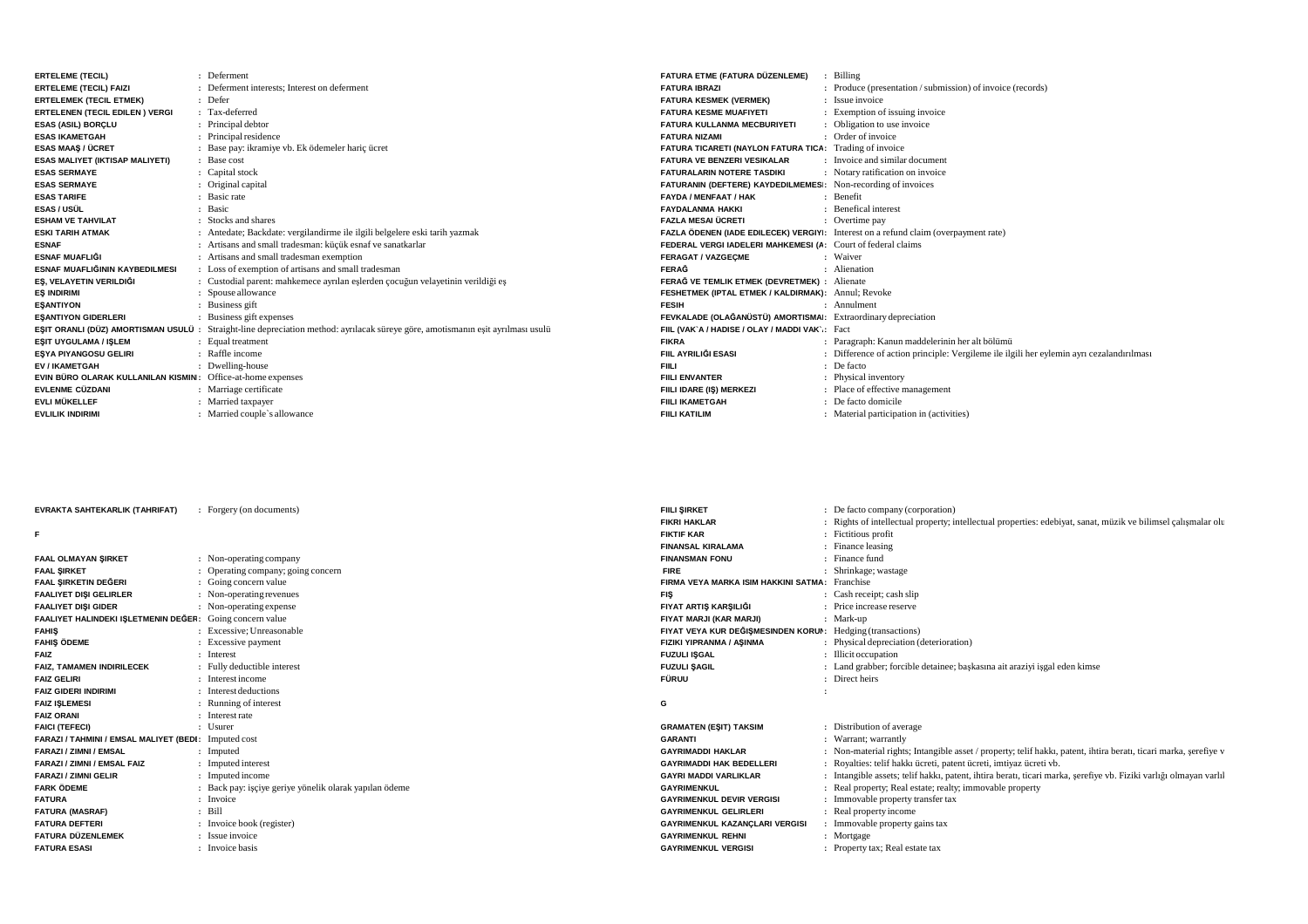| | | |
|---|---|---|
| **ERTELEME (TECIL)** | : | Deferment |
| **ERTELEME (TECIL) FAIZI** | : | Deferment interests; Interest on deferment |
| **ERTELEMEK (TECIL ETMEK)** | : | Defer |
| **ERTELENEN (TECIL EDILEN ) VERGI** | : | Tax-deferred |
| **ESAS (ASIL) BORÇLU** | : | Principal debtor |
| **ESAS IKAMETGAH** | : | Principal residence |
| **ESAS MAAŞ / ÜCRET** | : | Base pay: ikramiye vb. Ek ödemeler hariç ücret |
| **ESAS MALIYET (IKTISAP MALIYETI)** | : | Base cost |
| **ESAS SERMAYE** | : | Capital stock |
| **ESAS SERMAYE** | : | Original capital |
| **ESAS TARIFE** | : | Basic rate |
| **ESAS / USÜL** | : | Basic |
| **ESHAM VE TAHVILAT** | : | Stocks and shares |
| **ESKI TARIH ATMAK** | : | Antedate; Backdate: vergilendirme ile ilgili belgelere eski tarih yazmak |
| **ESNAF** | : | Artisans and small tradesman: küçük esnaf ve sanatkarlar |
| **ESNAF MUAFLIĞI** | : | Artisans and small tradesman exemption |
| **ESNAF MUAFLIĞININ KAYBEDILMESI** | : | Loss of exemption of artisans and small tradesman |
| **EŞ, VELAYETIN VERILDIĞI** | : | Custodial parent: mahkemece ayrılan eşlerden çocuğun velayetinin verildiği eş |
| **EŞ INDIRIMI** | : | Spouse allowance |
| **EŞANTIYON** | : | Business gift |
| **EŞANTIYON GIDERLERI** | : | Business gift expenses |
| **EŞIT ORANLI (DÜZ) AMORTISMAN USULÜ** | : | Straight-line depreciation method: ayrılacak süreye göre, amotismanın eşit ayrılması usulü |
| **EŞIT UYGULAMA / IŞLEM** | : | Equal treatment |
| **EŞYA PIYANGOSU GELIRI** | : | Raffle income |
| **EV / IKAMETGAH** | : | Dwelling-house |
| **EVIN BÜRO OLARAK KULLANILAN KISMIN** | : | Office-at-home expenses |
| **EVLENME CÜZDANI** | : | Marriage certificate |
| **EVLI MÜKELLEF** | : | Married taxpayer |
| **EVLILIK INDIRIMI** | : | Married couple`s allowance |
| **EVRAKTA SAHTEKARLIK (TAHRIFAT)** | : | Forgery (on documents) |

**F**

| | | |
|---|---|---|
| **FAAL OLMAYAN ŞIRKET** | : | Non-operating company |
| **FAAL ŞIRKET** | : | Operating company; going concern |
| **FAAL ŞIRKETIN DEĞERI** | : | Going concern value |
| **FAALIYET DIŞI GELIRLER** | : | Non-operating revenues |
| **FAALIYET DIŞI GIDER** | : | Non-operating expense |
| **FAALIYET HALINDEKI IŞLETMENIN DEĞER** | : | Going concern value |
| **FAHIŞ** | : | Excessive; Unreasonable |
| **FAHIŞ ÖDEME** | : | Excessive payment |
| **FAIZ** | : | Interest |
| **FAIZ, TAMAMEN INDIRILECEK** | : | Fully deductible interest |
| **FAIZ GELIRI** | : | Interest income |
| **FAIZ GIDERI INDIRIMI** | : | Interest deductions |
| **FAIZ IŞLEMESI** | : | Running of interest |
| **FAIZ ORANI** | : | Interest rate |
| **FAICI (TEFECI)** | : | Usurer |
| **FARAZI / TAHMINI / EMSAL MALIYET (BEDI** | : | Imputed cost |
| **FARAZI / ZIMNI / EMSAL** | : | Imputed |
| **FARAZI / ZIMNI / EMSAL FAIZ** | : | Imputed interest |
| **FARAZI / ZIMNI GELIR** | : | Imputed income |
| **FARK ÖDEME** | : | Back pay: işçiye geriye yönelik olarak yapılan ödeme |
| **FATURA** | : | Invoice |
| **FATURA (MASRAF)** | : | Bill |
| **FATURA DEFTERI** | : | Invoice book (register) |
| **FATURA DÜZENLEMEK** | : | Issue invoice |
| **FATURA ESASI** | : | Invoice basis |
| **FATURA ETME (FATURA DÜZENLEME)** | : | Billing |
| **FATURA IBRAZI** | : | Produce (presentation / submission) of invoice (records) |
| **FATURA KESMEK (VERMEK)** | : | Issue invoice |
| **FATURA KESME MUAFIYETI** | : | Exemption of issuing invoice |
| **FATURA KULLANMA MECBURIYETI** | : | Obligation to use invoice |
| **FATURA NIZAMI** | : | Order of invoice |
| **FATURA TICARETI (NAYLON FATURA TICA** | : | Trading of invoice |
| **FATURA VE BENZERI VESIKALAR** | : | Invoice and similar document |
| **FATURALARIN NOTERE TASDIKI** | : | Notary ratification on invoice |
| **FATURANIN (DEFTERE) KAYDEDILMEMESI** | : | Non-recording of invoices |
| **FAYDA / MENFAAT / HAK** | : | Benefit |
| **FAYDALANMA HAKKI** | : | Benefical interest |
| **FAZLA MESAI ÜCRETI** | : | Overtime pay |
| **FAZLA ÖDENEN (IADE EDILECEK) VERGIYI** | : | Interest on a refund claim (overpayment rate) |
| **FEDERAL VERGI IADELERI MAHKEMESI (A** | : | Court of federal claims |
| **FERAGAT / VAZGEÇME** | : | Waiver |
| **FERAĞ** | : | Alienation |
| **FERAĞ VE TEMLIK ETMEK (DEVRETMEK)** | : | Alienate |
| **FESHETMEK (IPTAL ETMEK / KALDIRMAK)** | : | Annul; Revoke |
| **FESIH** | : | Annulment |
| **FEVKALADE (OLAĞANÜSTÜ) AMORTISMAI** | : | Extraordinary depreciation |
| **FIIL (VAK`A / HADISE / OLAY / MADDI VAK`** | : | Fact |
| **FIKRA** | : | Paragraph: Kanun maddelerinin her alt bölümü |
| **FIIL AYRILIĞI ESASI** | : | Difference of action principle: Vergileme ile ilgili her eylemin ayrı cezalandırılması |
| **FIILI** | : | De facto |
| **FIILI ENVANTER** | : | Physical inventory |
| **FIILI IDARE (IŞ) MERKEZI** | : | Place of effective management |
| **FIILI IKAMETGAH** | : | De facto domicile |
| **FIILI KATILIM** | : | Material participation in (activities) |
| **FIILI ŞIRKET** | : | De facto company (corporation) |
| **FIKRI HAKLAR** | : | Rights of intellectual property; intellectual properties: edebiyat, sanat, müzik ve bilimsel çalışmalar olu |
| **FIKTIF KAR** | : | Fictitious profit |
| **FINANSAL KIRALAMA** | : | Finance leasing |
| **FINANSMAN FONU** | : | Finance fund |
| **FIRE** | : | Shrinkage; wastage |
| **FIRMA VEYA MARKA ISIM HAKKINI SATMA** | : | Franchise |
| **FIŞ** | : | Cash receipt; cash slip |
| **FIYAT ARTIŞ KARŞILIĞI** | : | Price increase reserve |
| **FIYAT MARJI (KAR MARJI)** | : | Mark-up |
| **FIYAT VEYA KUR DEĞIŞMESINDEN KORUN** | : | Hedging (transactions) |
| **FIZIKI YIPRANMA / AŞINMA** | : | Physical depreciation (deterioration) |
| **FUZULI IŞGAL** | : | Illicit occupation |
| **FUZULI ŞAGIL** | : | Land grabber; forcible detainee; başkasına ait araziyi işgal eden kimse |
| **FÜRUU** | : | Direct heirs |
| | : | |

**G**

| | | |
|---|---|---|
| **GRAMATEN (EŞIT) TAKSIM** | : | Distribution of average |
| **GARANTI** | : | Warrant; warrantly |
| **GAYRIMADDI HAKLAR** | : | Non-material rights; Intangible asset / property; telif hakkı, patent, ihtira beratı, ticari marka, şerefiye v |
| **GAYRIMADDI HAK BEDELLERI** | : | Royalties: telif hakkı ücreti, patent ücreti, imtiyaz ücreti vb. |
| **GAYRI MADDI VARLIKLAR** | : | Intangible assets; telif hakkı, patent, ihtira beratı, ticari marka, şerefiye vb. Fiziki varlığı olmayan varlıl |
| **GAYRIMENKUL** | : | Real property; Real estate; realty; immovable property |
| **GAYRIMENKUL DEVIR VERGISI** | : | Immovable property transfer tax |
| **GAYRIMENKUL GELIRLERI** | : | Real property income |
| **GAYRIMENKUL KAZANÇLARI VERGISI** | : | Immovable property gains tax |
| **GAYRIMENKUL REHNI** | : | Mortgage |
| **GAYRIMENKUL VERGISI** | : | Property tax; Real estate tax |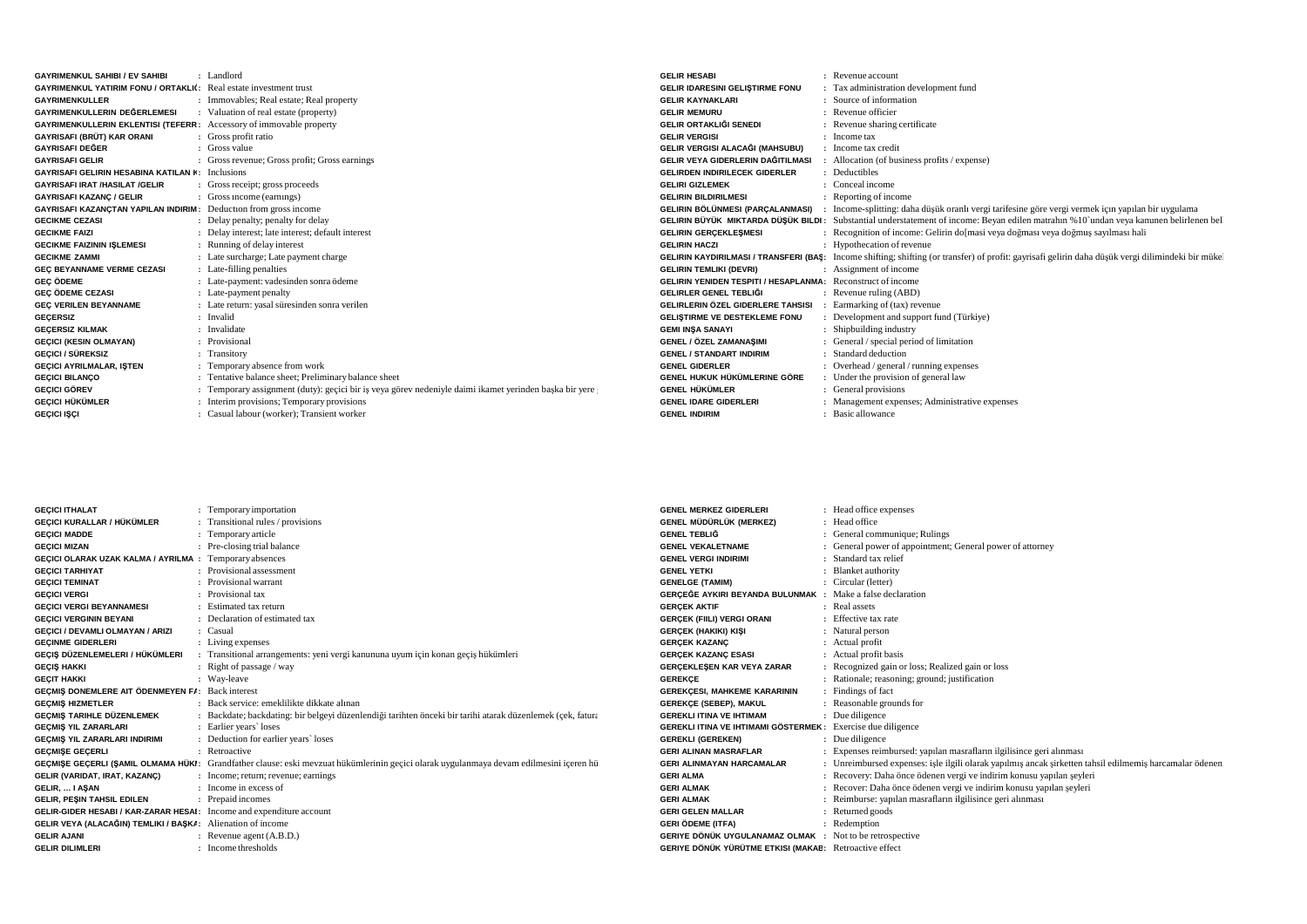| | | |
|---|---|---|
| GAYRIMENKUL SAHIBI / EV SAHIBI | : | Landlord |
| GAYRIMENKUL YATIRIM FONU / ORTAKLI( | : | Real estate investment trust |
| GAYRIMENKULLER | : | Immovables; Real estate; Real property |
| GAYRIMENKULLERIN DEĞERLEMESI | : | Valuation of real estate (property) |
| GAYRIMENKULLERIN EKLENTISI (TEFERR | : | Accessory of immovable property |
| GAYRISAFI (BRÜT) KAR ORANI | : | Gross profit ratio |
| GAYRISAFI DEĞER | : | Gross value |
| GAYRISAFI GELIR | : | Gross revenue; Gross profit; Gross earnings |
| GAYRISAFI GELIRIN HESABINA KATILAN K | : | Inclusions |
| GAYRISAFI IRAT /HASILAT /GELIR | : | Gross receipt; gross proceeds |
| GAYRISAFI KAZANÇ / GELIR | : | Gross ıncome (earnıngs) |
| GAYRISAFI KAZANÇTAN YAPILAN INDIRIM | : | Deductıon from gross income |
| GECIKME CEZASI | : | Delay penalty; penalty for delay |
| GECIKME FAIZI | : | Delay interest; late interest; default interest |
| GECIKME FAIZININ IŞLEMESI | : | Running of delay interest |
| GECIKME ZAMMI | : | Late surcharge; Late payment charge |
| GEÇ BEYANNAME VERME CEZASI | : | Late-filling penalties |
| GEÇ ÖDEME | : | Late-payment: vadesinden sonra ödeme |
| GEÇ ÖDEME CEZASI | : | Late-payment penalty |
| GEÇ VERILEN BEYANNAME | : | Late return: yasal süresinden sonra verilen |
| GEÇERSIZ | : | Invalid |
| GEÇERSIZ KILMAK | : | Invalidate |
| GEÇICI (KESIN OLMAYAN) | : | Provisional |
| GEÇICI / SÜREKSIZ | : | Transitory |
| GEÇICI AYRILMALAR, IŞTEN | : | Temporary absence from work |
| GEÇICI BILANÇO | : | Tentative balance sheet; Preliminary balance sheet |
| GEÇICI GÖREV | : | Temporary assignment (duty): geçici bir iş veya görev nedeniyle daimi ikamet yerinden başka bir yere |
| GEÇICI HÜKÜMLER | : | Interim provisions; Temporary provisions |
| GEÇICI IŞÇI | : | Casual labour (worker); Transient worker |
| GELIR HESABI | : | Revenue account |
| GELIR IDARESINI GELIŞTIRME FONU | : | Tax administration development fund |
| GELIR KAYNAKLARI | : | Source of information |
| GELIR MEMURU | : | Revenue officier |
| GELIR ORTAKLIĞI SENEDI | : | Revenue sharing certificate |
| GELIR VERGISI | : | Income tax |
| GELIR VERGISI ALACAĞI (MAHSUBU) | : | Income tax credit |
| GELIR VEYA GIDERLERIN DAĞITILMASI | : | Allocation (of business profits / expense) |
| GELIRDEN INDIRILECEK GIDERLER | : | Deductibles |
| GELIRI GIZLEMEK | : | Conceal income |
| GELIRIN BILDIRILMESI | : | Reporting of income |
| GELIRIN BÖLÜNMESI (PARÇALANMASI) | : | Income-splitting: daha düşük oranlı vergi tarifesine göre vergi vermek için yapılan bir uygulama |
| GELIRIN BÜYÜK MIKTARDA DÜŞÜK BILDI | : | Substantial understatement of income: Beyan edilen matrahın %10`undan veya kanunen belirlenen bel |
| GELIRIN GERÇEKLEŞMESI | : | Recognition of income: Gelirin do[masi veya doğması veya doğmuş sayılması hali |
| GELIRIN HACZI | : | Hypothecation of revenue |
| GELIRIN KAYDIRILMASI / TRANSFERI (BAŞ | : | Income shifting; shifting (or transfer) of profit: gayrisafi gelirin daha düşük vergi dilimindeki bir mükel |
| GELIRIN TEMLIKI (DEVRI) | : | Assignment of income |
| GELIRIN YENIDEN TESPITI / HESAPLANMA | : | Reconstruct of income |
| GELIRLER GENEL TEBLIĞI | : | Revenue ruling (ABD) |
| GELIRLERIN ÖZEL GIDERLERE TAHSISI | : | Earmarking of (tax) revenue |
| GELIŞTIRME VE DESTEKLEME FONU | : | Development and support fund (Türkiye) |
| GEMI INŞA SANAYI | : | Shipbuilding industry |
| GENEL / ÖZEL ZAMANAŞIMI | : | General / special period of limitation |
| GENEL / STANDART INDIRIM | : | Standard deduction |
| GENEL GIDERLER | : | Overhead / general / running expenses |
| GENEL HUKUK HÜKÜMLERINE GÖRE | : | Under the provision of general law |
| GENEL HÜKÜMLER | : | General provisions |
| GENEL IDARE GIDERLERI | : | Management expenses; Administrative expenses |
| GENEL INDIRIM | : | Basic allowance |
| GEÇICI ITHALAT | : | Temporary importation |
| GEÇICI KURALLAR / HÜKÜMLER | : | Transitional rules / provisions |
| GEÇICI MADDE | : | Temporary article |
| GEÇICI MIZAN | : | Pre-closing trial balance |
| GEÇICI OLARAK UZAK KALMA / AYRILMA | : | Temporary absences |
| GEÇICI TARHIYAT | : | Provisional assessment |
| GEÇICI TEMINAT | : | Provisional warrant |
| GEÇICI VERGI | : | Provisional tax |
| GEÇICI VERGI BEYANNAMESI | : | Estimated tax return |
| GEÇICI VERGININ BEYANI | : | Declaration of estimated tax |
| GEÇICI / DEVAMLI OLMAYAN / ARIZI | : | Casual |
| GEÇINME GIDERLERI | : | Living expenses |
| GEÇIŞ DÜZENLEMELERI / HÜKÜMLERI | : | Transitional arrangements: yeni vergi kanununa uyum için konan geçiş hükümleri |
| GEÇIŞ HAKKI | : | Right of passage / way |
| GEÇIT HAKKI | : | Way-leave |
| GEÇMIŞ DONEMLERE AIT ÖDENMEYEN FA | : | Back interest |
| GEÇMIŞ HIZMETLER | : | Back service: emeklilikte dikkate alınan |
| GEÇMIŞ TARIHLE DÜZENLEMEK | : | Backdate; backdating: bir belgeyi düzenlendiği tarihten önceki bir tarihi atarak düzenlemek (çek, fatura |
| GEÇMIŞ YIL ZARARLARI | : | Earlier years` loses |
| GEÇMIŞ YIL ZARARLARI INDIRIMI | : | Deduction for earlier years` loses |
| GEÇMIŞE GEÇERLI | : | Retroactive |
| GEÇMIŞE GEÇERLI (ŞAMIL OLMAMA HÜKI | : | Grandfather clause: eski mevzuat hükümlerinin geçici olarak uygulanmaya devam edilmesini içeren hü |
| GELIR (VARIDAT, IRAT, KAZANÇ) | : | Income; return; revenue; earnings |
| GELIR, ... I AŞAN | : | Income in excess of |
| GELIR, PEŞIN TAHSIL EDILEN | : | Prepaid incomes |
| GELIR-GIDER HESABI / KAR-ZARAR HESAI | : | Income and expenditure account |
| GELIR VEYA (ALACAĞIN) TEMLIKI / BAŞKA | : | Alienation of income |
| GELIR AJANI | : | Revenue agent (A.B.D.) |
| GELIR DILIMLERI | : | Income thresholds |
| GENEL MERKEZ GIDERLERI | : | Head office expenses |
| GENEL MÜDÜRLÜK (MERKEZ) | : | Head office |
| GENEL TEBLIĞ | : | General communique; Rulings |
| GENEL VEKALETNAME | : | General power of appointment; General power of attorney |
| GENEL VERGI INDIRIMI | : | Standard tax relief |
| GENEL YETKI | : | Blanket authority |
| GENELGE (TAMIM) | : | Circular (letter) |
| GERÇEĞE AYKIRI BEYANDA BULUNMAK | : | Make a false declaration |
| GERÇEK AKTIF | : | Real assets |
| GERÇEK (FIILI) VERGI ORANI | : | Effective tax rate |
| GERÇEK (HAKIKI) KIŞI | : | Natural person |
| GERÇEK KAZANÇ | : | Actual profit |
| GERÇEK KAZANÇ ESASI | : | Actual profit basis |
| GERÇEKLEŞEN KAR VEYA ZARAR | : | Recognized gain or loss; Realized gain or loss |
| GEREKÇE | : | Rationale; reasoning; ground; justification |
| GEREKÇESI, MAHKEME KARARININ | : | Findings of fact |
| GEREKÇE (SEBEP), MAKUL | : | Reasonable grounds for |
| GEREKLI ITINA VE IHTIMAM | : | Due diligence |
| GEREKLI ITINA VE IHTIMAMI GÖSTERMEK | : | Exercise due diligence |
| GEREKLI (GEREKEN) | : | Due diligence |
| GERI ALINAN MASRAFLAR | : | Expenses reimbursed: yapılan masrafların ilgilisince geri alınması |
| GERI ALINMAYAN HARCAMALAR | : | Unreimbursed expenses: işle ilgili olarak yapılmış ancak şirketten tahsil edilmemiş harcamalar ödenen |
| GERI ALMA | : | Recovery: Daha önce ödenen vergi ve indirim konusu yapılan şeyleri |
| GERI ALMAK | : | Recover: Daha önce ödenen vergi ve indirim konusu yapılan şeyleri |
| GERI ALMAK | : | Reimburse: yapılan masrafların ilgilisince geri alınması |
| GERI GELEN MALLAR | : | Returned goods |
| GERI ÖDEME (ITFA) | : | Redemption |
| GERIYE DÖNÜK UYGULANAMAZ OLMAK | : | Not to be retrospective |
| GERIYE DÖNÜK YÜRÜTME ETKISI (MAKAE | : | Retroactive effect |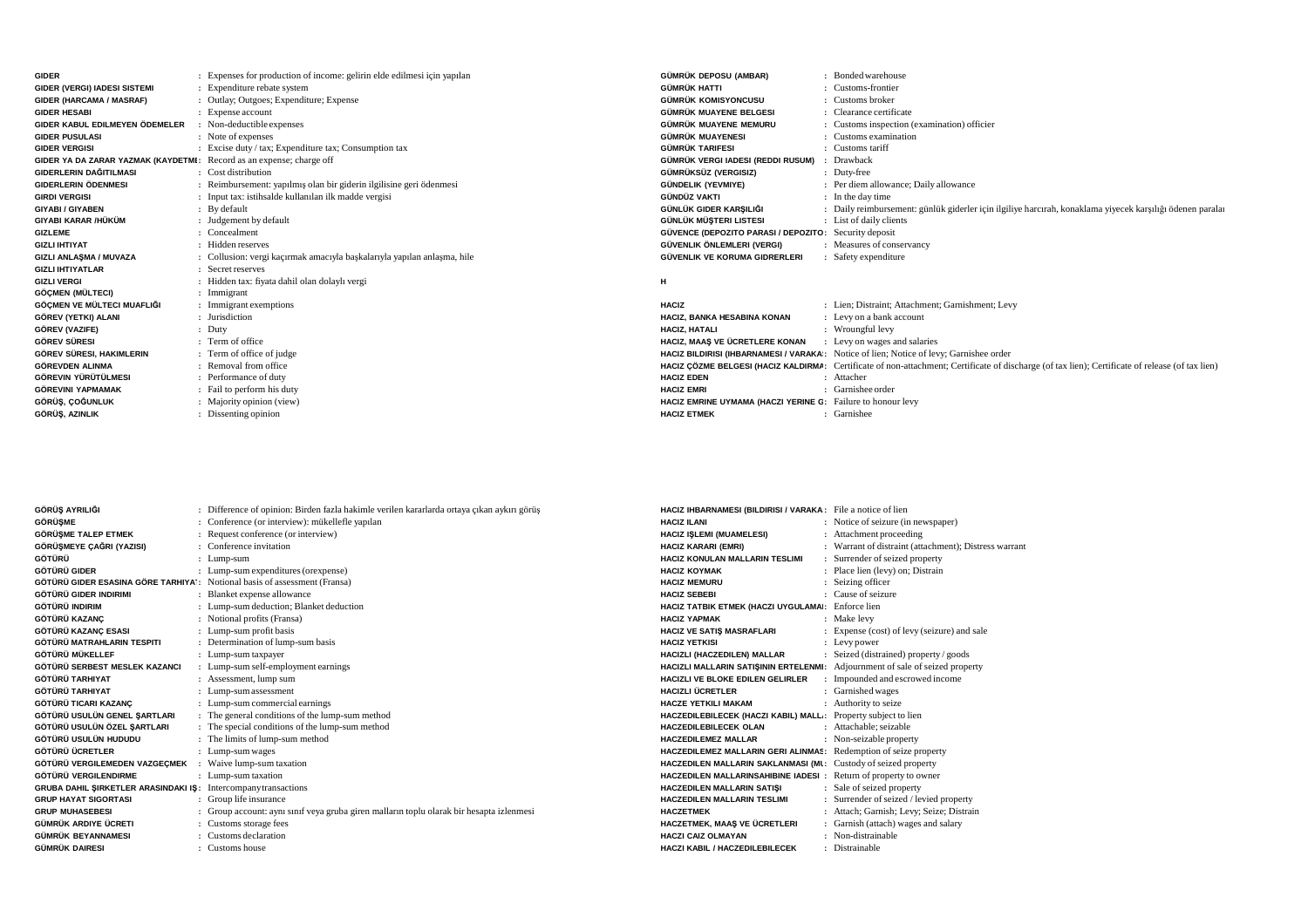GIDER : Expenses for production of income: gelirin elde edilmesi için yapılan
GIDER (VERGI) IADESI SISTEMI : Expenditure rebate system
GIDER (HARCAMA / MASRAF) : Outlay; Outgoes; Expenditure; Expense
GIDER HESABI : Expense account
GIDER KABUL EDILMEYEN ÖDEMELER : Non-deductible expenses
GIDER PUSULASI : Note of expenses
GIDER VERGISI : Excise duty / tax; Expenditure tax; Consumption tax
GIDER YA DA ZARAR YAZMAK (KAYDETME : Record as an expense; charge off
GIDERLERIN DAĞITILMASI : Cost distribution
GIDERLERIN ÖDENMESI : Reimbursement: yapılmış olan bir giderin ilgilisine geri ödenmesi
GIRDI VERGISI : Input tax: istihsalde kullanılan ilk madde vergisi
GIYABI / GIYABEN : By default
GIYABI KARAR /HÜKÜM : Judgement by default
GIZLEME : Concealment
GIZLI IHTIYAT : Hidden reserves
GIZLI ANLAŞMA / MUVAZA : Collusion: vergi kaçırmak amacıyla başkalarıyla yapılan anlaşma, hile
GIZLI IHTIYATLAR : Secret reserves
GIZLI VERGI : Hidden tax: fiyata dahil olan dolaylı vergi
GÖÇMEN (MÜLTECI) : Immigrant
GÖÇMEN VE MÜLTECI MUAFLIĞI : Immigrant exemptions
GÖREV (YETKI) ALANI : Jurisdiction
GÖREV (VAZIFE) : Duty
GÖREV SÜRESI : Term of office
GÖREV SÜRESI, HAKIMLERIN : Term of office of judge
GÖREVDEN ALINMA : Removal from office
GÖREVIN YÜRÜTÜLMESI : Performance of duty
GÖREVINI YAPMAMAK : Fail to perform his duty
GÖRÜŞ, ÇOĞUNLUK : Majority opinion (view)
GÖRÜŞ, AZINLIK : Dissenting opinion

GÖRÜŞ AYRILIĞI : Difference of opinion: Birden fazla hakimle verilen kararlarda ortaya çıkan aykırı görüş
GÖRÜŞME : Conference (or interview): mükellefle yapılan
GÖRÜŞME TALEP ETMEK : Request conference (or interview)
GÖRÜŞMEYE ÇAĞRI (YAZISI) : Conference invitation
GÖTÜRÜ : Lump-sum
GÖTÜRÜ GIDER : Lump-sum expenditures (orexpense)
GÖTÜRÜ GIDER ESASINA GÖRE TARHIYAT : Notional basis of assessment (Fransa)
GÖTÜRÜ GIDER INDIRIMI : Blanket expense allowance
GÖTÜRÜ INDIRIM : Lump-sum deduction; Blanket deduction
GÖTÜRÜ KAZANÇ : Notional profits (Fransa)
GÖTÜRÜ KAZANÇ ESASI : Lump-sum profit basis
GÖTÜRÜ MATRAHLARIN TESPITI : Determination of lump-sum basis
GÖTÜRÜ MÜKELLEF : Lump-sum taxpayer
GÖTÜRÜ SERBEST MESLEK KAZANCI : Lump-sum self-employment earnings
GÖTÜRÜ TARHIYAT : Assessment, lump sum
GÖTÜRÜ TARHIYAT : Lump-sum assessment
GÖTÜRÜ TICARI KAZANÇ : Lump-sum commercial earnings
GÖTÜRÜ USULÜN GENEL ŞARTLARI : The general conditions of the lump-sum method
GÖTÜRÜ USULÜN ÖZEL ŞARTLARI : The special conditions of the lump-sum method
GÖTÜRÜ USULÜN HUDUDU : The limits of lump-sum method
GÖTÜRÜ ÜCRETLER : Lump-sum wages
GÖTÜRÜ VERGILEMEDEN VAZGEÇMEK : Waive lump-sum taxation
GÖTÜRÜ VERGILENDIRME : Lump-sum taxation
GRUBA DAHIL ŞIRKETLER ARASINDAKI İŞ : Intercompany transactions
GRUP HAYAT SIGORTASI : Group life insurance
GRUP MUHASEBESI : Group account: aynı sınıf veya gruba giren malların toplu olarak bir hesapta izlenmesi
GÜMRÜK ARDIYE ÜCRETI : Customs storage fees
GÜMRÜK BEYANNAMESI : Customs declaration
GÜMRÜK DAIRESI : Customs house

GÜMRÜK DEPOSU (AMBAR) : Bonded warehouse
GÜMRÜK HATTI : Customs-frontier
GÜMRÜK KOMISYONCUSU : Customs broker
GÜMRÜK MUAYENE BELGESI : Clearance certificate
GÜMRÜK MUAYENE MEMURU : Customs inspection (examination) officier
GÜMRÜK MUAYENESI : Customs examination
GÜMRÜK TARIFESI : Customs tariff
GÜMRÜK VERGI IADESI (REDDI RUSUM) : Drawback
GÜMRÜKSÜZ (VERGISIZ) : Duty-free
GÜNDELIK (YEVMIYE) : Per diem allowance; Daily allowance
GÜNDÜZ VAKTI : In the day time
GÜNLÜK GIDER KARŞILIĞI : Daily reimbursement: günlük giderler için ilgiliye harcırah, konaklama yiyecek karşılığı ödenen paralar
GÜNLÜK MÜŞTERI LISTESI : List of daily clients
GÜVENCE (DEPOZITO PARASI / DEPOZITO : Security deposit
GÜVENLIK ÖNLEMLERI (VERGI) : Measures of conservancy
GÜVENLIK VE KORUMA GIDRERLERI : Safety expenditure

## H

HACIZ : Lien; Distraint; Attachment; Garnishment; Levy
HACIZ, BANKA HESABINA KONAN : Levy on a bank account
HACIZ, HATALI : Wrongful levy
HACIZ, MAAŞ VE ÜCRETLERE KONAN : Levy on wages and salaries
HACIZ BILDIRISI (IHBARNAMESI / VARAKA : Notice of lien; Notice of levy; Garnishee order
HACIZ ÇÖZME BELGESI (HACIZ KALDIRMA : Certificate of non-attachment; Certificate of discharge (of tax lien); Certificate of release (of tax lien)
HACIZ EDEN : Attacher
HACIZ EMRI : Garnishee order
HACIZ EMRINE UYMAMA (HACZI YERINE G : Failure to honour levy
HACIZ ETMEK : Garnishee

HACIZ IHBARNAMESI (BILDIRISI / VARAKA : File a notice of lien
HACIZ ILANI : Notice of seizure (in newspaper)
HACIZ IŞLEMI (MUAMELESI) : Attachment proceeding
HACIZ KARARI (EMRI) : Warrant of distraint (attachment); Distress warrant
HACIZ KONULAN MALLARIN TESLIMI : Surrender of seized property
HACIZ KOYMAK : Place lien (levy) on; Distrain
HACIZ MEMURU : Seizing officer
HACIZ SEBEBI : Cause of seizure
HACIZ TATBIK ETMEK (HACZI UYGULAMA : Enforce lien
HACIZ YAPMAK : Make levy
HACIZ VE SATIŞ MASRAFLARI : Expense (cost) of levy (seizure) and sale
HACIZ YETKISI : Levy power
HACIZLI (HACZEDILEN) MALLAR : Seized (distrained) property / goods
HACIZLI MALLARIN SATIŞININ ERTELENMI : Adjournment of sale of seized property
HACIZLI VE BLOKE EDILEN GELIRLER : Impounded and escrowed income
HACIZLI ÜCRETLER : Garnished wages
HACZE YETKILI MAKAM : Authority to seize
HACZEDILEBILECEK (HACZI KABIL) MALL : Property subject to lien
HACZEDILEBILECEK OLAN : Attachable; seizable
HACZEDILEMEZ MALLAR : Non-seizable property
HACZEDILEMEZ MALLARIN GERI ALINMAS : Redemption of seize property
HACZEDILEN MALLARIN SAKLANMASI (MU : Custody of seized property
HACZEDILEN MALLARINSAHIBINE IADESI : Return of property to owner
HACZEDILEN MALLARIN SATIŞI : Sale of seized property
HACZEDILEN MALLARIN TESLIMI : Surrender of seized / levied property
HACZETMEK : Attach; Garnish; Levy; Seize; Distrain
HACZETMEK, MAAŞ VE ÜCRETLERI : Garnish (attach) wages and salary
HACZI CAIZ OLMAYAN : Non-distrainable
HACZI KABIL / HACZEDILEBILECEK : Distrainable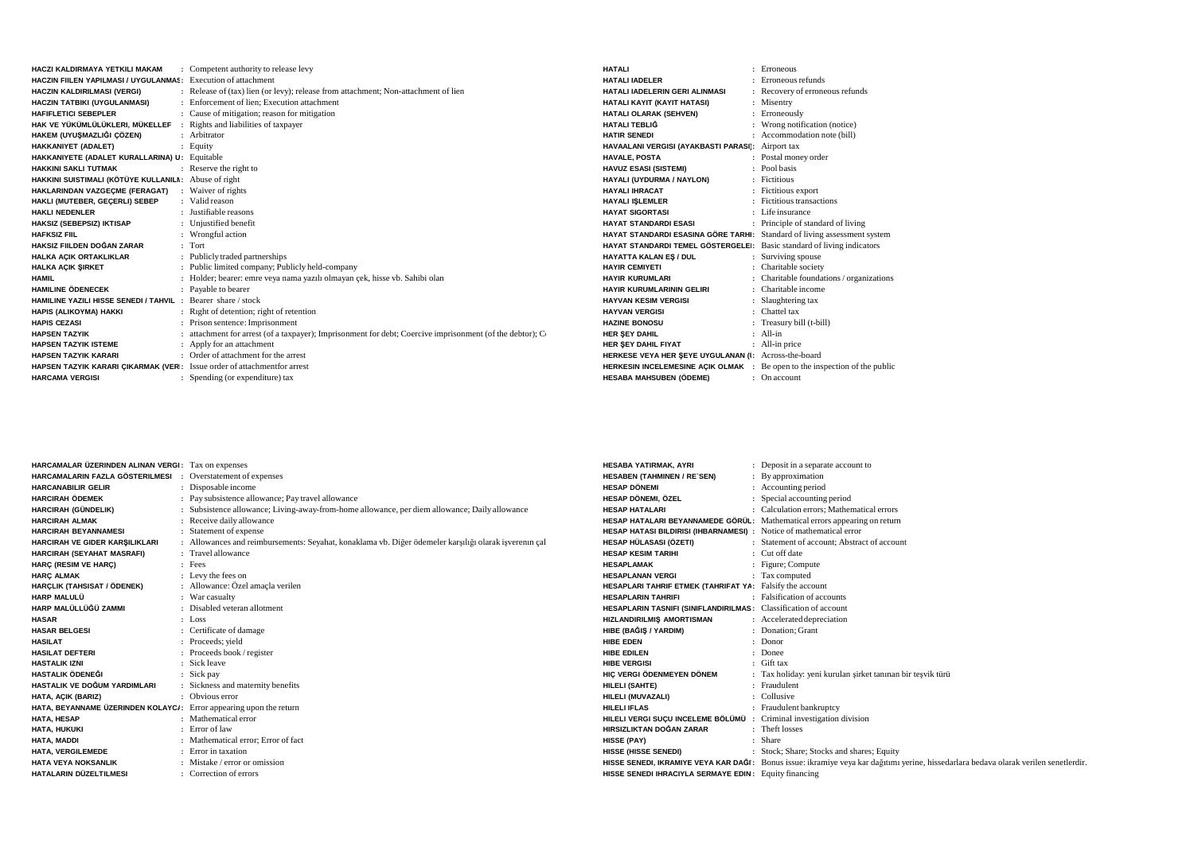| Term | Translation |
|---|---|
| HACZI KALDIRMAYA YETKILI MAKAM | Competent authority to release levy |
| HACZIN FIILEN YAPILMASI / UYGULANMAS | Execution of attachment |
| HACZIN KALDIRILMASI (VERGI) | Release of (tax) lien (or levy); release from attachment; Non-attachment of lien |
| HACZIN TATBIKI (UYGULANMASI) | Enforcement of lien; Execution attachment |
| HAFIFLETICI SEBEPLER | Cause of mitigation; reason for mitigation |
| HAK VE YÜKÜMLÜLÜKLERI, MÜKELLEF | Rights and liabilities of taxpayer |
| HAKEM (UYUŞMAZLIĞI ÇÖZEN) | Arbitrator |
| HAKKANIYET (ADALET) | Equity |
| HAKKANIYETE (ADALET KURALLARINA) U | Equitable |
| HAKKINI SAKLI TUTMAK | Reserve the right to |
| HAKKINI SUISTIMALI (KÖTÜYE KULLANILM | Abuse of right |
| HAKLARINDAN VAZGEÇME (FERAGAT) | Waiver of rights |
| HAKLI (MUTEBER, GEÇERLI) SEBEP | Valid reason |
| HAKLI NEDENLER | Justifiable reasons |
| HAKSIZ (SEBEPSIZ) IKTISAP | Unjustified benefit |
| HAFKSIZ FIIL | Wrongful action |
| HAKSIZ FIILDEN DOĞAN ZARAR | Tort |
| HALKA AÇIK ORTAKLIKLAR | Publicly traded partnerships |
| HALKA AÇIK ŞIRKET | Public limited company; Publicly held-company |
| HAMIL | Holder; bearer: emre veya nama yazılı olmayan çek, hisse vb. Sahibi olan |
| HAMILINE ÖDENECEK | Payable to bearer |
| HAMILINE YAZILI HISSE SENEDI / TAHVIL | Bearer share / stock |
| HAPIS (ALIKOYMA) HAKKI | Right of detention; right of retention |
| HAPIS CEZASI | Prison sentence: Imprisonment |
| HAPSEN TAZYIK | attachment for arrest (of a taxpayer); Imprisonment for debt; Coercive imprisonment (of the debtor); C |
| HAPSEN TAZYIK ISTEME | Apply for an attachment |
| HAPSEN TAZYIK KARARI | Order of attachment for the arrest |
| HAPSEN TAZYIK KARARI ÇIKARMAK (VER | Issue order of attachmentfor arrest |
| HARCAMA VERGISI | Spending (or expenditure) tax |
| HARCAMALAR ÜZERINDEN ALINAN VERGI | Tax on expenses |
| HARCAMALARIN FAZLA GÖSTERILMESI | Overstatement of expenses |
| HARCANABILIR GELIR | Disposable income |
| HARCIRAH ÖDEMEK | Pay subsistence allowance; Pay travel allowance |
| HARCIRAH (GÜNDELIK) | Subsistence allowance; Living-away-from-home allowance, per diem allowance; Daily allowance |
| HARCIRAH ALMAK | Receive daily allowance |
| HARCIRAH BEYANNAMESI | Statement of expense |
| HARCIRAH VE GIDER KARŞILIKLARI | Allowances and reimbursements: Seyahat, konaklama vb. Diğer ödemeler karşılığı olarak işverenin çal |
| HARCIRAH (SEYAHAT MASRAFI) | Travel allowance |
| HARÇ (RESIM VE HARÇ) | Fees |
| HARÇ ALMAK | Levy the fees on |
| HARÇLIK (TAHSISAT / ÖDENEK) | Allowance: Özel amaçla verilen |
| HARP MALULÜ | War casualty |
| HARP MALÜLLÜĞÜ ZAMMI | Disabled veteran allotment |
| HASAR | Loss |
| HASAR BELGESI | Certificate of damage |
| HASILAT | Proceeds; yield |
| HASILAT DEFTERI | Proceeds book / register |
| HASTALIK IZNI | Sick leave |
| HASTALIK ÖDENEĞI | Sick pay |
| HASTALIK VE DOĞUM YARDIMLARI | Sickness and maternity benefits |
| HATA, AÇIK (BARIZ) | Obvious error |
| HATA, BEYANNAME ÜZERINDEN KOLAYC | Error appearing upon the return |
| HATA, HESAP | Mathematical error |
| HATA, HUKUKI | Error of law |
| HATA, MADDI | Mathematical error; Error of fact |
| HATA, VERGILEMEDE | Error in taxation |
| HATA VEYA NOKSANLIK | Mistake / error or omission |
| HATALARIN DÜZELTILMESI | Correction of errors |
| HATALI | Erroneous |
| HATALI IADELER | Erroneous refunds |
| HATALI IADELERIN GERI ALINMASI | Recovery of erroneous refunds |
| HATALI KAYIT (KAYIT HATASI) | Misentry |
| HATALI OLARAK (SEHVEN) | Erroneously |
| HATALI TEBLIĞ | Wrong notification (notice) |
| HATIR SENEDI | Accommodation note (bill) |
| HAVAALANI VERGISI (AYAKBASTI PARASI) | Airport tax |
| HAVALE, POSTA | Postal money order |
| HAVUZ ESASI (SISTEMI) | Pool basis |
| HAYALI (UYDURMA / NAYLON) | Fictitious |
| HAYALI IHRACAT | Fictitious export |
| HAYALI IŞLEMLER | Fictitious transactions |
| HAYAT SIGORTASI | Life insurance |
| HAYAT STANDARDI ESASI | Principle of standard of living |
| HAYAT STANDARDI ESASINA GÖRE TARHI | Standard of living assessment system |
| HAYAT STANDARDI TEMEL GÖSTERGELEI | Basic standard of living indicators |
| HAYATTA KALAN EŞ / DUL | Surviving spouse |
| HAYIR CEMIYETI | Charitable society |
| HAYIR KURUMLARI | Charitable foundations / organizations |
| HAYIR KURUMLARININ GELIRI | Charitable income |
| HAYVAN KESIM VERGISI | Slaughtering tax |
| HAYVAN VERGISI | Chattel tax |
| HAZINE BONOSU | Treasury bill (t-bill) |
| HER ŞEY DAHIL | All-in |
| HER ŞEY DAHIL FIYAT | All-in price |
| HERKESE VEYA HER ŞEYE UYGULANAN (I | Across-the-board |
| HERKESIN INCELEMESINE AÇIK OLMAK | Be open to the inspection of the public |
| HESABA MAHSUBEN (ÖDEME) | On account |
| HESABA YATIRMAK, AYRI | Deposit in a separate account to |
| HESABEN (TAHMINEN / RE`SEN) | By approximation |
| HESAP DÖNEMI | Accounting period |
| HESAP DÖNEMI, ÖZEL | Special accounting period |
| HESAP HATALARI | Calculation errors; Mathematical errors |
| HESAP HATALARI BEYANNAMEDE GÖRÜL | Mathematical errors appearing on return |
| HESAP HATASI BILDIRISI (IHBARNAMESI) | Notice of mathematical error |
| HESAP HÜLASASI (ÖZETI) | Statement of account; Abstract of account |
| HESAP KESIM TARIHI | Cut off date |
| HESAPLAMAK | Figure; Compute |
| HESAPLANAN VERGI | Tax computed |
| HESAPLARI TAHRIF ETMEK (TAHRIFAT YA | Falsify the account |
| HESAPLARIN TAHRIFI | Falsification of accounts |
| HESAPLARIN TASNIFI (SINIFLANDIRILMAS | Classification of account |
| HIZLANDIRILMIŞ AMORTISMAN | Accelerated depreciation |
| HIBE (BAĞIŞ / YARDIM) | Donation; Grant |
| HIBE EDEN | Donor |
| HIBE EDILEN | Donee |
| HIBE VERGISI | Gift tax |
| HIÇ VERGI ÖDENMEYEN DÖNEM | Tax holiday: yeni kurulan şirket tanınan bir teşvik türü |
| HILELI (SAHTE) | Fraudulent |
| HILELI (MUVAZALI) | Collusive |
| HILELI IFLAS | Fraudulent bankruptcy |
| HILELI VERGI SUÇU INCELEME BÖLÜMÜ | Criminal investigation division |
| HIRSIZLIKTAN DOĞAN ZARAR | Theft losses |
| HISSE (PAY) | Share |
| HISSE (HISSE SENEDI) | Stock; Share; Stocks and shares; Equity |
| HISSE SENEDI, IKRAMIYE VEYA KAR DAĞI | Bonus issue: ikramiye veya kar dağıtımı yerine, hissedarlara bedava olarak verilen senetlerdir. |
| HISSE SENEDI IHRACIYLA SERMAYE EDIN | Equity financing |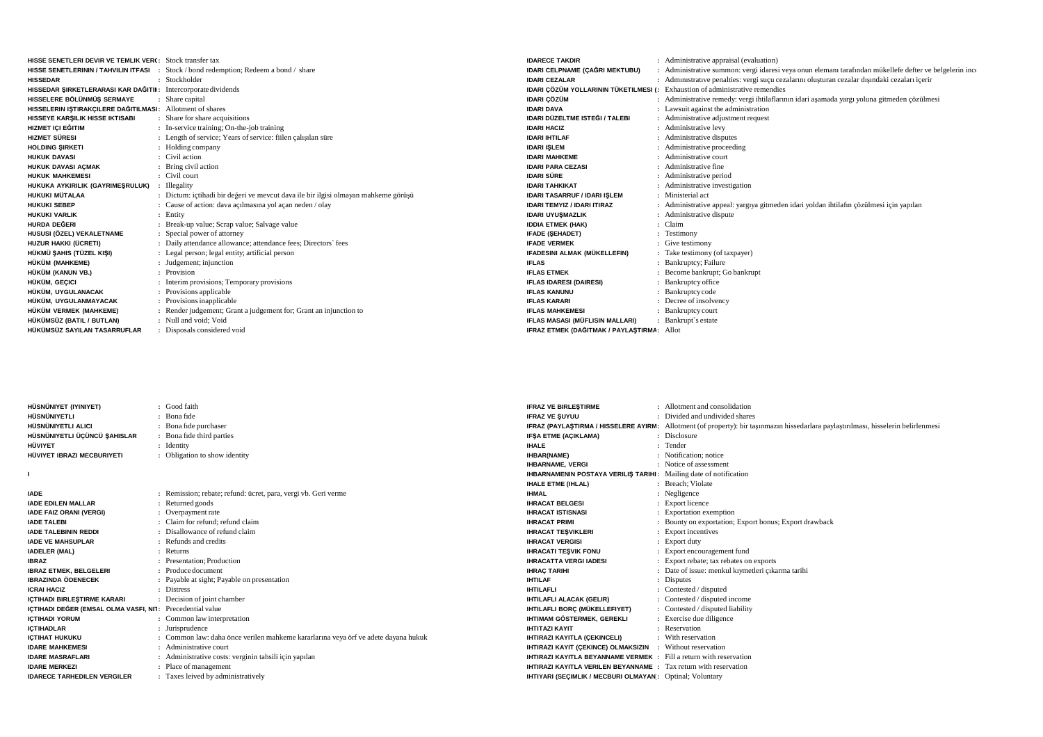| | | |
|---|---|---|
| **HISSE SENETLERI DEVIR VE TEMLIK VERG** | : | Stock transfer tax |
| **HISSE SENETLERININ / TAHVILIN ITFASI** | : | Stock / bond redemption; Redeem a bond / share |
| **HISSEDAR** | : | Stockholder |
| **HISSEDAR ŞIRKETLERARASI KAR DAĞITIM** | : | Intercorporate dividends |
| **HISSELERE BÖLÜNMÜŞ SERMAYE** | : | Share capital |
| **HISSELERIN IŞTIRAKÇILERE DAĞITILMASI** | : | Allotment of shares |
| **HISSEYE KARŞILIK HISSE IKTISABI** | : | Share for share acquisitions |
| **HIZMET IÇI EĞITIM** | : | In-service training; On-the-job training |
| **HIZMET SÜRESI** | : | Length of service; Years of service: fiilen çalışılan süre |
| **HOLDING ŞIRKETI** | : | Holding company |
| **HUKUK DAVASI** | : | Civil action |
| **HUKUK DAVASI AÇMAK** | : | Bring civil action |
| **HUKUK MAHKEMESI** | : | Civil court |
| **HUKUKA AYKIRILIK (GAYRIMEŞRULUK)** | : | Illegality |
| **HUKUKI MÜTALAA** | : | Dictum: içtihadi bir değeri ve mevcut dava ile bir ilgisi olmayan mahkeme görüşü |
| **HUKUKI SEBEP** | : | Cause of action: dava açılmasına yol açan neden / olay |
| **HUKUKI VARLIK** | : | Entity |
| **HURDA DEĞERI** | : | Break-up value; Scrap value; Salvage value |
| **HUSUSI (ÖZEL) VEKALETNAME** | : | Special power of attorney |
| **HUZUR HAKKI (ÜCRETI)** | : | Daily attendance allowance; attendance fees; Directors` fees |
| **HÜKMÜ ŞAHIS (TÜZEL KIŞI)** | : | Legal person; legal entity; artificial person |
| **HÜKÜM (MAHKEME)** | : | Judgement; injunction |
| **HÜKÜM (KANUN VB.)** | : | Provision |
| **HÜKÜM, GEÇICI** | : | Interim provisions; Temporary provisions |
| **HÜKÜM, UYGULANACAK** | : | Provisions applicable |
| **HÜKÜM, UYGULANMAYACAK** | : | Provisions inapplicable |
| **HÜKÜM VERMEK (MAHKEME)** | : | Render judgement; Grant a judgement for; Grant an injunction to |
| **HÜKÜMSÜZ (BATIL / BUTLAN)** | : | Null and void; Void |
| **HÜKÜMSÜZ SAYILAN TASARRUFLAR** | : | Disposals considered void |
| **HÜSNÜNIYET (IYINIYET)** | : | Good faith |
| **HÜSNÜNIYETLI** | : | Bona fide |
| **HÜSNÜNIYETLI ALICI** | : | Bona fide purchaser |
| **HÜSNÜNIYETLI ÜÇÜNCÜ ŞAHISLAR** | : | Bona fide third parties |
| **HÜVIYET** | : | Identity |
| **HÜVIYET IBRAZI MECBURIYETI** | : | Obligation to show identity |

**I**

| | | |
|---|---|---|
| **IADE** | : | Remission; rebate; refund: ücret, para, vergi vb. Geri verme |
| **IADE EDILEN MALLAR** | : | Returned goods |
| **IADE FAIZ ORANI (VERGI)** | : | Overpayment rate |
| **IADE TALEBI** | : | Claim for refund; refund claim |
| **IADE TALEBININ REDDI** | : | Disallowance of refund claim |
| **IADE VE MAHSUPLAR** | : | Refunds and credits |
| **IADELER (MAL)** | : | Returns |
| **IBRAZ** | : | Presentation; Production |
| **IBRAZ ETMEK, BELGELERI** | : | Produce document |
| **IBRAZINDA ÖDENECEK** | : | Payable at sight; Payable on presentation |
| **ICRAI HACIZ** | : | Distress |
| **IÇTIHADI BIRLEŞTIRME KARARI** | : | Decision of joint chamber |
| **IÇTIHADI DEĞER (EMSAL OLMA VASFI, NIT** | : | Precedential value |
| **IÇTIHADI YORUM** | : | Common law interpretation |
| **IÇTIHADLAR** | : | Jurisprudence |
| **IÇTIHAT HUKUKU** | : | Common law: daha önce verilen mahkeme kararlarına veya örf ve adete dayana hukuk |
| **IDARE MAHKEMESI** | : | Administrative court |
| **IDARE MASRAFLARI** | : | Administrative costs: verginin tahsili için yapılan |
| **IDARE MERKEZI** | : | Place of management |
| **IDARECE TARHEDILEN VERGILER** | : | Taxes leived by administratively |
| **IDARECE TAKDIR** | : | Administrative appraisal (evaluation) |
| **IDARI CELPNAME (ÇAĞRI MEKTUBU)** | : | Administrative summon: vergi idaresi veya onun elemanı tarafından mükellefe defter ve belgelerin ince |
| **IDARI CEZALAR** | : | Administrative penalties: vergi suçu cezalarını oluşturan cezalar dışındaki cezaları içerir |
| **IDARI ÇÖZÜM YOLLARININ TÜKETILMESI (** | : | Exhaustion of administrative remendies |
| **IDARI ÇÖZÜM** | : | Administrative remedy: vergi ihtilaflarının idari aşamada yargı yoluna gitmeden çözülmesi |
| **IDARI DAVA** | : | Lawsuit against the administration |
| **IDARI DÜZELTME ISTEĞI / TALEBI** | : | Administrative adjustment request |
| **IDARI HACIZ** | : | Administrative levy |
| **IDARI IHTILAF** | : | Administrative disputes |
| **IDARI IŞLEM** | : | Administrative proceeding |
| **IDARI MAHKEME** | : | Administrative court |
| **IDARI PARA CEZASI** | : | Administrative fine |
| **IDARI SÜRE** | : | Administrative period |
| **IDARI TAHKIKAT** | : | Administrative investigation |
| **IDARI TASARRUF / IDARI IŞLEM** | : | Ministerial act |
| **IDARI TEMYIZ / IDARI ITIRAZ** | : | Administrative appeal: yargıya gitmeden idari yoldan ihtilafın çözülmesi için yapılan |
| **IDARI UYUŞMAZLIK** | : | Administrative dispute |
| **IDDIA ETMEK (HAK)** | : | Claim |
| **IFADE (ŞEHADET)** | : | Testimony |
| **IFADE VERMEK** | : | Give testimony |
| **IFADESINI ALMAK (MÜKELLEFIN)** | : | Take testimony (of taxpayer) |
| **IFLAS** | : | Bankruptcy; Failure |
| **IFLAS ETMEK** | : | Become bankrupt; Go bankrupt |
| **IFLAS IDARESI (DAIRESI)** | : | Bankruptcy office |
| **IFLAS KANUNU** | : | Bankruptcy code |
| **IFLAS KARARI** | : | Decree of insolvency |
| **IFLAS MAHKEMESI** | : | Bankruptcy court |
| **IFLAS MASASI (MÜFLISIN MALLARI)** | : | Bankrupt`s estate |
| **IFRAZ ETMEK (DAĞITMAK / PAYLAŞTIRMA** | : | Allot |
| **IFRAZ VE BIRLEŞTIRME** | : | Allotment and consolidation |
| **IFRAZ VE ŞUYUU** | : | Divided and undivided shares |
| **IFRAZ (PAYLAŞTIRMA / HISSELERE AYIRM** | : | Allotment (of property): bir taşınmazın hissedarlara paylaştırılması, hisselerin belirlenmesi |
| **IFŞA ETME (AÇIKLAMA)** | : | Disclosure |
| **IHALE** | : | Tender |
| **IHBAR(NAME)** | : | Notification; notice |
| **IHBARNAME, VERGI** | : | Notice of assessment |
| **IHBARNAMENIN POSTAYA VERILIŞ TARIHI** | : | Mailing date of notification |
| **IHALE ETME (IHLAL)** | : | Breach; Violate |
| **IHMAL** | : | Negligence |
| **IHRACAT BELGESI** | : | Export licence |
| **IHRACAT ISTISNASI** | : | Exportation exemption |
| **IHRACAT PRIMI** | : | Bounty on exportation; Export bonus; Export drawback |
| **IHRACAT TEŞVIKLERI** | : | Export incentives |
| **IHRACAT VERGISI** | : | Export duty |
| **IHRACATI TEŞVIK FONU** | : | Export encouragement fund |
| **IHRACATTA VERGI IADESI** | : | Export rebate; tax rebates on exports |
| **IHRAÇ TARIHI** | : | Date of issue: menkul kıymetleri çıkarma tarihi |
| **IHTILAF** | : | Disputes |
| **IHTILAFLI** | : | Contested / disputed |
| **IHTILAFLI ALACAK (GELIR)** | : | Contested / disputed income |
| **IHTILAFLI BORÇ (MÜKELLEFIYET)** | : | Contested / disputed liability |
| **IHTIMAM GÖSTERMEK, GEREKLI** | : | Exercise due diligence |
| **IHTITAZI KAYIT** | : | Reservation |
| **IHTIRAZI KAYITLA (ÇEKINCELI)** | : | With reservation |
| **IHTIRAZI KAYIT (ÇEKINCE) OLMAKSIZIN** | : | Without reservation |
| **IHTIRAZI KAYITLA BEYANNAME VERMEK** | : | Fill a return with reservation |
| **IHTIRAZI KAYITLA VERILEN BEYANNAME** | : | Tax return with reservation |
| **IHTIYARI (SEÇIMLIK / MECBURI OLMAYAN** | : | Optinal; Voluntary |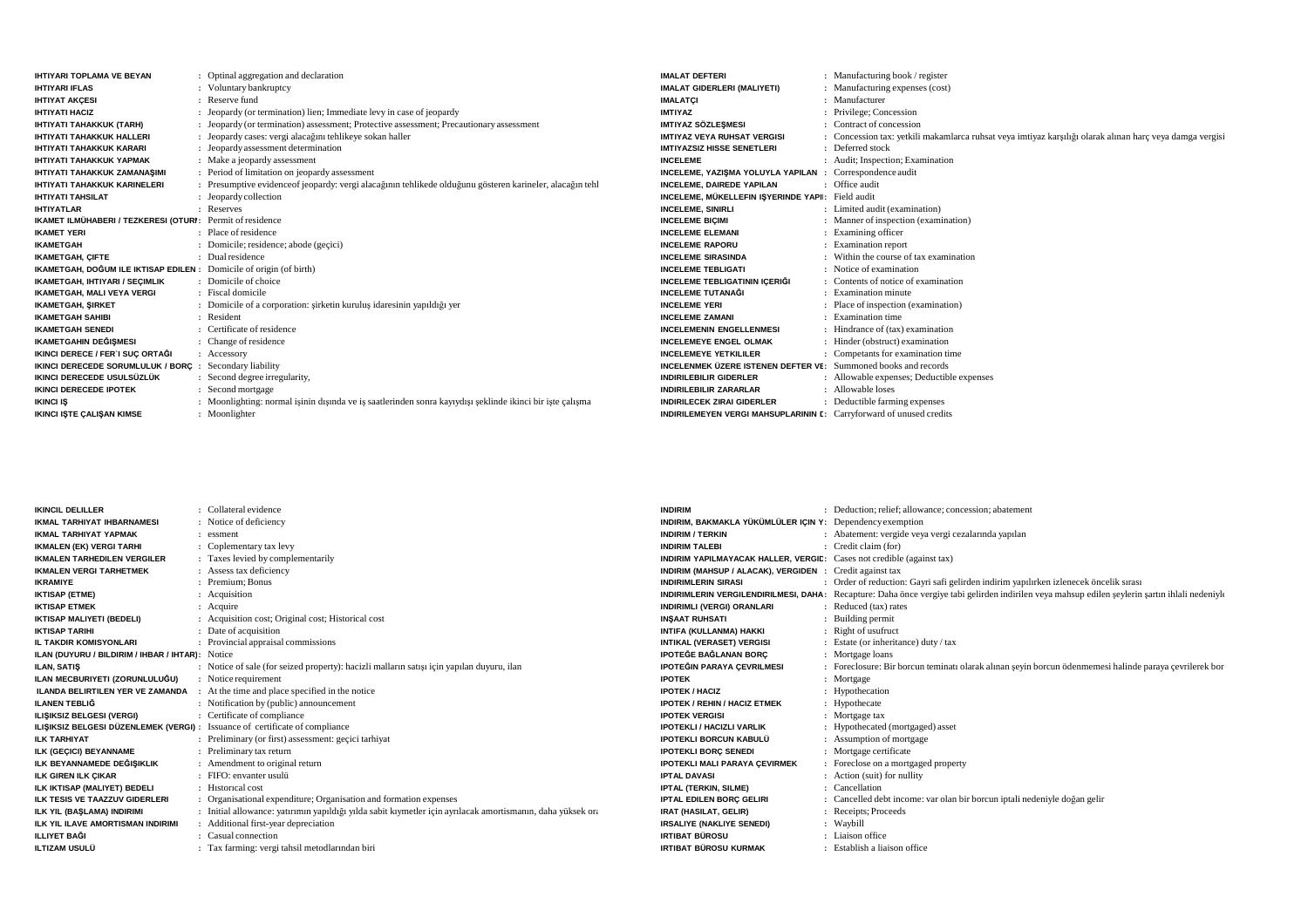| | | |
|---|---|---|
| **IHTIYARI TOPLAMA VE BEYAN** | : | Optinal aggregation and declaration |
| **IHTIYARI IFLAS** | : | Voluntary bankruptcy |
| **IHTIYAT AKÇESI** | : | Reserve fund |
| **IHTIYATI HACIZ** | : | Jeopardy (or termination) lien; Immediate levy in case of jeopardy |
| **IHTIYATI TAHAKKUK (TARH)** | : | Jeopardy (or termination) assessment; Protective assessment; Precautionary assessment |
| **IHTIYATI TAHAKKUK HALLERI** | : | Jeopardy cases: vergi alacağını tehlikeye sokan haller |
| **IHTIYATI TAHAKKUK KARARI** | : | Jeopardy assessment determination |
| **IHTIYATI TAHAKKUK YAPMAK** | : | Make a jeopardy assessment |
| **IHTIYATI TAHAKKUK ZAMANAŞIMI** | : | Period of limitation on jeopardy assessment |
| **IHTIYATI TAHAKKUK KARINELERI** | : | Presumptive evidenceof jeopardy: vergi alacağının tehlikede olduğunu gösteren karineler, alacağın tehl |
| **IHTIYATI TAHSILAT** | : | Jeopardy collection |
| **IHTIYATLAR** | : | Reserves |
| **IKAMET ILMÜHABERI / TEZKERESI (OTURI** | : | Permit of residence |
| **IKAMET YERI** | : | Place of residence |
| **IKAMETGAH** | : | Domicile; residence; abode (geçici) |
| **IKAMETGAH, ÇIFTE** | : | Dual residence |
| **IKAMETGAH, DOĞUM ILE IKTISAP EDILEN** | : | Domicile of origin (of birth) |
| **IKAMETGAH, IHTIYARI / SEÇIMLIK** | : | Domicile of choice |
| **IKAMETGAH, MALI VEYA VERGI** | : | Fiscal domicile |
| **IKAMETGAH, ŞIRKET** | : | Domicile of a corporation: şirketin kuruluş idaresinin yapıldığı yer |
| **IKAMETGAH SAHIBI** | : | Resident |
| **IKAMETGAH SENEDI** | : | Certificate of residence |
| **IKAMETGAHIN DEĞIŞMESI** | : | Change of residence |
| **IKINCI DERECE / FER`I SUÇ ORTAĞI** | : | Accessory |
| **IKINCI DERECEDE SORUMLULUK / BORÇ** | : | Secondary liability |
| **IKINCI DERECEDE USULSÜZLÜK** | : | Second degree irregularity, |
| **IKINCI DERECEDE IPOTEK** | : | Second mortgage |
| **IKINCI IŞ** | : | Moonlighting: normal işinin dışında ve iş saatlerinden sonra kayıydışı şeklinde ikinci bir işte çalışma |
| **IKINCI IŞTE ÇALIŞAN KIMSE** | : | Moonlighter |
| **IMALAT DEFTERI** | : | Manufacturing book / register |
| **IMALAT GIDERLERI (MALIYETI)** | : | Manufacturing expenses (cost) |
| **IMALATÇI** | : | Manufacturer |
| **IMTIYAZ** | : | Privilege; Concession |
| **IMTIYAZ SÖZLEŞMESI** | : | Contract of concession |
| **IMTIYAZ VEYA RUHSAT VERGISI** | : | Concession tax: yetkili makamlarca ruhsat veya imtiyaz karşılığı olarak alınan harç veya damga vergisi |
| **IMTIYAZSIZ HISSE SENETLERI** | : | Deferred stock |
| **INCELEME** | : | Audit; Inspection; Examination |
| **INCELEME, YAZIŞMA YOLUYLA YAPILAN** | : | Correspondence audit |
| **INCELEME, DAIREDE YAPILAN** | : | Office audit |
| **INCELEME, MÜKELLEFIN IŞYERINDE YAPII** | : | Field audit |
| **INCELEME, SINIRLI** | : | Limited audit (examination) |
| **INCELEME BIÇIMI** | : | Manner of inspection (examination) |
| **INCELEME ELEMANI** | : | Examining officer |
| **INCELEME RAPORU** | : | Examination report |
| **INCELEME SIRASINDA** | : | Within the course of tax examination |
| **INCELEME TEBLIGATI** | : | Notice of examination |
| **INCELEME TEBLIGATININ IÇERIĞI** | : | Contents of notice of examination |
| **INCELEME TUTANAĞI** | : | Examination minute |
| **INCELEME YERI** | : | Place of inspection (examination) |
| **INCELEME ZAMANI** | : | Examination time |
| **INCELEMENIN ENGELLENMESI** | : | Hindrance of (tax) examination |
| **INCELEMEYE ENGEL OLMAK** | : | Hinder (obstruct) examination |
| **INCELEMEYE YETKILILER** | : | Competants for examination time |
| **INCELENMEK ÜZERE ISTENEN DEFTER VE** | : | Summoned books and records |
| **INDIRILEBILIR GIDERLER** | : | Allowable expenses; Deductible expenses |
| **INDIRILEBILIR ZARARLAR** | : | Allowable loses |
| **INDIRILECEK ZIRAI GIDERLER** | : | Deductible farming expenses |
| **INDIRILEMEYEN VERGI MAHSUPLARININ D** | : | Carryforward of unused credits |
| **IKINCIL DELILLER** | : | Collateral evidence |
| **IKMAL TARHIYAT IHBARNAMESI** | : | Notice of deficiency |
| **IKMAL TARHIYAT YAPMAK** | : | essment |
| **IKMALEN (EK) VERGI TARHI** | : | Coplementary tax levy |
| **IKMALEN TARHEDILEN VERGILER** | : | Taxes levied by complementarily |
| **IKMALEN VERGI TARHETMEK** | : | Assess tax deficiency |
| **IKRAMIYE** | : | Premium; Bonus |
| **IKTISAP (ETME)** | : | Acquisition |
| **IKTISAP ETMEK** | : | Acquire |
| **IKTISAP MALIYETI (BEDELI)** | : | Acquisition cost; Original cost; Historical cost |
| **IKTISAP TARIHI** | : | Date of acquisition |
| **IL TAKDIR KOMISYONLARI** | : | Provincial appraisal commissions |
| **ILAN (DUYURU / BILDIRIM / IHBAR / IHTAR)** | : | Notice |
| **ILAN, SATIŞ** | : | Notice of sale (for seized property): hacizli malların satışı için yapılan duyuru, ilan |
| **ILAN MECBURIYETI (ZORUNLULUĞU)** | : | Notice requirement |
| **ILANDA BELIRTILEN YER VE ZAMANDA** | : | At the time and place specified in the notice |
| **ILANEN TEBLIĞ** | : | Notification by (public) announcement |
| **ILIŞIKSIZ BELGESI (VERGI)** | : | Certificate of compliance |
| **ILIŞIKSIZ BELGESI DÜZENLEMEK (VERGI)** | : | Issuance of certificate of compliance |
| **ILK TARHIYAT** | : | Preliminary (or first) assessment: geçici tarhiyat |
| **ILK (GEÇICI) BEYANNAME** | : | Preliminary tax return |
| **ILK BEYANNAMEDE DEĞIŞIKLIK** | : | Amendment to original return |
| **ILK GIREN ILK ÇIKAR** | : | FIFO: envanter usulü |
| **ILK IKTISAP (MALIYET) BEDELI** | : | Historical cost |
| **ILK TESIS VE TAAZZUV GIDERLERI** | : | Organisational expenditure; Organisation and formation expenses |
| **ILK YIL (BAŞLAMA) INDIRIMI** | : | Initial allowance: yatırımın yapıldığı yılda sabit kıymetler için ayrılacak amortismanın, daha yüksek ora |
| **ILK YIL ILAVE AMORTISMAN INDIRIMI** | : | Additional first-year depreciation |
| **ILLIYET BAĞI** | : | Casual connection |
| **ILTIZAM USULÜ** | : | Tax farming: vergi tahsil metodlarından biri |
| **INDIRIM** | : | Deduction; relief; allowance; concession; abatement |
| **INDIRIM, BAKMAKLA YÜKÜMLÜLER IÇIN Y** | : | Dependency exemption |
| **INDIRIM / TERKIN** | : | Abatement: vergide veya vergi cezalarında yapılan |
| **INDIRIM TALEBI** | : | Credit claim (for) |
| **INDIRIM YAPILMAYACAK HALLER, VERGID** | : | Cases not credible (against tax) |
| **INDIRIM (MAHSUP / ALACAK), VERGIDEN** | : | Credit against tax |
| **INDIRIMLERIN SIRASI** | : | Order of reduction: Gayri safi gelirden indirim yapılırken izlenecek öncelik sırası |
| **INDIRIMLERIN VERGILENDIRILMESI, DAHA** | : | Recapture: Daha önce vergiye tabi gelirden indirilen veya mahsup edilen şeylerin şartın ihlali nedeniyle |
| **INDIRIMLI (VERGI) ORANLARI** | : | Reduced (tax) rates |
| **INŞAAT RUHSATI** | : | Building permit |
| **INTIFA (KULLANMA) HAKKI** | : | Right of usufruct |
| **INTIKAL (VERASET) VERGISI** | : | Estate (or inheritance) duty / tax |
| **IPOTEĞE BAĞLANAN BORÇ** | : | Mortgage loans |
| **IPOTEĞIN PARAYA ÇEVRILMESI** | : | Foreclosure: Bir borcun teminatı olarak alınan şeyin borcun ödenmemesi halinde paraya çevrilerek bor |
| **IPOTEK** | : | Mortgage |
| **IPOTEK / HACIZ** | : | Hypothecation |
| **IPOTEK / REHIN / HACIZ ETMEK** | : | Hypothecate |
| **IPOTEK VERGISI** | : | Mortgage tax |
| **IPOTEKLI / HACIZLI VARLIK** | : | Hypothecated (mortgaged) asset |
| **IPOTEKLI BORCUN KABULÜ** | : | Assumption of mortgage |
| **IPOTEKLI BORÇ SENEDI** | : | Mortgage certificate |
| **IPOTEKLI MALI PARAYA ÇEVIRMEK** | : | Foreclose on a mortgaged property |
| **IPTAL DAVASI** | : | Action (suit) for nullity |
| **IPTAL (TERKIN, SILME)** | : | Cancellation |
| **IPTAL EDILEN BORÇ GELIRI** | : | Cancelled debt income: var olan bir borcun iptali nedeniyle doğan gelir |
| **IRAT (HASILAT, GELIR)** | : | Receipts; Proceeds |
| **IRSALIYE (NAKLIYE SENEDI)** | : | Waybill |
| **IRTIBAT BÜROSU** | : | Liaison office |
| **IRTIBAT BÜROSU KURMAK** | : | Establish a liaison office |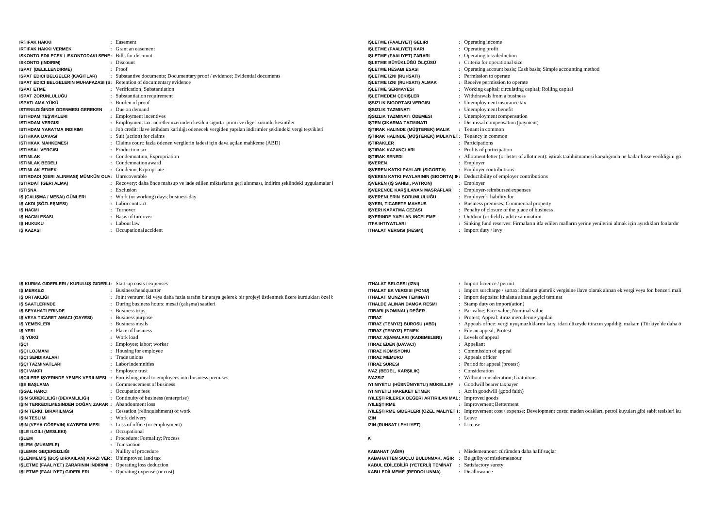| Term | Definition |
|---|---|
| **IRTIFAK HAKKI** | Easement |
| **IRTIFAK HAKKI VERMEK** | Grant an easement |
| **ISKONTO EDILECEK / ISKONTODAKI SENE** | Bills for discount |
| **ISKONTO (INDIRIM)** | Discount |
| **ISPAT (DELILLENDIRME)** | Proof |
| **ISPAT EDICI BELGELER (KAĞITLAR)** | Substantive documents; Documentary proof / evidence; Evidential documents |
| **ISPAT EDICI BELGELERIN MUHAFAZASI (S** | Retention of documentary evidence |
| **ISPAT ETME** | Verification; Substantiation |
| **ISPAT ZORUNLULUĞU** | Substantiation requirement |
| **ISPATLAMA YÜKÜ** | Burden of proof |
| **ISTENILDIĞINDE ÖDENMESI GEREKEN** | Due on demand |
| **ISTIHDAM TEŞVIKLERI** | Employment incentives |
| **ISTIHDAM VERGISI** | Employment tax: ücretler üzerinden kesilen sigorta primi ve diğer zorunlu kesintiler |
| **ISTIHDAM YARATMA INDIRIMI** | Job credit: ilave istihdam karlılığı ödenecek vergiden yapılan indirimler şeklindeki vergi teşvikleri |
| **ISTIHKAK DAVASI** | Suit (action) for claims |
| **ISTIHKAK MAHKEMESI** | Claims court: fazla ödenen vergilerin iadesi için dava açılan mahkeme (ABD) |
| **ISTIHSAL VERGISI** | Production tax |
| **ISTIMLAK** | Condemnation, Expropriation |
| **ISTIMLAK BEDELI** | Condemnation award |
| **ISTIMLAK ETMEK** | Condemn, Expropriate |
| **ISTIRDADI (GERI ALINMASI) MÜMKÜN OLM** | Unrecoverable |
| **ISTIRDAT (GERI ALMA)** | Recovery: daha önce mahsup ve iade edilen miktarların geri alınması, indirim şeklindeki uygulamalar i |
| **ISTISNA** | Exclusion |
| **IŞ (ÇALIŞMA / MESAI) GÜNLERI** | Work (or working) days; business day |
| **IŞ AKDI (SÖZLEŞMESI)** | Labor contract |
| **IŞ HACMI** | Turnover |
| **IŞ HACMI ESASI** | Basis of turnover |
| **IŞ HUKUKU** | Labour law |
| **IŞ KAZASI** | Occupational accident |
| **IŞ KURMA GIDERLERI / KURULUŞ GIDERLI** | Start-up costs / expenses |
| **IŞ MERKEZI** | Business headquarter |
| **IŞ ORTAKLIĞI** | Joint venture: iki veya daha fazla tarafın bir araya gelerek bir projeyi üstlenmek üzere kurdukları özel l |
| **IŞ SAATLERINDE** | During business hours: mesai (çalışma) saatleri |
| **IŞ SEYAHATLERINDE** | Business trips |
| **IŞ VEYA TICARET AMACI (GAYESI)** | Business purpose |
| **IŞ YEMEKLERI** | Business meals |
| **IŞ YERI** | Place of business |
| **IŞ YÜKÜ** | Work load |
| **IŞÇI** | Employee; labor; worker |
| **IŞÇI LOJMANI** | Housing for employee |
| **IŞÇI SENDIKALARI** | Trade unions |
| **IŞÇI TAZMINATLARI** | Labor indemnities |
| **IŞÇI VAKFI** | Employee trust |
| **IŞÇILERE IŞYERINDE YEMEK VERILMESI** | Furnishing meal to employees into business premises |
| **IŞE BAŞLAMA** | Commencement of business |
| **IŞGAL HARCI** | Occupation fees |
| **IŞIN SÜREKLILIĞI (DEVAMLILIĞI)** | Continuity of business (enterprise) |
| **IŞIN TERKEDILMESINDEN DOĞAN ZARAR** | Abandonment loss |
| **IŞIN TERKI, BIRAKILMASI** | Cessation (relinquishment) of work |
| **IŞIN TESLIMI** | Work delivery |
| **IŞIN (VEYA GÖREVIN) KAYBEDILMESI** | Loss of office (or employment) |
| **IŞLE ILGILI (MESLEKI)** | Occupational |
| **IŞLEM** | Procedure; Formality; Process |
| **IŞLEM (MUAMELE)** | Transaction |
| **IŞLEMIN GEÇERSIZLIĞI** | Nullity of procedure |
| **IŞLENMEMIŞ (BOŞ BIRAKILAN) ARAZI VER** | Unimproved land tax |
| **IŞLETME (FAALIYET) ZARARININ INDIRIMI** | Operating loss deduction |
| **IŞLETME (FAALIYET) GIDERLERI** | Operating expense (or cost) |
| **IŞLETME (FAALIYET) GELIRI** | Operating income |
| **IŞLETME (FAALIYET) KARI** | Operating profit |
| **IŞLETME (FAALIYET) ZARARI** | Operating loss deduction |
| **IŞLETME BÜYÜKLÜĞÜ ÖLÇÜSÜ** | Criteria for operational size |
| **IŞLETME HESABI ESASI** | Operating account basis; Cash basis; Simple accounting method |
| **IŞLETME IZNI (RUHSATI)** | Permission to operate |
| **IŞLETME IZNI (RUHSATI) ALMAK** | Receive permission to operate |
| **IŞLETME SERMAYESI** | Working capital; circulating capital; Rolling capital |
| **IŞLETMEDEN ÇEKIŞLER** | Withdrawals from a business |
| **IŞSIZLIK SIGORTASI VERGISI** | Unemployment insurance tax |
| **IŞSIZLIK TAZMINATI** | Unemployment benefit |
| **IŞSIZLIK TAZMINATI ÖDEMESI** | Unemployment compensation |
| **IŞTEN ÇIKARMA TAZMINATI** | Dismissal compensation (payment) |
| **IŞTIRAK HALINDE (MÜŞTEREK) MALIK** | Tenant in common |
| **IŞTIRAK HALINDE (MÜŞTEREK) MÜLKIYET** | Tenancy in common |
| **IŞTIRAKLER** | Participations |
| **IŞTIRAK KAZANÇLARI** | Profits of participation |
| **IŞTIRAK SENEDI** | Allotment letter (or letter of allotment): iştirak taahhütnamesi karşılığında ne kadar hisse verildiğini gö |
| **IŞVEREN** | Employer |
| **IŞVEREN KATKI PAYLARI (SIGORTA)** | Employer contributions |
| **IŞVEREN KATKI PAYLARININ (SIGORTA) IN** | Deductibility of employer contributions |
| **IŞVEREN (IŞ SAHIBI, PATRON)** | Employer |
| **IŞVERENCE KARŞILANAN MASRAFLAR** | Employer-reimbursed expenses |
| **IŞVERENLERIN SORUMLULUĞU** | Employer`s liability for |
| **IŞYERI, TICARETE MAHSUS** | Business premises; Commercial property |
| **IŞYERI KAPATMA CEZASI** | Penalty of closure of the place of business |
| **IŞYERINDE YAPILAN INCELEME** | Outdoor (or field) audit examination |
| **ITFA IHTIYATLARI** | Sinking fund reserves: Firmaların itfa edilen malların yerine yenilerini almak için ayırdıkları fonlardır |
| **ITHALAT VERGISI (RESMI)** | Import duty / levy |
| **ITHALAT BELGESI (IZNI)** | Import licence / permit |
| **ITHALAT EK VERGISI (FONU)** | Import surcharge / surtax: ithalatta gümrük vergisine ilave olarak alınan ek vergi veya fon benzeri mali |
| **ITHALAT MUNZAM TEMINATI** | Import deposits: ithalatta alınan geçici teminat |
| **ITHALDE ALINAN DAMGA RESMI** | Stamp duty on import(ation) |
| **ITIBARI (NOMINAL) DEĞER** | Par value; Face value; Nominal value |
| **ITIRAZ** | Protest; Appeal: itiraz mercilerine yapılan |
| **ITIRAZ (TEMYIZ) BÜROSU (ABD)** | Appeals office: vergi uyuşmazlıklarını karşı idari düzeyde itirazın yapıldığı makam (Türkiye`de daha ö |
| **ITIRAZ (TEMYIZ) ETMEK** | File an appeal; Protest |
| **ITIRAZ AŞAMALARI (KADEMELERI)** | Levels of appeal |
| **ITIRAZ EDEN (DAVACI)** | Appellant |
| **ITIRAZ KOMISYONU** | Commission of appeal |
| **ITIRAZ MEMURU** | Appeals officer |
| **ITIRAZ SÜRESI** | Period for appeal (protest) |
| **IVAZ (BEDEL, KARŞILIK)** | Consideration |
| **IVAZSIZ** | Without consideration; Gratuitous |
| **IYI NIYETLI (HÜSNÜNIYETLI) MÜKELLEF** | Goodwill bearer taxpayer |
| **IYI NIYETLI HAREKET ETMEK** | Act in goodwill (good faith) |
| **IYILEŞTIRILEREK DEĞERI ARTIRILAN MAL** | Improved goods |
| **IYILEŞTIRME** | Improvement; Betterment |
| **IYILEŞTIRME GIDERLERI (ÖZEL MALIYET E** | Improvement cost / expense; Development costs: maden ocakları, petrol kuyuları gibi sabit tesisleri ku |
| **IZIN** | Leave |
| **IZIN (RUHSAT / EHLIYET)** | License |

## K

| Term | Definition |
|---|---|
| **KABAHAT (AĞIR)** | Misdemeanour: cürümden daha hafif suçlar |
| **KABAHATTEN SUÇLU BULUNMAK, AĞIR** | Be guilty of misdemeanour |
| **KABUL EDİLEBİLİR (YETERLİ) TEMİNAT** | Satisfactory surety |
| **KABU EDİLMEME (REDDOLUNMA)** | Disallowance |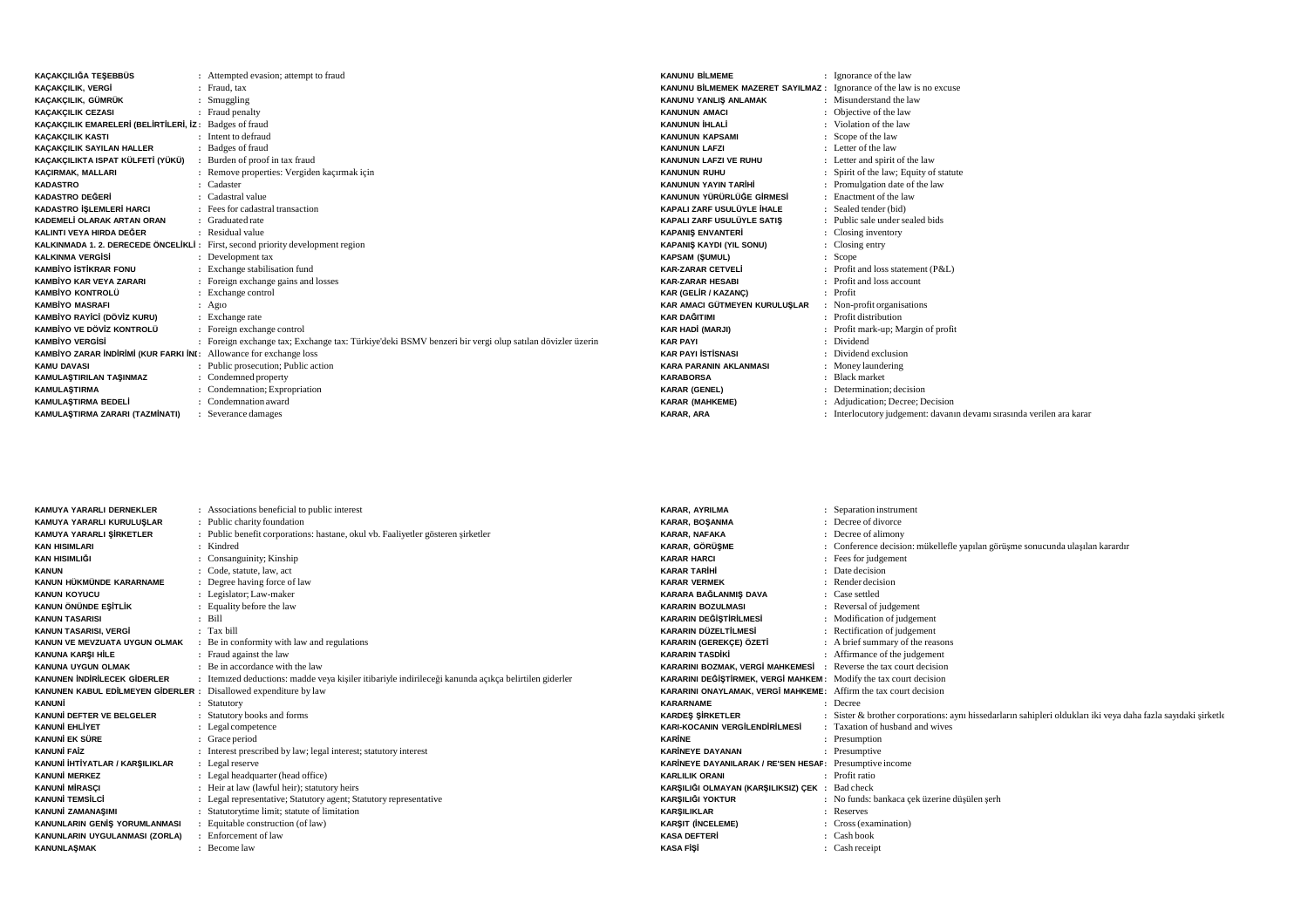| | |
|---|---|
| **KAÇAKÇILIĞA TEŞEBBÜS** | : Attempted evasion; attempt to fraud |
| **KAÇAKÇILIK, VERGİ** | : Fraud, tax |
| **KAÇAKÇILIK, GÜMRÜK** | : Smuggling |
| **KAÇAKÇILIK CEZASI** | : Fraud penalty |
| **KAÇAKÇILIK EMARELERİ (BELİRTİLERİ, İZ** | : Badges of fraud |
| **KAÇAKÇILIK KASTI** | : Intent to defraud |
| **KAÇAKÇILIK SAYILAN HALLER** | : Badges of fraud |
| **KAÇAKÇILIKTA ISPAT KÜLFETİ (YÜKÜ)** | : Burden of proof in tax fraud |
| **KAÇIRMAK, MALLARI** | : Remove properties: Vergiden kaçırmak için |
| **KADASTRO** | : Cadaster |
| **KADASTRO DEĞERİ** | : Cadastral value |
| **KADASTRO İŞLEMLERİ HARCI** | : Fees for cadastral transaction |
| **KADEMELİ OLARAK ARTAN ORAN** | : Graduated rate |
| **KALINTI VEYA HIRDA DEĞER** | : Residual value |
| **KALKINMADA 1. 2. DERECEDE ÖNCELİKLİ** | : First, second priority development region |
| **KALKINMA VERGİSİ** | : Development tax |
| **KAMBİYO İSTİKRAR FONU** | : Exchange stabilisation fund |
| **KAMBİYO KAR VEYA ZARARI** | : Foreign exchange gains and losses |
| **KAMBİYO KONTROLÜ** | : Exchange control |
| **KAMBİYO MASRAFI** | : Agıo |
| **KAMBİYO RAYİCİ (DÖVİZ KURU)** | : Exchange rate |
| **KAMBİYO VE DÖVİZ KONTROLÜ** | : Foreign exchange control |
| **KAMBİYO VERGİSİ** | : Foreign exchange tax; Exchange tax: Türkiye'deki BSMV benzeri bir vergi olup satılan dövizler üzerin |
| **KAMBİYO ZARAR İNDİRİMİ (KUR FARKI İNE** | : Allowance for exchange loss |
| **KAMU DAVASI** | : Public prosecution; Public action |
| **KAMULAŞTIRILAN TAŞINMAZ** | : Condemned property |
| **KAMULAŞTIRMA** | : Condemnation; Expropriation |
| **KAMULAŞTIRMA BEDELİ** | : Condemnation award |
| **KAMULAŞTIRMA ZARARI (TAZMİNATI)** | : Severance damages |
| **KANUNU BİLMEME** | : Ignorance of the law |
| **KANUNU BİLMEMEK MAZERET SAYILMAZ** | : Ignorance of the law is no excuse |
| **KANUNU YANLIŞ ANLAMAK** | : Misunderstand the law |
| **KANUNUN AMACI** | : Objective of the law |
| **KANUNUN İHLALİ** | : Violation of the law |
| **KANUNUN KAPSAMI** | : Scope of the law |
| **KANUNUN LAFZI** | : Letter of the law |
| **KANUNUN LAFZI VE RUHU** | : Letter and spirit of the law |
| **KANUNUN RUHU** | : Spirit of the law; Equity of statute |
| **KANUNUN YAYIN TARİHİ** | : Promulgation date of the law |
| **KANUNUN YÜRÜRLÜĞE GİRMESİ** | : Enactment of the law |
| **KAPALI ZARF USULÜYLE İHALE** | : Sealed tender (bid) |
| **KAPALI ZARF USULÜYLE SATIŞ** | : Public sale under sealed bids |
| **KAPANIŞ ENVANTERİ** | : Closing inventory |
| **KAPANIŞ KAYDI (YIL SONU)** | : Closing entry |
| **KAPSAM (ŞUMUL)** | : Scope |
| **KAR-ZARAR CETVELİ** | : Profit and loss statement (P&L) |
| **KAR-ZARAR HESABI** | : Profit and loss account |
| **KAR (GELİR / KAZANÇ)** | : Profit |
| **KAR AMACI GÜTMEYEN KURULUŞLAR** | : Non-profit organisations |
| **KAR DAĞITIMI** | : Profit distribution |
| **KAR HADİ (MARJI)** | : Profit mark-up; Margin of profit |
| **KAR PAYI** | : Dividend |
| **KAR PAYI İSTİSNASI** | : Dividend exclusion |
| **KARA PARANIN AKLANMASI** | : Money laundering |
| **KARABORSA** | : Black market |
| **KARAR (GENEL)** | : Determination; decision |
| **KARAR (MAHKEME)** | : Adjudication; Decree; Decision |
| **KARAR, ARA** | : Interlocutory judgement: davanın devamı sırasında verilen ara karar |
| **KAMUYA YARARLI DERNEKLER** | : Associations beneficial to public interest |
| **KAMUYA YARARLI KURULUŞLAR** | : Public charity foundation |
| **KAMUYA YARARLI ŞİRKETLER** | : Public benefit corporations: hastane, okul vb. Faaliyetler gösteren şirketler |
| **KAN HISIMLARI** | : Kindred |
| **KAN HISIMLIĞI** | : Consanguinity; Kinship |
| **KANUN** | : Code, statute, law, act |
| **KANUN HÜKMÜNDE KARARNAME** | : Degree having force of law |
| **KANUN KOYUCU** | : Legislator; Law-maker |
| **KANUN ÖNÜNDE EŞİTLİK** | : Equality before the law |
| **KANUN TASARISI** | : Bill |
| **KANUN TASARISI, VERGİ** | : Tax bill |
| **KANUN VE MEVZUATA UYGUN OLMAK** | : Be in conformity with law and regulations |
| **KANUNA KARŞI HİLE** | : Fraud against the law |
| **KANUNA UYGUN OLMAK** | : Be in accordance with the law |
| **KANUNEN İNDİRİLECEK GİDERLER** | : Itemızed deductions: madde veya kişiler itibariyle indirileceği kanunda açıkça belirtilen giderler |
| **KANUNEN KABUL EDİLMEYEN GİDERLER** | : Disallowed expenditure by law |
| **KANUNİ** | : Statutory |
| **KANUNİ DEFTER VE BELGELER** | : Statutory books and forms |
| **KANUNİ EHLİYET** | : Legal competence |
| **KANUNİ EK SÜRE** | : Grace period |
| **KANUNİ FAİZ** | : Interest prescribed by law; legal interest; statutory interest |
| **KANUNİ İHTİYATLAR / KARŞILIKLAR** | : Legal reserve |
| **KANUNİ MERKEZ** | : Legal headquarter (head office) |
| **KANUNİ MİRASÇI** | : Heir at law (lawful heir); statutory heirs |
| **KANUNİ TEMSİLCİ** | : Legal representative; Statutory agent; Statutory representative |
| **KANUNİ ZAMANAŞIMI** | : Statutorytime limit; statute of limitation |
| **KANUNLARIN GENİŞ YORUMLANMASI** | : Equitable construction (of law) |
| **KANUNLARIN UYGULANMASI (ZORLA)** | : Enforcement of law |
| **KANUNLAŞMAK** | : Become law |
| **KARAR, AYRILMA** | : Separation instrument |
| **KARAR, BOŞANMA** | : Decree of divorce |
| **KARAR, NAFAKA** | : Decree of alimony |
| **KARAR, GÖRÜŞME** | : Conference decision: mükellefle yapılan görüşme sonucunda ulaşılan karardır |
| **KARAR HARCI** | : Fees for judgement |
| **KARAR TARİHİ** | : Date decision |
| **KARAR VERMEK** | : Render decision |
| **KARARA BAĞLANMIŞ DAVA** | : Case settled |
| **KARARIN BOZULMASI** | : Reversal of judgement |
| **KARARIN DEĞİŞTİRİLMESİ** | : Modification of judgement |
| **KARARIN DÜZELTİLMESİ** | : Rectification of judgement |
| **KARARIN (GEREKÇE) ÖZETİ** | : A brief summary of the reasons |
| **KARARIN TASDİKİ** | : Affirmance of the judgement |
| **KARARINI BOZMAK, VERGİ MAHKEMESİ** | : Reverse the tax court decision |
| **KARARINI DEĞİŞTİRMEK, VERGİ MAHKEM** | : Modify the tax court decision |
| **KARARINI ONAYLAMAK, VERGİ MAHKEME** | : Affirm the tax court decision |
| **KARARNAME** | : Decree |
| **KARDEŞ ŞİRKETLER** | : Sister & brother corporations: aynı hissedarların sahipleri oldukları iki veya daha fazla sayıdaki şirketle |
| **KARI-KOCANIN VERGİLENDİRİLMESİ** | : Taxation of husband and wives |
| **KARİNE** | : Presumption |
| **KARİNEYE DAYANAN** | : Presumptive |
| **KARİNEYE DAYANILARAK / RE'SEN HESAP** | : Presumptive income |
| **KARLILIK ORANI** | : Profit ratio |
| **KARŞILIĞI OLMAYAN (KARŞILIKSIZ) ÇEK** | : Bad check |
| **KARŞILIĞI YOKTUR** | : No funds: bankaca çek üzerine düşülen şerh |
| **KARŞILIKLAR** | : Reserves |
| **KARŞIT (İNCELEME)** | : Cross (examination) |
| **KASA DEFTERİ** | : Cash book |
| **KASA FİŞİ** | : Cash receipt |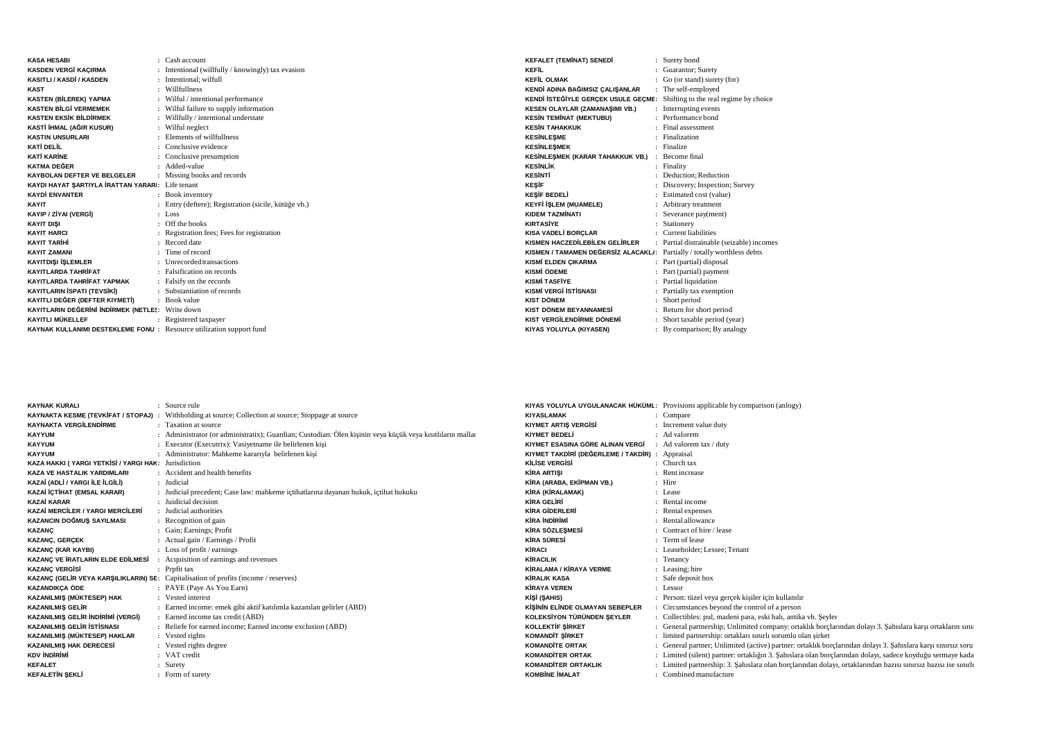| Terim | Karşılık |
|---|---|
| KASA HESABI | Cash account |
| KASDEN VERGİ KAÇIRMA | Intentional (willfully / knowingly) tax evasion |
| KASITLI / KASDİ / KASDEN | Intentional; wilfull |
| KAST | Willfullness |
| KASTEN (BİLEREK) YAPMA | Wilful / intentional performance |
| KASTEN BİLGİ VERMEMEK | Wilful failure to supply information |
| KASTEN EKSİK BİLDİRMEK | Willfully / intentional understate |
| KASTİ İHMAL (AĞIR KUSUR) | Wilful neglect |
| KASTIN UNSURLARI | Elements of willfullness |
| KATİ DELİL | Conclusive evidence |
| KATİ KARİNE | Conclusive presumption |
| KATMA DEĞER | Added-value |
| KAYBOLAN DEFTER VE BELGELER | Missing books and records |
| KAYDI HAYAT ŞARTIYLA İRATTAN YARARI | Life tenant |
| KAYDİ ENVANTER | Book inventory |
| KAYIT | Entry (deftere); Registration (sicile, kütüğe vb.) |
| KAYIP / ZİYAI (VERGİ) | Loss |
| KAYIT DIŞI | Off the books |
| KAYIT HARCI | Registration fees; Fees for registration |
| KAYIT TARİHİ | Record date |
| KAYIT ZAMANI | Time of record |
| KAYITDIŞI İŞLEMLER | Unrecorded transactions |
| KAYITLARDA TAHRİFAT | Falsification on records |
| KAYITLARDA TAHRİFAT YAPMAK | Falsify on the records |
| KAYITLARIN İSPATI (TEVSİKİ) | Substantiation of records |
| KAYITLI DEĞER (DEFTER KIYMETİ) | Book value |
| KAYITLARIN DEĞERİNİ İNDİRMEK (NETLEŞ | Write down |
| KAYITLI MÜKELLEF | Registered taxpayer |
| KAYNAK KULLANIMI DESTEKLEME FONU | Resource utilization support fund |
| KAYNAK KURALI | Source rule |
| KAYNAKTA KESME (TEVKİFAT / STOPAJ) | Withholding at source; Collection at source; Stoppage at source |
| KAYNAKTA VERGİLENDİRME | Taxation at source |
| KAYYUM | Administrator (or administratrix); Guardian; Custodian: Ölen kişinin veya küçük veya kısıtlıların mallar |
| KAYYUM | Executor (Executrix): Vasiyetname ile belirlenen kişi |
| KAYYUM | Administrator: Mahkeme kararıyla belirlenen kişi |
| KAZA HAKKI ( YARGI YETKİSİ / YARGI HAK | Jurisdiction |
| KAZA VE HASTALIK YARDIMLARI | Accident and health benefits |
| KAZAİ (ADLİ / YARGI İLE İLGİLİ) | Judicial |
| KAZAİ İÇTİHAT (EMSAL KARAR) | Judicial precedent; Case law: mahkeme içtihatlarına dayanan hukuk, içtihat hukuku |
| KAZAİ KARAR | Juidicial decision |
| KAZAİ MERCİLER / YARGI MERCİLERİ | Judicial authorities |
| KAZANCIN DOĞMUŞ SAYILMASI | Recognition of gain |
| KAZANÇ | Gain; Earnings; Profit |
| KAZANÇ, GERÇEK | Actual gain / Earnings / Profit |
| KAZANÇ (KAR KAYBI) | Loss of profit / earnings |
| KAZANÇ VE İRATLARIN ELDE EDİLMESİ | Acquisition of earnings and revenues |
| KAZANÇ VERGİSİ | Prpfit tax |
| KAZANÇ (GELİR VEYA KARŞILIKLARIN) SE | Capitalisation of profits (income / reserves) |
| KAZANDIKÇA ÖDE | PAYE (Paye As You Earn) |
| KAZANILMIŞ (MÜKTESEP) HAK | Vested interest |
| KAZANILMIŞ GELİR | Earned income: emek gibi aktif katılımla kazanılan gelirler (ABD) |
| KAZANILMIŞ GELİR İNDİRİMİ (VERGİ) | Earned income tax credit (ABD) |
| KAZANILMIŞ GELİR İSTİSNASI | Reliefe for earned income; Earned income exclusion (ABD) |
| KAZANILMIŞ (MÜKTESEP) HAKLAR | Vested rights |
| KAZANILMIŞ HAK DERECESİ | Vested rights degree |
| KDV İNDİRİMİ | VAT credit |
| KEFALET | Surety |
| KEFALETİN ŞEKLİ | Form of surety |
| KEFALET (TEMİNAT) SENEDİ | Surety bond |
| KEFİL | Guarantor; Surety |
| KEFİL OLMAK | Go (or stand) surety (for) |
| KENDİ ADINA BAĞIMSIZ ÇALIŞANLAR | The self-employed |
| KENDİ İSTEĞİYLE GERÇEK USULE GEÇME | Shifting to the real regime by choice |
| KESEN OLAYLAR (ZAMANAŞIMI VB.) | Interrupting events |
| KESİN TEMİNAT (MEKTUBU) | Performance bond |
| KESİN TAHAKKUK | Final assessment |
| KESİNLEŞME | Finalization |
| KESİNLEŞMEK | Finalize |
| KESİNLEŞMEK (KARAR TAHAKKUK VB.) | Become final |
| KESİNLİK | Finality |
| KESİNTİ | Deduction; Reduction |
| KEŞİF | Discovery; Inspection; Survey |
| KEŞİF BEDELİ | Estimated cost (value) |
| KEYFİ İŞLEM (MUAMELE) | Arbitrary treatment |
| KIDEM TAZMİNATI | Severance pay(ment) |
| KIRTASİYE | Stationery |
| KISA VADELİ BORÇLAR | Current liabilities |
| KISMEN HACZEDİLEBİLEN GELİRLER | Partial distrainable (seizable) incomes |
| KISMEN / TAMAMEN DEĞERSİZ ALACAKLA | Partially / totally worthless debts |
| KISMİ ELDEN ÇIKARMA | Part (partial) disposal |
| KISMİ ÖDEME | Part (partial) payment |
| KISMİ TASFİYE | Partial liquidation |
| KISMİ VERGİ İSTİSNASI | Partially tax exemption |
| KIST DÖNEM | Short period |
| KIST DÖNEM BEYANNAMESİ | Return for short period |
| KIST VERGİLENDİRME DÖNEMİ | Short taxable period (year) |
| KIYAS YOLUYLA (KIYASEN) | By comparison; By analogy |
| KIYAS YOLUYLA UYGULANACAK HÜKÜML | Provisions applicable by comparison (anlogy) |
| KIYASLAMAK | Compare |
| KIYMET ARTIŞ VERGİSİ | Increment value duty |
| KIYMET BEDELİ | Ad valorem |
| KIYMET ESASINA GÖRE ALINAN VERGİ | Ad valorem tax / duty |
| KIYMET TAKDİRİ (DEĞERLEME / TAKDİR) | Appraisal |
| KİLİSE VERGİSİ | Church tax |
| KİRA ARTIŞI | Rent increase |
| KİRA (ARABA, EKİPMAN VB.) | Hire |
| KİRA (KİRALAMAK) | Lease |
| KİRA GELİRİ | Rental income |
| KİRA GİDERLERİ | Rental expenses |
| KİRA İNDİRİMİ | Rental allowance |
| KİRA SÖZLEŞMESİ | Contract of hire / lease |
| KİRA SÜRESİ | Term of lease |
| KİRACI | Leaseholder; Lessee; Tenant |
| KİRACILIK | Tenancy |
| KİRALAMA / KİRAYA VERME | Leasing; hire |
| KİRALIK KASA | Safe deposit box |
| KİRAYA VEREN | Lessor |
| KİŞİ (ŞAHIS) | Person: tüzel veya gerçek kişiler için kullanılır |
| KİŞİNİN ELİNDE OLMAYAN SEBEPLER | Circumstances beyond the control of a person |
| KOLEKSİYON TÜRÜNDEN ŞEYLER | Collectibles: pul, madeni para, eski halı, antika vb. Şeyler |
| KOLLEKTİF ŞİRKET | General partnership; Unlimited company: ortaklık borçlarından dolayı 3. Şahıslara karşı ortakların sını |
| KOMANDİT ŞİRKET | limited partnership: ortakları sınırlı sorumlu olan şirket |
| KOMANDİTE ORTAK | General partner; Unlimited (active) partner: ortaklık borçlarından dolayı 3. Şahıslara karşı sınırsız soru |
| KOMANDİTER ORTAK | Limited (silent) partner: ortaklığın 3. Şahıslara olan borçlarından dolayı, sadece koyduğu sermaye kada |
| KOMANDİTER ORTAKLIK | Limited partnership: 3. Şahıslara olan borçlarından dolayı, ortaklarından bazısı sınırsız bazısı ise sınırlı |
| KOMBİNE İMALAT | Combined manufacture |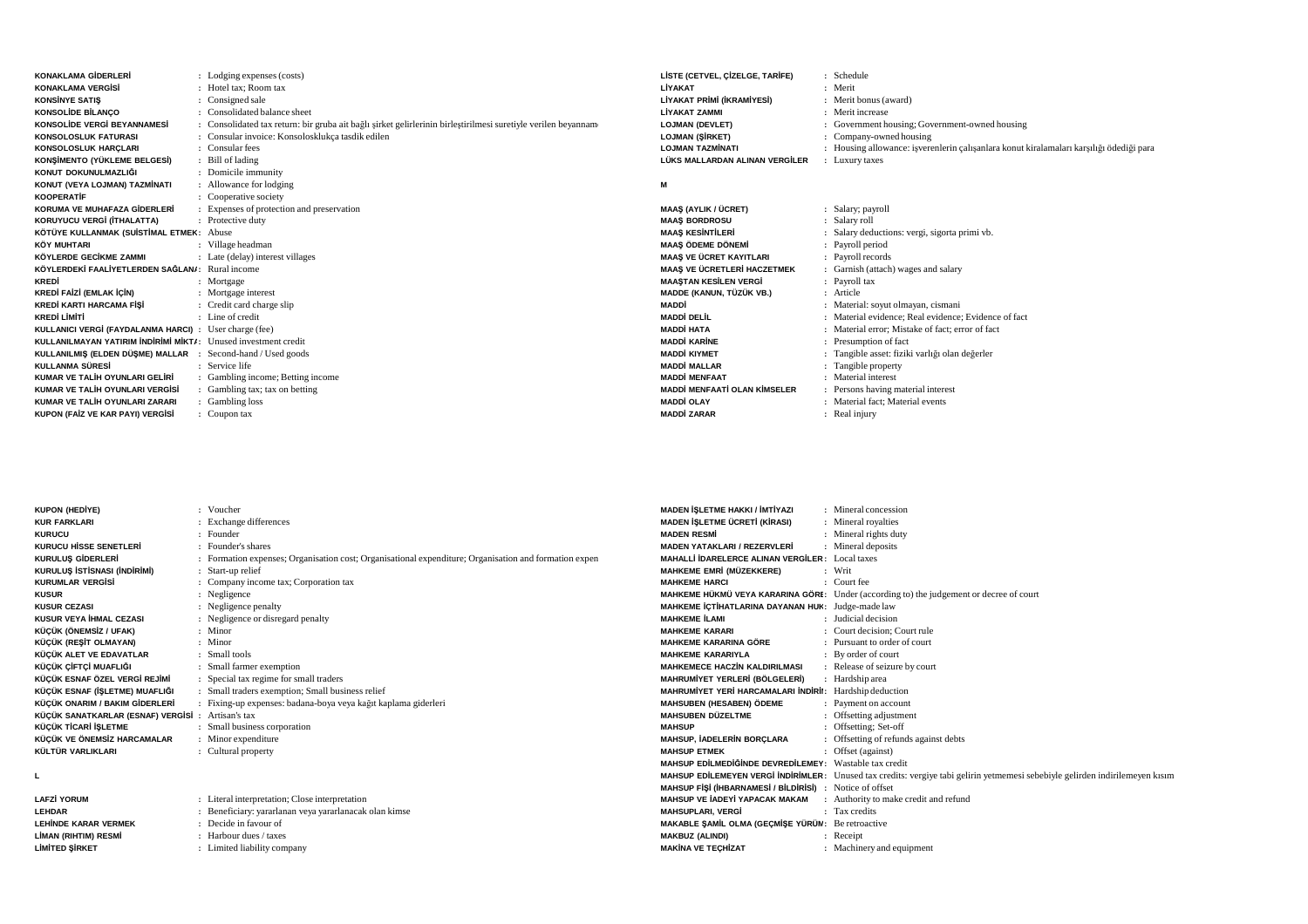KONAKLAMA GİDERLERİ : Lodging expenses (costs)
KONAKLAMA VERGİSİ : Hotel tax; Room tax
KONSİNYE SATIŞ : Consigned sale
KONSOLİDE BİLANÇO : Consolidated balance sheet
KONSOLİDE VERGİ BEYANNAMESİ : Consolidated tax return: bir gruba ait bağlı şirket gelirlerinin birleştirilmesi suretiyle verilen beyannam
KONSOLOSLUK FATURASI : Consular invoice: Konsolosklukça tasdik edilen
KONSOLOSLUK HARÇLARI : Consular fees
KONŞİMENTO (YÜKLEME BELGESİ) : Bill of lading
KONUT DOKUNULMAZLIĞI : Domicile immunity
KONUT (VEYA LOJMAN) TAZMİNATI : Allowance for lodging
KOOPERATİF : Cooperative society
KORUMA VE MUHAFAZA GİDERLERİ : Expenses of protection and preservation
KORUYUCU VERGİ (İTHALATTA) : Protective duty
KÖTÜYE KULLANMAK (SUİSTİMAL ETMEK : Abuse
KÖY MUHTARI : Village headman
KÖYLERDE GECİKME ZAMMI : Late (delay) interest villages
KÖYLERDEKİ FAALİYETLERDEN SAĞLAN/ : Rural income
KREDİ : Mortgage
KREDİ FAİZİ (EMLAK İÇİN) : Mortgage interest
KREDİ KARTI HARCAMA FİŞİ : Credit card charge slip
KREDİ LİMİTİ : Line of credit
KULLANICI VERGİ (FAYDALANMA HARCI) : User charge (fee)
KULLANILMAYAN YATIRIM İNDİRİMİ MİKTA : Unused investment credit
KULLANILMIŞ (ELDEN DÜŞME) MALLAR : Second-hand / Used goods
KULLANMA SÜRESİ : Service life
KUMAR VE TALİH OYUNLARI GELİRİ : Gambling income; Betting income
KUMAR VE TALİH OYUNLARI VERGİSİ : Gambling tax; tax on betting
KUMAR VE TALİH OYUNLARI ZARARI : Gambling loss
KUPON (FAİZ VE KAR PAYI) VERGİSİ : Coupon tax

KUPON (HEDİYE) : Voucher
KUR FARKLARI : Exchange differences
KURUCU : Founder
KURUCU HİSSE SENETLERİ : Founder's shares
KURULUŞ GİDERLERİ : Formation expenses; Organisation cost; Organisational expenditure; Organisation and formation expen
KURULUŞ İSTİSNASI (İNDİRİMİ) : Start-up relief
KURUMLAR VERGİSİ : Company income tax; Corporation tax
KUSUR : Negligence
KUSUR CEZASI : Negligence penalty
KUSUR VEYA İHMAL CEZASI : Negligence or disregard penalty
KÜÇÜK (ÖNEMSİZ / UFAK) : Minor
KÜÇÜK (REŞİT OLMAYAN) : Minor
KÜÇÜK ALET VE EDAVATLAR : Small tools
KÜÇÜK ÇİFTÇİ MUAFLIĞI : Small farmer exemption
KÜÇÜK ESNAF ÖZEL VERGİ REJİMİ : Special tax regime for small traders
KÜÇÜK ESNAF (İŞLETME) MUAFLIĞI : Small traders exemption; Small business relief
KÜÇÜK ONARIM / BAKIM GİDERLERİ : Fixing-up expenses: badana-boya veya kağıt kaplama giderleri
KÜÇÜK SANATKARLAR (ESNAF) VERGİSİ : Artisan's tax
KÜÇÜK TİCARİ İŞLETME : Small business corporation
KÜÇÜK VE ÖNEMSİZ HARCAMALAR : Minor expenditure
KÜLTÜR VARLIKLARI : Cultural property

## L

LAFZİ YORUM : Literal interpretation; Close interpretation
LEHDAR : Beneficiary: yararlanan veya yararlanacak olan kimse
LEHİNDE KARAR VERMEK : Decide in favour of
LİMAN (RIHTIM) RESMİ : Harbour dues / taxes
LİMİTED ŞİRKET : Limited liability company

LİSTE (CETVEL, ÇİZELGE, TARİFE) : Schedule
LİYAKAT : Merit
LİYAKAT PRİMİ (İKRAMİYESİ) : Merit bonus (award)
LİYAKAT ZAMMI : Merit increase
LOJMAN (DEVLET) : Government housing; Government-owned housing
LOJMAN (ŞİRKET) : Company-owned housing
LOJMAN TAZMİNATI : Housing allowance: işverenlerin çalışanlara konut kiralamaları karşılığı ödediği para
LÜKS MALLARDAN ALINAN VERGİLER : Luxury taxes

## M

MAAŞ (AYLIK / ÜCRET) : Salary; payroll
MAAŞ BORDROSU : Salary roll
MAAŞ KESİNTİLERİ : Salary deductions: vergi, sigorta primi vb.
MAAŞ ÖDEME DÖNEMİ : Payroll period
MAAŞ VE ÜCRET KAYITLARI : Payroll records
MAAŞ VE ÜCRETLERİ HACZETMEK : Garnish (attach) wages and salary
MAAŞTAN KESİLEN VERGİ : Payroll tax
MADDE (KANUN, TÜZÜK VB.) : Article
MADDİ : Material: soyut olmayan, cismani
MADDİ DELİL : Material evidence; Real evidence; Evidence of fact
MADDİ HATA : Material error; Mistake of fact; error of fact
MADDİ KARİNE : Presumption of fact
MADDİ KIYMET : Tangible asset: fiziki varlığı olan değerler
MADDİ MALLAR : Tangible property
MADDİ MENFAAT : Material interest
MADDİ MENFAATİ OLAN KİMSELER : Persons having material interest
MADDİ OLAY : Material fact; Material events
MADDİ ZARAR : Real injury

MADEN İŞLETME HAKKI / İMTİYAZI : Mineral concession
MADEN İŞLETME ÜCRETİ (KİRASI) : Mineral royalties
MADEN RESMİ : Mineral rights duty
MADEN YATAKLARI / REZERVLERİ : Mineral deposits
MAHALLİ İDARELERCE ALINAN VERGİLER : Local taxes
MAHKEME EMRİ (MÜZEKKERE) : Writ
MAHKEME HARCI : Court fee
MAHKEME HÜKMÜ VEYA KARARINA GÖRE : Under (according to) the judgement or decree of court
MAHKEME İÇTİHATLARINA DAYANAN HUK : Judge-made law
MAHKEME İLAMI : Judicial decision
MAHKEME KARARI : Court decision; Court rule
MAHKEME KARARINA GÖRE : Pursuant to order of court
MAHKEME KARARIYLA : By order of court
MAHKEMECE HACZİN KALDIRILMASI : Release of seizure by court
MAHRUMİYET YERLERİ (BÖLGELERİ) : Hardship area
MAHRUMİYET YERİ HARCAMALARI İNDİRİ : Hardship deduction
MAHSUBEN (HESABEN) ÖDEME : Payment on account
MAHSUBEN DÜZELTME : Offsetting adjustment
MAHSUP : Offsetting; Set-off
MAHSUP, İADELERİN BORÇLARA : Offsetting of refunds against debts
MAHSUP ETMEK : Offset (against)
MAHSUP EDİLMEDİĞİNDE DEVREDİLEMEY : Wastable tax credit
MAHSUP EDİLEMEYEN VERGİ İNDİRİMLER : Unused tax credits: vergiye tabi gelirin yetmemesi sebebiyle gelirden indirilemeyen kısım
MAHSUP FİŞİ (İHBARNAMESİ / BİLDİRİSİ) : Notice of offset
MAHSUP VE İADEYİ YAPACAK MAKAM : Authority to make credit and refund
MAHSUPLARI, VERGİ : Tax credits
MAKABLE ŞAMİL OLMA (GEÇMİŞE YÜRÜM : Be retroactive
MAKBUZ (ALINDI) : Receipt
MAKİNA VE TEÇHİZAT : Machinery and equipment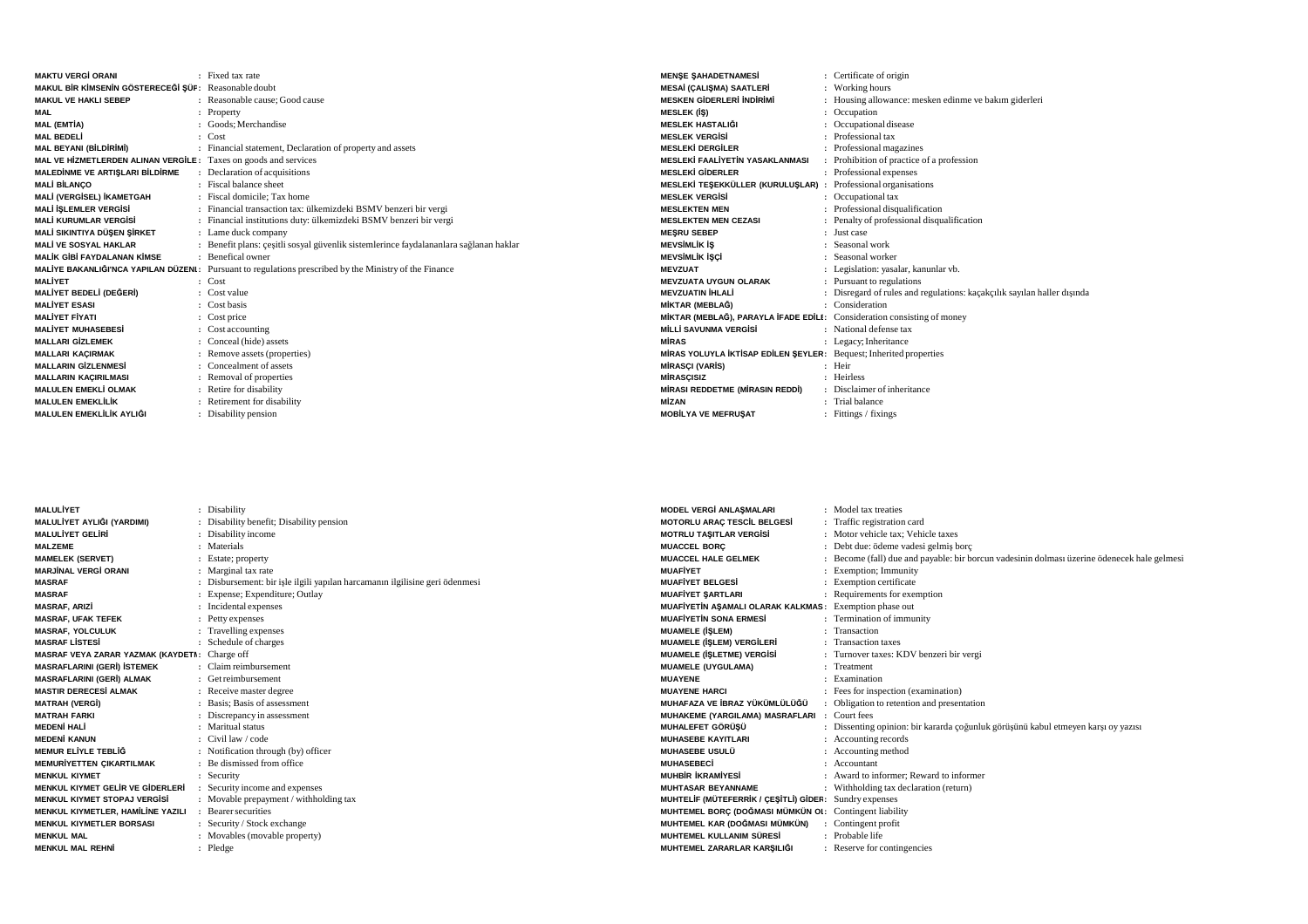| Terim | | Karşılık |
|---|---|---|
| MAKTU VERGİ ORANI | : | Fixed tax rate |
| MAKUL BİR KİMSENİN GÖSTERECEĞİ ŞÜP | : | Reasonable doubt |
| MAKUL VE HAKLI SEBEP | : | Reasonable cause; Good cause |
| MAL | : | Property |
| MAL (EMTİA) | : | Goods; Merchandise |
| MAL BEDELİ | : | Cost |
| MAL BEYANI (BİLDİRİMİ) | : | Financial statement, Declaration of property and assets |
| MAL VE HİZMETLERDEN ALINAN VERGİLE | : | Taxes on goods and services |
| MALEDİNME VE ARTIŞLARI BİLDİRME | : | Declaration of acquisitions |
| MALİ BİLANÇO | : | Fiscal balance sheet |
| MALİ (VERGİSEL) İKAMETGAH | : | Fiscal domicile; Tax home |
| MALİ İŞLEMLER VERGİSİ | : | Financial transaction tax: ülkemizdeki BSMV benzeri bir vergi |
| MALİ KURUMLAR VERGİSİ | : | Financial institutions duty: ülkemizdeki BSMV benzeri bir vergi |
| MALİ SIKINTIYA DÜŞEN ŞİRKET | : | Lame duck company |
| MALİ VE SOSYAL HAKLAR | : | Benefit plans: çeşitli sosyal güvenlik sistemlerince faydalananlara sağlanan haklar |
| MALİK GİBİ FAYDALANAN KİMSE | : | Benefical owner |
| MALİYE BAKANLIĞI'NCA YAPILAN DÜZENl | : | Pursuant to regulations prescribed by the Ministry of the Finance |
| MALİYET | : | Cost |
| MALİYET BEDELİ (DEĞERİ) | : | Cost value |
| MALİYET ESASI | : | Cost basis |
| MALİYET FİYATI | : | Cost price |
| MALİYET MUHASEBESİ | : | Cost accounting |
| MALLARI GİZLEMEK | : | Conceal (hide) assets |
| MALLARI KAÇIRMAK | : | Remove assets (properties) |
| MALLARIN GİZLENMESİ | : | Concealment of assets |
| MALLARIN KAÇIRILMASI | : | Removal of properties |
| MALULEN EMEKLİ OLMAK | : | Retire for disability |
| MALULEN EMEKLİLİK | : | Retirement for disability |
| MALULEN EMEKLİLİK AYLIĞI | : | Disability pension |
| MENŞE ŞAHADETNAMESİ | : | Certificate of origin |
| MESAİ (ÇALIŞMA) SAATLERİ | : | Working hours |
| MESKEN GİDERLERİ İNDİRİMİ | : | Housing allowance: mesken edinme ve bakım giderleri |
| MESLEK (İŞ) | : | Occupation |
| MESLEK HASTALIĞI | : | Occupational disease |
| MESLEK VERGİSİ | : | Professional tax |
| MESLEKİ DERGİLER | : | Professional magazines |
| MESLEKİ FAALİYETİN YASAKLANMASI | : | Prohibition of practice of a profession |
| MESLEKİ GİDERLER | : | Professional expenses |
| MESLEKİ TEŞEKKÜLLER (KURULUŞLAR) | : | Professional organisations |
| MESLEK VERGİSİ | : | Occupational tax |
| MESLEKTEN MEN | : | Professional disqualification |
| MESLEKTEN MEN CEZASI | : | Penalty of professional disqualification |
| MEŞRU SEBEP | : | Just case |
| MEVSİMLİK İŞ | : | Seasonal work |
| MEVSİMLİK İŞÇİ | : | Seasonal worker |
| MEVZUAT | : | Legislation: yasalar, kanunlar vb. |
| MEVZUATA UYGUN OLARAK | : | Pursuant to regulations |
| MEVZUATIN İHLALİ | : | Disregard of rules and regulations: kaçakçılık sayılan haller dışında |
| MİKTAR (MEBLAĞ) | : | Consideration |
| MİKTAR (MEBLAĞ), PARAYLA İFADE EDİLE | : | Consideration consisting of money |
| MİLLİ SAVUNMA VERGİSİ | : | National defense tax |
| MİRAS | : | Legacy; Inheritance |
| MİRAS YOLUYLA İKTİSAP EDİLEN ŞEYLER | : | Bequest; Inherited properties |
| MİRASÇI (VARİS) | : | Heir |
| MİRASÇISIZ | : | Heirless |
| MİRASI REDDETME (MİRASIN REDDİ) | : | Disclaimer of inheritance |
| MİZAN | : | Trial balance |
| MOBİLYA VE MEFRUŞAT | : | Fittings / fixings |
| MALULİYET | : | Disability |
| MALULİYET AYLIĞI (YARDIMI) | : | Disability benefit; Disability pension |
| MALULİYET GELİRİ | : | Disability income |
| MALZEME | : | Materials |
| MAMELEK (SERVET) | : | Estate; property |
| MARJİNAL VERGİ ORANI | : | Marginal tax rate |
| MASRAF | : | Disbursement: bir işle ilgili yapılan harcamanın ilgilisine geri ödenmesi |
| MASRAF | : | Expense; Expenditure; Outlay |
| MASRAF, ARIZİ | : | Incidental expenses |
| MASRAF, UFAK TEFEK | : | Petty expenses |
| MASRAF, YOLCULUK | : | Travelling expenses |
| MASRAF LİSTESİ | : | Schedule of charges |
| MASRAF VEYA ZARAR YAZMAK (KAYDETI | : | Charge off |
| MASRAFLARINI (GERİ) İSTEMEK | : | Claim reimbursement |
| MASRAFLARINI (GERİ) ALMAK | : | Get reimbursement |
| MASTIR DERECESİ ALMAK | : | Receive master degree |
| MATRAH (VERGİ) | : | Basis; Basis of assessment |
| MATRAH FARKI | : | Discrepancy in assessment |
| MEDENİ HALİ | : | Maritual status |
| MEDENİ KANUN | : | Civil law / code |
| MEMUR ELİYLE TEBLİĞ | : | Notification through (by) officer |
| MEMURİYETTEN ÇIKARTILMAK | : | Be dismissed from office |
| MENKUL KIYMET | : | Security |
| MENKUL KIYMET GELİR VE GİDERLERİ | : | Security income and expenses |
| MENKUL KIYMET STOPAJ VERGİSİ | : | Movable prepayment / withholding tax |
| MENKUL KIYMETLER, HAMİLİNE YAZILI | : | Bearer securities |
| MENKUL KIYMETLER BORSASI | : | Security / Stock exchange |
| MENKUL MAL | : | Movables (movable property) |
| MENKUL MAL REHNİ | : | Pledge |
| MODEL VERGİ ANLAŞMALARI | : | Model tax treaties |
| MOTORLU ARAÇ TESCİL BELGESİ | : | Traffic registration card |
| MOTRLU TAŞITLAR VERGİSİ | : | Motor vehicle tax; Vehicle taxes |
| MUACCEL BORÇ | : | Debt due: ödeme vadesi gelmiş borç |
| MUACCEL HALE GELMEK | : | Become (fall) due and payable: bir borcun vadesinin dolması üzerine ödenecek hale gelmesi |
| MUAFİYET | : | Exemption; Immunity |
| MUAFİYET BELGESİ | : | Exemption certificate |
| MUAFİYET ŞARTLARI | : | Requirements for exemption |
| MUAFİYETİN AŞAMALI OLARAK KALKMAS | : | Exemption phase out |
| MUAFİYETİN SONA ERMESİ | : | Termination of immunity |
| MUAMELE (İŞLEM) | : | Transaction |
| MUAMELE (İŞLEM) VERGİLERİ | : | Transaction taxes |
| MUAMELE (İŞLETME) VERGİSİ | : | Turnover taxes: KDV benzeri bir vergi |
| MUAMELE (UYGULAMA) | : | Treatment |
| MUAYENE | : | Examination |
| MUAYENE HARCI | : | Fees for inspection (examination) |
| MUHAFAZA VE İBRAZ YÜKÜMLÜLÜĞÜ | : | Obligation to retention and presentation |
| MUHAKEME (YARGILAMA) MASRAFLARI | : | Court fees |
| MUHALEFET GÖRÜŞÜ | : | Dissenting opinion: bir kararda çoğunluk görüşünü kabul etmeyen karşı oy yazısı |
| MUHASEBE KAYITLARI | : | Accounting records |
| MUHASEBE USULÜ | : | Accounting method |
| MUHASEBECİ | : | Accountant |
| MUHBİR İKRAMİYESİ | : | Award to informer; Reward to informer |
| MUHTASAR BEYANNAME | : | Withholding tax declaration (return) |
| MUHTELİF (MÜTEFERRİK / ÇEŞİTLİ) GİDER | : | Sundry expenses |
| MUHTEMEL BORÇ (DOĞMASI MÜMKÜN OI | : | Contingent liability |
| MUHTEMEL KAR (DOĞMASI MÜMKÜN) | : | Contingent profit |
| MUHTEMEL KULLANIM SÜRESİ | : | Probable life |
| MUHTEMEL ZARARLAR KARŞILIĞI | : | Reserve for contingencies |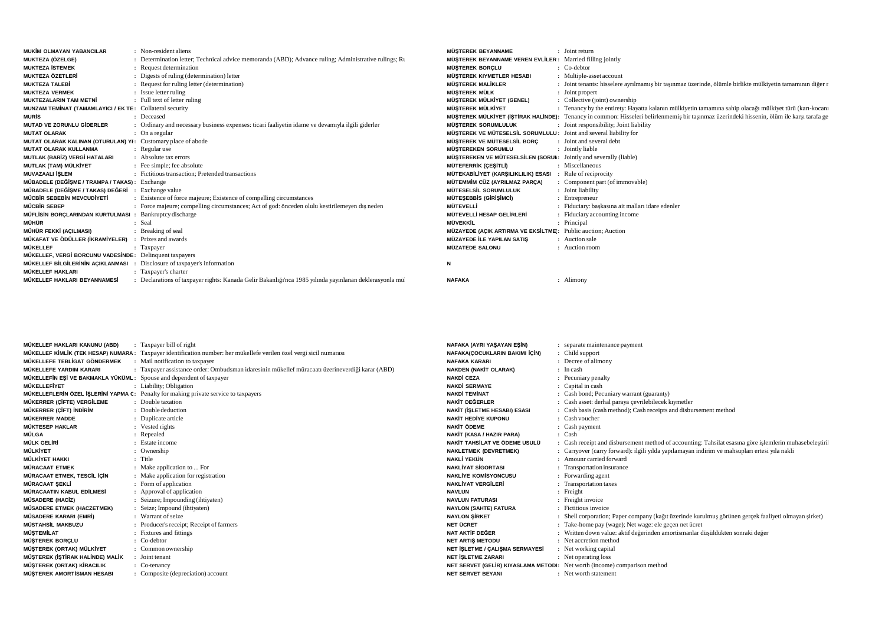| Terim | Karşılık |
|---|---|
| MUKİM OLMAYAN YABANCILAR | Non-resident aliens |
| MUKTEZA (ÖZELGE) | Determination letter; Technical advice memoranda (ABD); Advance ruling; Administrative rulings; Ru |
| MUKTEZA İSTEMEK | Request determination |
| MUKTEZA ÖZETLERİ | Digests of ruling (determination) letter |
| MUKTEZA TALEBİ | Request for ruling letter (determination) |
| MUKTEZA VERMEK | Issue letter ruling |
| MUKTEZALARIN TAM METNİ | Full text of letter ruling |
| MUNZAM TEMİNAT (TAMAMLAYICI / EK TE | Collateral security |
| MURİS | Deceased |
| MUTAD VE ZORUNLU GİDERLER | Ordinary and necessary business expenses: ticari faaliyetin idame ve devamıyla ilgili giderler |
| MUTAT OLARAK | On a regular |
| MUTAT OLARAK KALINAN (OTURULAN) YE | Customary place of abode |
| MUTAT OLARAK KULLANMA | Regular use |
| MUTLAK (BARİZ) VERGİ HATALARI | Absolute tax errors |
| MUTLAK (TAM) MÜLKİYET | Fee simple; fee absolute |
| MUVAZAALI İŞLEM | Fictitious transaction; Pretended transactions |
| MÜBADELE (DEĞİŞME / TRAMPA / TAKAS) | Exchange |
| MÜBADELE (DEĞİŞME / TAKAS) DEĞERİ | Exchange value |
| MÜCBİR SEBEBİN MEVCUDİYETİ | Existence of force majeure; Existence of compelling circumstances |
| MÜCBİR SEBEP | Force majeure; compelling circumstances; Act of god: önceden olulu kestirilemeyen dış neden |
| MÜFLİSİN BORÇLARINDAN KURTULMASI | Bankruptcy discharge |
| MÜHÜR | Seal |
| MÜHÜR FEKKİ (AÇILMASI) | Breaking of seal |
| MÜKAFAT VE ÖDÜLLER (İKRAMİYELER) | Prizes and awards |
| MÜKELLEF | Taxpayer |
| MÜKELLEF, VERGİ BORCUNU VADESİNDE | Delinquent taxpayers |
| MÜKELLEF BİLGİLERİNİN AÇIKLANMASI | Disclosure of taxpayer's information |
| MÜKELLEF HAKLARI | Taxpayer's charter |
| MÜKELLEF HAKLARI BEYANNAMESİ | Declarations of taxpayer rights: Kanada Gelir Bakanlığı'nca 1985 yılında yayınlanan deklerasyonla mü |
| MÜŞTEREK BEYANNAME | Joint return |
| MÜŞTEREK BEYANNAME VEREN EVLİLER | Married filling jointly |
| MÜŞTEREK BORÇLU | Co-debtor |
| MÜŞTEREK KIYMETLER HESABI | Multiple-asset account |
| MÜŞTEREK MALİKLER | Joint tenants: hisselere ayrılmamış bir taşınmaz üzerinde, ölümle birlikte mülkiyetin tamamının diğer r |
| MÜŞTEREK MÜLK | Joint propert |
| MÜŞTEREK MÜLKİYET (GENEL) | Collective (joint) ownership |
| MÜŞTEREK MÜLKİYET | Tenancy by the entirety: Hayatta kalanın mülkiyetin tamamına sahip olacağı mülkiyet türü (karı-kocanı |
| MÜŞTEREK MÜLKİYET (İŞTİRAK HALİNDE) | Tenancy in common: Hisseleri belirlenmemiş bir taşınmaz üzerindeki hissenin, ölüm ile karşı tarafa ge |
| MÜŞTEREK SORUMLULUK | Joint responsibility; Joint liability |
| MÜŞTEREK VE MÜTESELSİL SORUMLULU | Joint and several liability for |
| MÜŞTEREK VE MÜTESELSİL BORÇ | Joint and several debt |
| MÜŞTEREKEN SORUMLU | Jointly liable |
| MÜŞTEREKEN VE MÜTESELSİLEN (SORUM | Jointly and severally (liable) |
| MÜTEFERRİK (ÇEŞİTLİ) | Miscellaneous |
| MÜTEKABİLİYET (KARŞILIKLILIK) ESASI | Rule of reciprocity |
| MÜTEMMİM CÜZ (AYRILMAZ PARÇA) | Component part (of immovable) |
| MÜTESELSİL SORUMLULUK | Joint liability |
| MÜTEŞEBBİS (GİRİŞİMCİ) | Entrepreneur |
| MÜTEVELLİ | Fiduciary: başkasına ait malları idare edenler |
| MÜTEVELLİ HESAP GELİRLERİ | Fiduciary accounting income |
| MÜVEKKİL | Principal |
| MÜZAYEDE (AÇIK ARTIRMA VE EKSİLTME) | Public auction; Auction |
| MÜZAYEDE İLE YAPILAN SATIŞ | Auction sale |
| MÜZATEDE SALONU | Auction room |

**N**

| Terim | Karşılık |
|---|---|
| NAFAKA | Alimony |

| Terim | Karşılık |
|---|---|
| MÜKELLEF HAKLARI KANUNU (ABD) | Taxpayer bill of right |
| MÜKELLEF KİMLİK (TEK HESAP) NUMARA | Taxpayer identification number: her mükellefe verilen özel vergi sicil numarası |
| MÜKELLEFE TEBLİGAT GÖNDERMEK | Mail notification to taxpayer |
| MÜKELLEFE YARDIM KARARI | Taxpayer assistance order: Ombudsman idaresinin mükellef müracaatı üzerineverdiği karar (ABD) |
| MÜKELLEFİN EŞİ VE BAKMAKLA YÜKÜML | Spouse and dependent of taxpayer |
| MÜKELLEFİYET | Liability; Obligation |
| MÜKELLEFLERİN ÖZEL İŞLERİNİ YAPMA C | Penalty for making private service to taxpayers |
| MÜKERRER (ÇİFTE) VERGİLEME | Double taxation |
| MÜKERRER (ÇİFT) İNDİRİM | Double deduction |
| MÜKERRER MADDE | Duplicate article |
| MÜKTESEP HAKLAR | Vested rights |
| MÜLGA | Repealed |
| MÜLK GELİRİ | Estate income |
| MÜLKİYET | Ownership |
| MÜLKİYET HAKKI | Title |
| MÜRACAAT ETMEK | Make application to ... For |
| MÜRACAAT ETMEK, TESCİL İÇİN | Make application for registration |
| MÜRACAAT ŞEKLİ | Form of application |
| MÜRACAATIN KABUL EDİLMESİ | Approval of application |
| MÜSADERE (HACİZ) | Seizure; Impounding (ihtiyaten) |
| MÜSADERE ETMEK (HACZETMEK) | Seize; Impound (ihtiyaten) |
| MÜSADERE KARARI (EMRİ) | Warrant of seize |
| MÜSTAHSİL MAKBUZU | Producer's receipt; Receipt of farmers |
| MÜŞTEMİLAT | Fixtures and fittings |
| MÜŞTEREK BORÇLU | Co-debtor |
| MÜŞTEREK (ORTAK) MÜLKİYET | Common ownership |
| MÜŞTEREK (İŞTİRAK HALİNDE) MALİK | Joint tenant |
| MÜŞTEREK (ORTAK) KİRACILIK | Co-tenancy |
| MÜŞTEREK AMORTİSMAN HESABI | Composite (depreciation) account |
| NAFAKA (AYRI YAŞAYAN EŞİN) | separate maintenance payment |
| NAFAKA(ÇOCUKLARIN BAKIMI İÇİN) | Child support |
| NAFAKA KARARI | Decree of alimony |
| NAKDEN (NAKİT OLARAK) | In cash |
| NAKDİ CEZA | Pecuniary penalty |
| NAKDİ SERMAYE | Capital in cash |
| NAKDİ TEMİNAT | Cash bond; Pecuniary warrant (guaranty) |
| NAKİT DEĞERLER | Cash asset: derhal paraya çevrilebilecek kıymetler |
| NAKİT (İŞLETME HESABI) ESASI | Cash basis (cash method); Cash receipts and disbursement method |
| NAKİT HEDİYE KUPONU | Cash voucher |
| NAKİT ÖDEME | Cash payment |
| NAKİT (KASA / HAZIR PARA) | Cash |
| NAKİT TAHSİLAT VE ÖDEME USULÜ | Cash receipt and disbursement method of accounting: Tahsilat esasına göre işlemlerin muhasebeleştiril |
| NAKLETMEK (DEVRETMEK) | Carryover (carry forward): ilgili yılda yapılamayan indirim ve mahsupları ertesi yıla nakli |
| NAKLİ YEKÜN | Amounr carried forward |
| NAKLİYAT SİGORTASI | Transportation insurance |
| NAKLİYE KOMİSYONCUSU | Forwarding agent |
| NAKLİYAT VERGİLERİ | Transportation taxes |
| NAVLUN | Freight |
| NAVLUN FATURASI | Freight invoice |
| NAYLON (SAHTE) FATURA | Fictitious invoice |
| NAYLON ŞİRKET | Shell corporation; Paper company (kâğıt üzerinde kurulmuş görünen gerçek faaliyeti olmayan şirket) |
| NET ÜCRET | Take-home pay (wage); Net wage: ele geçen net ücret |
| NAT AKTİF DEĞER | Written down value: aktif değerinden amortismanlar düşüldükten sonraki değer |
| NET ARTIŞ METODU | Net accretion method |
| NET İŞLETME / ÇALIŞMA SERMAYESİ | Net working capital |
| NET İŞLETME ZARARI | Net operating loss |
| NET SERVET (GELİR) KIYASLAMA METODI | Net worth (income) comparison method |
| NET SERVET BEYANI | Net worth statement |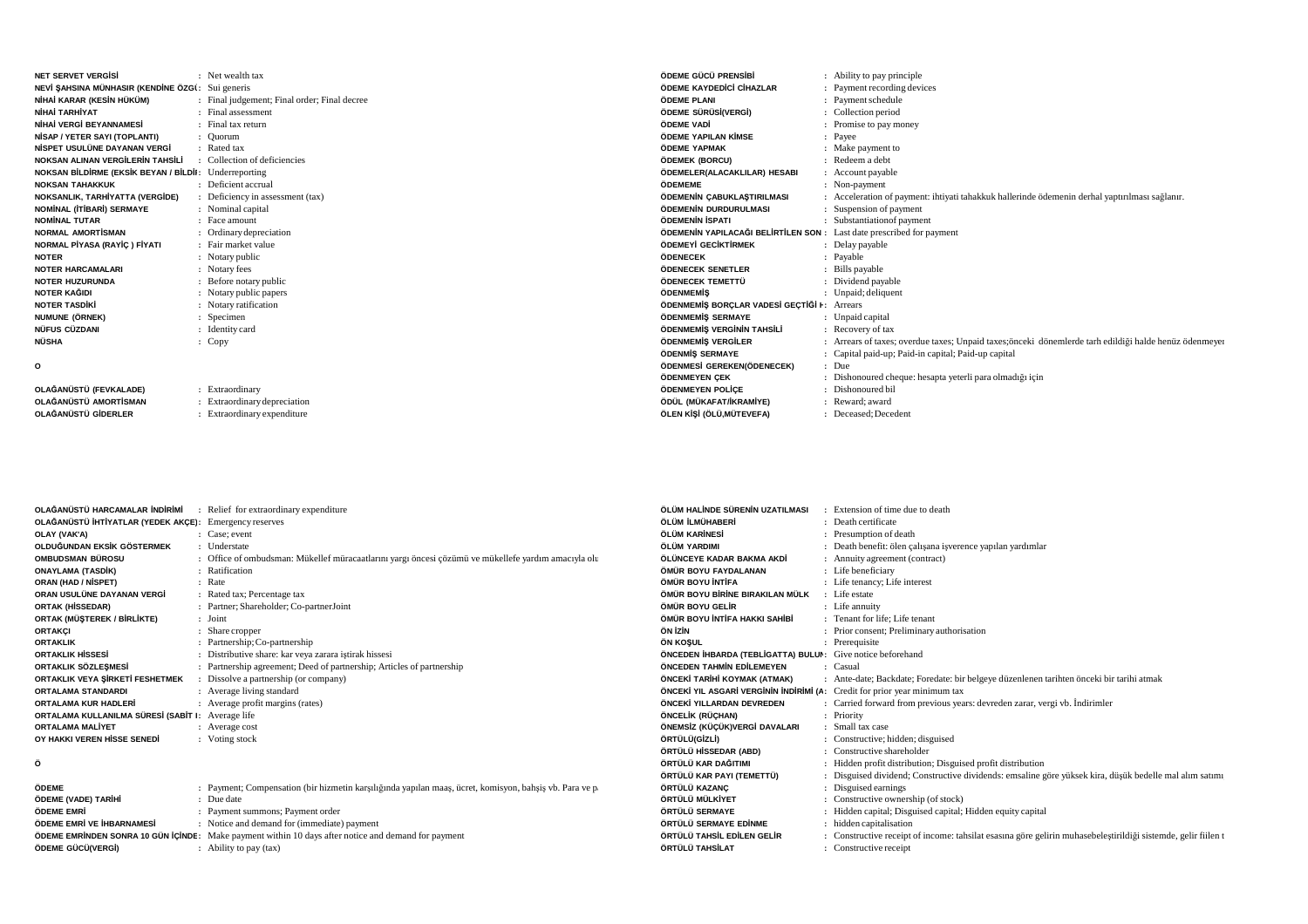| | | |
|---|---|---|
| **NET SERVET VERGİSİ** | : | Net wealth tax |
| **NEVİ ŞAHSINA MÜNHASIR (KENDİNE ÖZGÜ** | : | Sui generis |
| **NİHAİ KARAR (KESİN HÜKÜM)** | : | Final judgement; Final order; Final decree |
| **NİHAİ TARHİYAT** | : | Final assessment |
| **NİHAİ VERGİ BEYANNAMESİ** | : | Final tax return |
| **NİSAP / YETER SAYI (TOPLANTI)** | : | Quorum |
| **NİSPET USULÜNE DAYANAN VERGİ** | : | Rated tax |
| **NOKSAN ALINAN VERGİLERİN TAHSİLİ** | : | Collection of deficiencies |
| **NOKSAN BİLDİRME (EKSİK BEYAN / BİLDİ** | : | Underreporting |
| **NOKSAN TAHAKKUK** | : | Deficient accrual |
| **NOKSANLIK, TARHİYATTA (VERGİDE)** | : | Deficiency in assessment (tax) |
| **NOMİNAL (İTİBARİ) SERMAYE** | : | Nominal capital |
| **NOMİNAL TUTAR** | : | Face amount |
| **NORMAL AMORTİSMAN** | : | Ordinary depreciation |
| **NORMAL PİYASA (RAYİÇ ) FİYATI** | : | Fair market value |
| **NOTER** | : | Notary public |
| **NOTER HARCAMALARI** | : | Notary fees |
| **NOTER HUZURUNDA** | : | Before notary public |
| **NOTER KAĞIDI** | : | Notary public papers |
| **NOTER TASDİKİ** | : | Notary ratification |
| **NUMUNE (ÖRNEK)** | : | Specimen |
| **NÜFUS CÜZDANI** | : | Identity card |
| **NÜSHA** | : | Copy |

**O**

| | | |
|---|---|---|
| **OLAĞANÜSTÜ (FEVKALADE)** | : | Extraordinary |
| **OLAĞANÜSTÜ AMORTİSMAN** | : | Extraordinary depreciation |
| **OLAĞANÜSTÜ GİDERLER** | : | Extraordinary expenditure |
| **OLAĞANÜSTÜ HARCAMALAR İNDİRİMİ** | : | Relief for extraordinary expenditure |
| **OLAĞANÜSTÜ İHTİYATLAR (YEDEK AKÇE)** | : | Emergency reserves |
| **OLAY (VAK'A)** | : | Case; event |
| **OLDUĞUNDAN EKSİK GÖSTERMEK** | : | Understate |
| **OMBUDSMAN BÜROSU** | : | Office of ombudsman: Mükellef müracaatlarını yargı öncesi çözümü ve mükellefe yardım amacıyla olu |
| **ONAYLAMA (TASDİK)** | : | Ratification |
| **ORAN (HAD / NİSPET)** | : | Rate |
| **ORAN USULÜNE DAYANAN VERGİ** | : | Rated tax; Percentage tax |
| **ORTAK (HİSSEDAR)** | : | Partner; Shareholder; Co-partnerJoint |
| **ORTAK (MÜŞTEREK / BİRLİKTE)** | : | Joint |
| **ORTAKÇI** | : | Share cropper |
| **ORTAKLIK** | : | Partnership; Co-partnership |
| **ORTAKLIK HİSSESİ** | : | Distributive share: kar veya zarara iştirak hissesi |
| **ORTAKLIK SÖZLEŞMESİ** | : | Partnership agreement; Deed of partnership; Articles of partnership |
| **ORTAKLIK VEYA ŞİRKETİ FESHETMEK** | : | Dissolve a partnership (or company) |
| **ORTALAMA STANDARDI** | : | Average living standard |
| **ORTALAMA KUR HADLERİ** | : | Average profit margins (rates) |
| **ORTALAMA KULLANILMA SÜRESİ (SABİT I** | : | Average life |
| **ORTALAMA MALİYET** | : | Average cost |
| **OY HAKKI VEREN HİSSE SENEDİ** | : | Voting stock |

**Ö**

| | | |
|---|---|---|
| **ÖDEME** | : | Payment; Compensation (bir hizmetin karşılığında yapılan maaş, ücret, komisyon, bahşiş vb. Para ve p |
| **ÖDEME (VADE) TARİHİ** | : | Due date |
| **ÖDEME EMRİ** | : | Payment summons; Payment order |
| **ÖDEME EMRİ VE İHBARNAMESİ** | : | Notice and demand for (immediate) payment |
| **ÖDEME EMRİNDEN SONRA 10 GÜN İÇİNDE** | : | Make payment within 10 days after notice and demand for payment |
| **ÖDEME GÜCÜ(VERGİ)** | : | Ability to pay (tax) |
| **ÖDEME GÜCÜ PRENSİBİ** | : | Ability to pay principle |
| **ÖDEME KAYDEDİCİ CİHAZLAR** | : | Payment recording devices |
| **ÖDEME PLANI** | : | Payment schedule |
| **ÖDEME SÜRÜSİ(VERGİ)** | : | Collection period |
| **ÖDEME VADİ** | : | Promise to pay money |
| **ÖDEME YAPILAN KİMSE** | : | Payee |
| **ÖDEME YAPMAK** | : | Make payment to |
| **ÖDEMEK (BORCU)** | : | Redeem a debt |
| **ÖDEMELER(ALACAKLILAR) HESABI** | : | Account payable |
| **ÖDEMEME** | : | Non-payment |
| **ÖDEMENİN ÇABUKLAŞTIRILMASI** | : | Acceleration of payment: ihtiyati tahakkuk hallerinde ödemenin derhal yaptırılması sağlanır. |
| **ÖDEMENİN DURDURULMASI** | : | Suspension of payment |
| **ÖDEMENİN İSPATI** | : | Substantiationof payment |
| **ÖDEMENİN YAPILACAĞI BELİRTİLEN SON** | : | Last date prescribed for payment |
| **ÖDEMEYİ GECİKTİRMEK** | : | Delay payable |
| **ÖDENECEK** | : | Payable |
| **ÖDENECEK SENETLER** | : | Bills payable |
| **ÖDENECEK TEMETTÜ** | : | Dividend payable |
| **ÖDENMEMİŞ** | : | Unpaid; deliquent |
| **ÖDENMEMİŞ BORÇLAR VADESİ GEÇTİĞİ H** | : | Arrears |
| **ÖDENMEMİŞ SERMAYE** | : | Unpaid capital |
| **ÖDENMEMİŞ VERGİNİN TAHSİLİ** | : | Recovery of tax |
| **ÖDENMEMİŞ VERGİLER** | : | Arrears of taxes; overdue taxes; Unpaid taxes;önceki dönemlerde tarh edildiği halde henüz ödenmeyen |
| **ÖDENMİŞ SERMAYE** | : | Capital paid-up; Paid-in capital; Paid-up capital |
| **ÖDENMESİ GEREKEN(ÖDENECEK)** | : | Due |
| **ÖDENMEYEN ÇEK** | : | Dishonoured cheque: hesapta yeterli para olmadığı için |
| **ÖDENMEYEN POLİÇE** | : | Dishonoured bil |
| **ÖDÜL (MÜKAFAT/İKRAMİYE)** | : | Reward; award |
| **ÖLEN KİŞİ (ÖLÜ,MÜTEVEFA)** | : | Deceased; Decedent |
| **ÖLÜM HALİNDE SÜRENİN UZATILMASI** | : | Extension of time due to death |
| **ÖLÜM İLMÜHABERİ** | : | Death certificate |
| **ÖLÜM KARİNESİ** | : | Presumption of death |
| **ÖLÜM YARDIMI** | : | Death benefit: ölen çalışana işverence yapılan yardımlar |
| **ÖLÜNCEYE KADAR BAKMA AKDİ** | : | Annuity agreement (contract) |
| **ÖMÜR BOYU FAYDALANAN** | : | Life beneficiary |
| **ÖMÜR BOYU İNTİFA** | : | Life tenancy; Life interest |
| **ÖMÜR BOYU BİRİNE BIRAKILAN MÜLK** | : | Life estate |
| **ÖMÜR BOYU GELİR** | : | Life annuity |
| **ÖMÜR BOYU İNTİFA HAKKI SAHİBİ** | : | Tenant for life; Life tenant |
| **ÖN İZİN** | : | Prior consent; Preliminary authorisation |
| **ÖN KOŞUL** | : | Prerequisite |
| **ÖNCEDEN İHBARDA (TEBLİGATTA) BULUN** | : | Give notice beforehand |
| **ÖNCEDEN TAHMİN EDİLEMEYEN** | : | Casual |
| **ÖNCEKİ TARİHİ KOYMAK (ATMAK)** | : | Ante-date; Backdate; Foredate: bir belgeye düzenlenen tarihten önceki bir tarihi atmak |
| **ÖNCEKİ YIL ASGARİ VERGİNİN İNDİRİMİ (A** | : | Credit for prior year minimum tax |
| **ÖNCEKİ YILLARDAN DEVREDEN** | : | Carried forward from previous years: devreden zarar, vergi vb. İndirimler |
| **ÖNCELİK (RÜÇHAN)** | : | Priority |
| **ÖNEMSİZ (KÜÇÜK)VERGİ DAVALARI** | : | Small tax case |
| **ÖRTÜLÜ(GİZLİ)** | : | Constructive; hidden; disguised |
| **ÖRTÜLÜ HİSSEDAR (ABD)** | : | Constructive shareholder |
| **ÖRTÜLÜ KAR DAĞITIMI** | : | Hidden profit distribution; Disguised profit distribution |
| **ÖRTÜLÜ KAR PAYI (TEMETTÜ)** | : | Disguised dividend; Constructive dividends: emsaline göre yüksek kira, düşük bedelle mal alım satımı |
| **ÖRTÜLÜ KAZANÇ** | : | Disguised earnings |
| **ÖRTÜLÜ MÜLKİYET** | : | Constructive ownership (of stock) |
| **ÖRTÜLÜ SERMAYE** | : | Hidden capital; Disguised capital; Hidden equity capital |
| **ÖRTÜLÜ SERMAYE EDİNME** | : | hidden capitalisation |
| **ÖRTÜLÜ TAHSİL EDİLEN GELİR** | : | Constructive receipt of income: tahsilat esasına göre gelirin muhasebeleştirildiği sistemde, gelir fiilen t |
| **ÖRTÜLÜ TAHSİLAT** | : | Constructive receipt |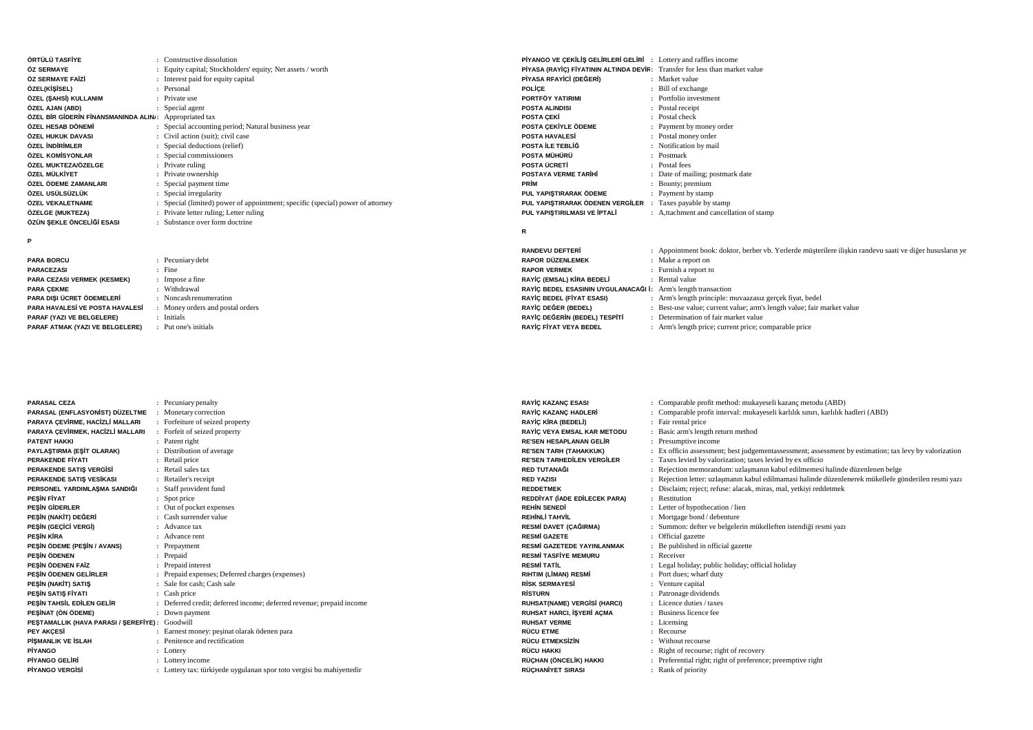**ÖRTÜLÜ TASFİYE** : Constructive dissolution
**ÖZ SERMAYE** : Equity capital; Stockholders' equity; Net assets / worth
**ÖZ SERMAYE FAİZİ** : Interest paid for equity capital
**ÖZEL(KİŞİSEL)** : Personal
**ÖZEL (ŞAHSİ) KULLANIM** : Private use
**ÖZEL AJAN (ABD)** : Special agent
**ÖZEL BİR GİDERİN FİNANSMANINDA ALINA** : Appropriated tax
**ÖZEL HESAB DÖNEMİ** : Special accounting period; Natural business year
**ÖZEL HUKUK DAVASI** : Civil action (suit); civil case
**ÖZEL İNDİRİMLER** : Special deductions (relief)
**ÖZEL KOMİSYONLAR** : Special commissioners
**ÖZEL MUKTEZA/ÖZELGE** : Private ruling
**ÖZEL MÜLKİYET** : Private ownership
**ÖZEL ÖDEME ZAMANLARI** : Special payment time
**ÖZEL USÜLSÜZLÜK** : Special irregularity
**ÖZEL VEKALETNAME** : Special (limited) power of appointment; specific (special) power of attorney
**ÖZELGE (MUKTEZA)** : Private letter ruling; Letter ruling
**ÖZÜN ŞEKLE ÖNCELİĞİ ESASI** : Substance over form doctrine

## P

**PARA BORCU** : Pecuniary debt
**PARACEZASI** : Fine
**PARA CEZASI VERMEK (KESMEK)** : Impose a fine
**PARA ÇEKME** : Withdrawal
**PARA DIŞI ÜCRET ÖDEMELERİ** : Noncash renumeration
**PARA HAVALESİ VE POSTA HAVALESİ** : Money orders and postal orders
**PARAF (YAZI VE BELGELERE)** : Initials
**PARAF ATMAK (YAZI VE BELGELERE)** : Put one's initials
**PARASAL CEZA** : Pecuniary penalty
**PARASAL (ENFLASYONİST) DÜZELTME** : Monetary correction
**PARAYA ÇEVİRME, HACİZLİ MALLARI** : Forfeiture of seized property
**PARAYA ÇEVİRMEK, HACİZLİ MALLARI** : Forfeit of seized property
**PATENT HAKKI** : Patent right
**PAYLAŞTIRMA (EŞİT OLARAK)** : Distribution of average
**PERAKENDE FİYATI** : Retail price
**PERAKENDE SATIŞ VERGİSİ** : Retail sales tax
**PERAKENDE SATIŞ VESİKASI** : Retailer's receipt
**PERSONEL YARDIMLAŞMA SANDIĞI** : Staff provident fund
**PEŞİN FİYAT** : Spot price
**PEŞİN GİDERLER** : Out of pocket expenses
**PEŞİN (NAKİT) DEĞERİ** : Cash surrender value
**PEŞİN (GEÇİCİ VERGİ)** : Advance tax
**PEŞİN KİRA** : Advance rent
**PEŞİN ÖDEME (PEŞİN / AVANS)** : Prepayment
**PEŞİN ÖDENEN** : Prepaid
**PEŞİN ÖDENEN FAİZ** : Prepaid interest
**PEŞİN ÖDENEN GELİRLER** : Prepaid expenses; Deferred charges (expenses)
**PEŞİN (NAKİT) SATIŞ** : Sale for cash; Cash sale
**PEŞİN SATIŞ FİYATI** : Cash price
**PEŞİN TAHSİL EDİLEN GELİR** : Deferred credit; deferred income; deferred revenue; prepaid income
**PEŞİNAT (ÖN ÖDEME)** : Down payment
**PEŞTAMALLIK (HAVA PARASI / ŞEREFİYE)** : Goodwill
**PEY AKÇESİ** : Earnest money: peşinat olarak ödenen para
**PİŞMANLIK VE İSLAH** : Penitence and rectification
**PİYANGO** : Lottery
**PİYANGO GELİRİ** : Lottery income
**PİYANGO VERGİSİ** : Lottery tax: türkiyede uygulanan spor toto vergisi bu mahiyettedir
**PİYANGO VE ÇEKİLİŞ GELİRLERİ GELİRİ** : Lottery and raffles income
**PİYASA (RAYİÇ) FİYATININ ALTINDA DEVİR** : Transfer for less than market value
**PİYASA RFAYİCİ (DEĞERİ)** : Market value
**POLİÇE** : Bill of exchange
**PORTFÖY YATIRIMI** : Portfolio investment
**POSTA ALINDISI** : Postal receipt
**POSTA ÇEKİ** : Postal check
**POSTA ÇEKİYLE ÖDEME** : Payment by money order
**POSTA HAVALESİ** : Postal money order
**POSTA İLE TEBLİĞ** : Notification by mail
**POSTA MÜHÜRÜ** : Postmark
**POSTA ÜCRETİ** : Postal fees
**POSTAYA VERME TARİHİ** : Date of mailing; postmark date
**PRİM** : Bounty; premium
**PUL YAPIŞTIRARAK ÖDEME** : Payment by stamp
**PUL YAPIŞTIRARAK ÖDENEN VERGİLER** : Taxes payable by stamp
**PUL YAPIŞTIRILMASI VE İPTALİ** : A,ttachment and cancellation of stamp

## R

**RANDEVU DEFTERİ** : Appointment book: doktor, berber vb. Yerlerde müşterilere ilişkin randevu saati ve diğer hususların ye
**RAPOR DÜZENLEMEK** : Make a report on
**RAPOR VERMEK** : Furnish a report to
**RAYİÇ (EMSAL) KİRA BEDELİ** : Rental value
**RAYİÇ BEDEL ESASININ UYGULANACAĞI İ** : Arm's length transaction
**RAYİÇ BEDEL (FİYAT ESASI)** : Arm's length principle: muvaazasız gerçek fiyat, bedel
**RAYİÇ DEĞER (BEDEL)** : Best-use value; current value; arm's length value; fair market value
**RAYİÇ DEĞERİN (BEDEL) TESPİTİ** : Determination of fair market value
**RAYİÇ FİYAT VEYA BEDEL** : Arm's length price; current price; comparable price
**RAYİÇ KAZANÇ ESASI** : Comparable profit method: mukayeseli kazanç metodu (ABD)
**RAYİÇ KAZANÇ HADLERİ** : Comparable profit interval: mukayeseli karlılık sınırı, karlılık hadleri (ABD)
**RAYİÇ KİRA (BEDELİ)** : Fair rental price
**RAYİÇ VEYA EMSAL KAR METODU** : Basic arm's length return method
**RE'SEN HESAPLANAN GELİR** : Presumptive income
**RE'SEN TARH (TAHAKKUK)** : Ex officio assessment; best judgementassessment; assessment by estimation; tax levy by valorization
**RE'SEN TARHEDİLEN VERGİLER** : Taxes levied by valorization; taxes levied by ex officio
**RED TUTANAĞI** : Rejection memorandum: uzlaşmanın kabul edilmemesi halinde düzenlenen belge
**RED YAZISI** : Rejection letter: uzlaşmanın kabul edilmamasi halinde düzenlenerek mükellefe gönderilen resmi yazı
**REDDETMEK** : Disclaim; reject; refuse: alacak, miras, mal, yetkiyi reddetmek
**REDDİYAT (İADE EDİLECEK PARA)** : Restitution
**REHİN SENEDİ** : Letter of hypothecation / lien
**REHİNLİ TAHVİL** : Mortgage bond / debenture
**RESMİ DAVET (ÇAĞIRMA)** : Summon: defter ve belgelerin mükelleften istendiği resmi yazı
**RESMİ GAZETE** : Official gazette
**RESMİ GAZETEDE YAYINLANMAK** : Be published in official gazette
**RESMİ TASFİYE MEMURU** : Receiver
**RESMİ TATİL** : Legal holiday; public holiday; official holiday
**RIHTIM (LİMAN) RESMİ** : Port dues; wharf duty
**RİSK SERMAYESİ** : Venture capital
**RİSTURN** : Patronage dividends
**RUHSAT(NAME) VERGİSİ (HARCI)** : Licence duties / taxes
**RUHSAT HARCI, İŞYERİ AÇMA** : Business licence fee
**RUHSAT VERME** : Licensing
**RÜCU ETME** : Recourse
**RÜCU ETMEKSİZİN** : Without recourse
**RÜCU HAKKI** : Right of recourse; right of recovery
**RÜÇHAN (ÖNCELİK) HAKKI** : Preferential right; right of preference; preemptive right
**RÜÇHANİYET SIRASI** : Rank of priority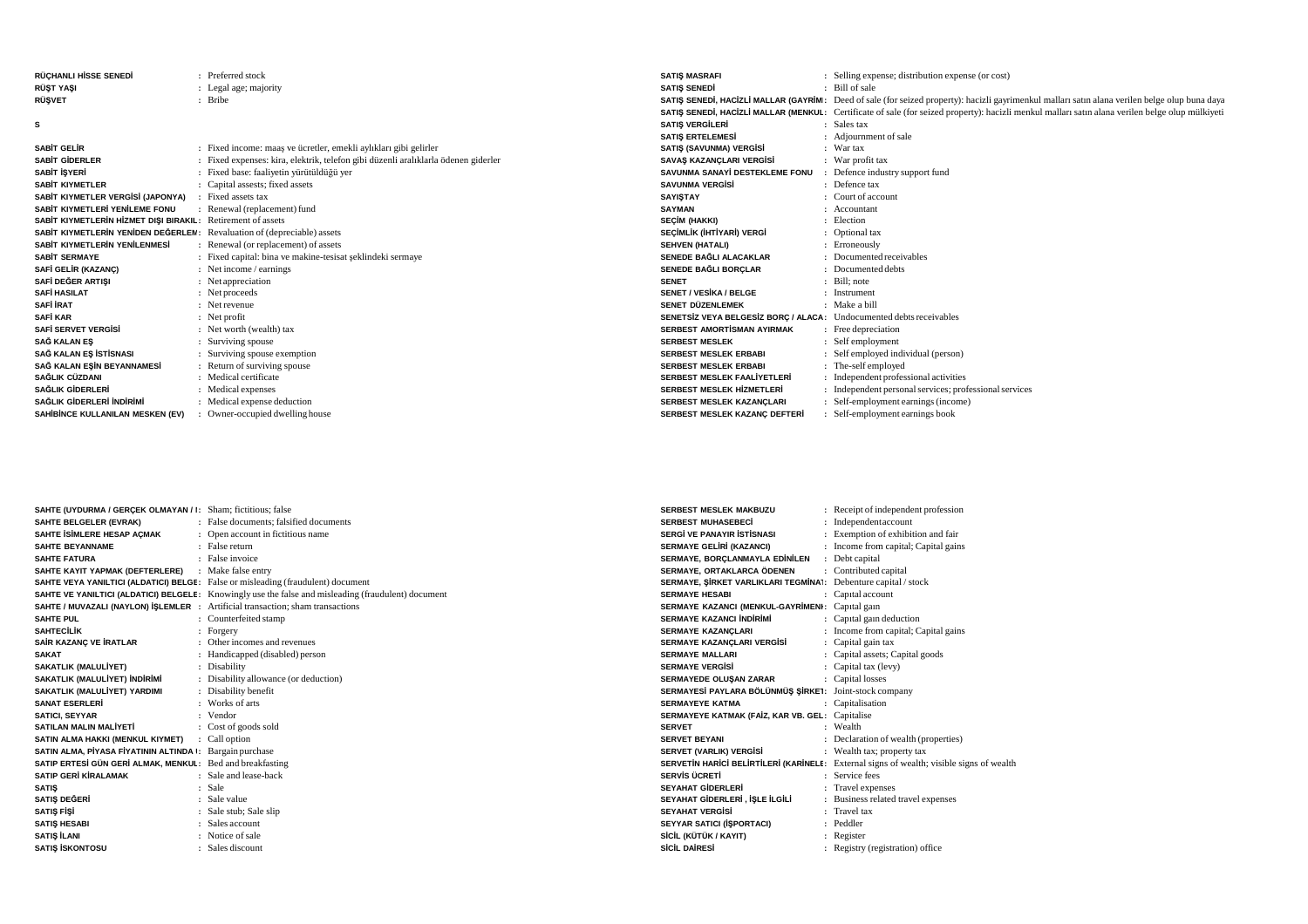**RÜÇHANLI HİSSE SENEDİ** : Preferred stock
**RÜŞT YAŞI** : Legal age; majority
**RÜŞVET** : Bribe

## S

**SABİT GELİR** : Fixed income: maaş ve ücretler, emekli aylıkları gibi gelirler
**SABİT GİDERLER** : Fixed expenses: kira, elektrik, telefon gibi düzenli aralıklarla ödenen giderler
**SABİT İŞYERİ** : Fixed base: faaliyetin yürütüldüğü yer
**SABİT KIYMETLER** : Capital assests; fixed assets
**SABİT KIYMETLER VERGİSİ (JAPONYA)** : Fixed assets tax
**SABİT KIYMETLERİ YENİLEME FONU** : Renewal (replacement) fund
**SABİT KIYMETLERİN HİZMET DIŞI BIRAKIL** : Retirement of assets
**SABİT KIYMETLERİN YENİDEN DEĞERLEM** : Revaluation of (depreciable) assets
**SABİT KIYMETLERİN YENİLENMESİ** : Renewal (or replacement) of assets
**SABİT SERMAYE** : Fixed capital: bina ve makine-tesisat şeklindeki sermaye
**SAFİ GELİR (KAZANÇ)** : Net income / earnings
**SAFİ DEĞER ARTIŞI** : Net appreciation
**SAFİ HASILAT** : Net proceeds
**SAFİ İRAT** : Net revenue
**SAFİ KAR** : Net profit
**SAFİ SERVET VERGİSİ** : Net worth (wealth) tax
**SAĞ KALAN EŞ** : Surviving spouse
**SAĞ KALAN EŞ İSTİSNASI** : Surviving spouse exemption
**SAĞ KALAN EŞİN BEYANNAMESİ** : Return of surviving spouse
**SAĞLIK CÜZDANI** : Medical certificate
**SAĞLIK GİDERLERİ** : Medical expenses
**SAĞLIK GİDERLERİ İNDİRİMİ** : Medical expense deduction
**SAHİBİNCE KULLANILAN MESKEN (EV)** : Owner-occupied dwelling house

**SAHTE (UYDURMA / GERÇEK OLMAYAN / I** : Sham; fictitious; false
**SAHTE BELGELER (EVRAK)** : False documents; falsified documents
**SAHTE İSİMLERE HESAP AÇMAK** : Open account in fictitious name
**SAHTE BEYANNAME** : False return
**SAHTE FATURA** : False invoice
**SAHTE KAYIT YAPMAK (DEFTERLERE)** : Make false entry
**SAHTE VEYA YANILTICI (ALDATICI) BELGE** : False or misleading (fraudulent) document
**SAHTE VE YANILTICI (ALDATICI) BELGELE** : Knowingly use the false and misleading (fraudulent) document
**SAHTE / MUVAZALI (NAYLON) İŞLEMLER** : Artificial transaction; sham transactions
**SAHTE PUL** : Counterfeited stamp
**SAHTECİLİK** : Forgery
**SAİR KAZANÇ VE İRATLAR** : Other incomes and revenues
**SAKAT** : Handicapped (disabled) person
**SAKATLIK (MALULİYET)** : Disability
**SAKATLIK (MALULİYET) İNDİRİMİ** : Disability allowance (or deduction)
**SAKATLIK (MALULİYET) YARDIMI** : Disability benefit
**SANAT ESERLERİ** : Works of arts
**SATICI, SEYYAR** : Vendor
**SATILAN MALIN MALİYETİ** : Cost of goods sold
**SATIN ALMA HAKKI (MENKUL KIYMET)** : Call option
**SATIN ALMA, PİYASA FİYATININ ALTINDA** : Bargain purchase
**SATIP ERTESİ GÜN GERİ ALMAK, MENKUL** : Bed and breakfasting
**SATIP GERİ KİRALAMAK** : Sale and lease-back
**SATIŞ** : Sale
**SATIŞ DEĞERİ** : Sale value
**SATIŞ FİŞİ** : Sale stub; Sale slip
**SATIŞ HESABI** : Sales account
**SATIŞ İLANI** : Notice of sale
**SATIŞ İSKONTOSU** : Sales discount

**SATIŞ MASRAFI** : Selling expense; distribution expense (or cost)
**SATIŞ SENEDİ** : Bill of sale
**SATIŞ SENEDİ, HACİZLİ MALLAR (GAYRİM** : Deed of sale (for seized property): hacizli gayrimenkul malları satın alana verilen belge olup buna daya
**SATIŞ SENEDİ, HACİZLİ MALLAR (MENKUL** : Certificate of sale (for seized property): hacizli menkul malları satın alana verilen belge olup mülkiyeti
**SATIŞ VERGİLERİ** : Sales tax
**SATIŞ ERTELEMESİ** : Adjournment of sale
**SATIŞ (SAVUNMA) VERGİSİ** : War tax
**SAVAŞ KAZANÇLARI VERGİSİ** : War profit tax
**SAVUNMA SANAYİ DESTEKLEME FONU** : Defence industry support fund
**SAVUNMA VERGİSİ** : Defence tax
**SAYIŞTAY** : Court of account
**SAYMAN** : Accountant
**SEÇİM (HAKKI)** : Election
**SEÇİMLİK (İHTİYARİ) VERGİ** : Optional tax
**SEHVEN (HATALI)** : Erroneously
**SENEDE BAĞLI ALACAKLAR** : Documented receivables
**SENEDE BAĞLI BORÇLAR** : Documented debts
**SENET** : Bill; note
**SENET / VESİKA / BELGE** : Instrument
**SENET DÜZENLEMEK** : Make a bill
**SENETSİZ VEYA BELGESİZ BORÇ / ALACA** : Undocumented debts receivables
**SERBEST AMORTİSMAN AYIRMAK** : Free depreciation
**SERBEST MESLEK** : Self employment
**SERBEST MESLEK ERBABI** : Self employed individual (person)
**SERBEST MESLEK ERBABI** : The-self employed
**SERBEST MESLEK FAALİYETLERİ** : Independent professional activities
**SERBEST MESLEK HİZMETLERİ** : Independent personal services; professional services
**SERBEST MESLEK KAZANÇLARI** : Self-employment earnings (income)
**SERBEST MESLEK KAZANÇ DEFTERİ** : Self-employment earnings book

**SERBEST MESLEK MAKBUZU** : Receipt of independent profession
**SERBEST MUHASEBECİ** : Independentaccount
**SERGİ VE PANAYIR İSTİSNASI** : Exemption of exhibition and fair
**SERMAYE GELİRİ (KAZANCI)** : Income from capital; Capital gains
**SERMAYE, BORÇLANMAYLA EDİNİLEN** : Debt capital
**SERMAYE, ORTAKLARCA ÖDENEN** : Contributed capital
**SERMAYE, ŞİRKET VARLIKLARI TEGMİNA** : Debenture capital / stock
**SERMAYE HESABI** : Capıtal account
**SERMAYE KAZANCI (MENKUL-GAYRİMENI** : Capıtal gaın
**SERMAYE KAZANCI İNDİRİMİ** : Capıtal gaın deduction
**SERMAYE KAZANÇLARI** : Income from capital; Capital gains
**SERMAYE KAZANÇLARI VERGİSİ** : Capital gain tax
**SERMAYE MALLARI** : Capital assets; Capital goods
**SERMAYE VERGİSİ** : Capital tax (levy)
**SERMAYEDE OLUŞAN ZARAR** : Capital losses
**SERMAYESİ PAYLARA BÖLÜNMÜŞ ŞİRKET** : Joint-stock company
**SERMAYEYE KATMA** : Capitalisation
**SERMAYEYE KATMAK (FAİZ, KAR VB. GEL** : Capitalise
**SERVET** : Wealth
**SERVET BEYANI** : Declaration of wealth (properties)
**SERVET (VARLIK) VERGİSİ** : Wealth tax; property tax
**SERVETİN HARİCİ BELİRTİLERİ (KARİNELE** : External signs of wealth; visible signs of wealth
**SERVİS ÜCRETİ** : Service fees
**SEYAHAT GİDERLERİ** : Travel expenses
**SEYAHAT GİDERLERİ , İŞLE İLGİLİ** : Business related travel expenses
**SEYAHAT VERGİSİ** : Travel tax
**SEYYAR SATICI (İŞPORTACI)** : Peddler
**SİCİL (KÜTÜK / KAYIT)** : Register
**SİCİL DAİRESİ** : Registry (registration) office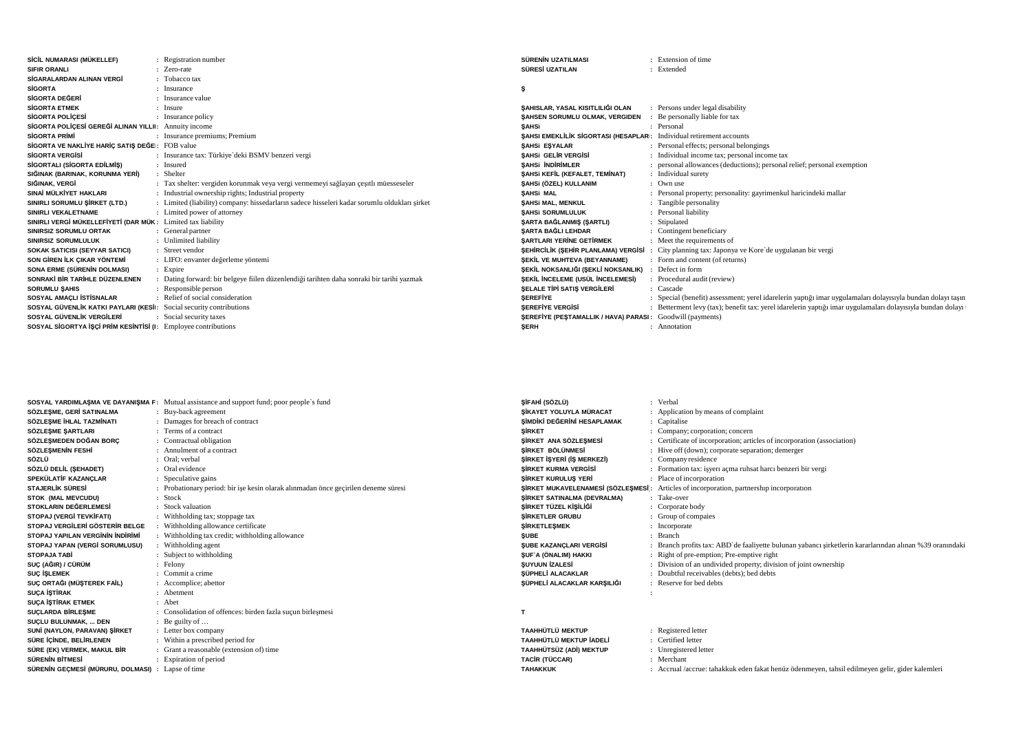| | | |
|---|---|---|
| **SİCİL NUMARASI (MÜKELLEF)** | : | Registration number |
| **SIFIR ORANLI** | : | Zero-rate |
| **SİGARALARDAN ALINAN VERGİ** | : | Tobacco tax |
| **SİGORTA** | : | Insurance |
| **SİGORTA DEĞERİ** | : | Insurance value |
| **SİGORTA ETMEK** | : | Insure |
| **SİGORTA POLİÇESİ** | : | Insurance policy |
| **SİGORTA POLİÇESİ GEREĞİ ALINAN YILLII** | : | Annuity income |
| **SİGORTA PRİMİ** | : | Insurance premiums; Premium |
| **SİGORTA VE NAKLİYE HARİÇ SATIŞ DEĞE** | : | FOB value |
| **SİGORTA VERGİSİ** | : | Insurance tax: Türkiye`deki BSMV benzeri vergi |
| **SİGORTALI (SİGORTA EDİLMİŞ)** | : | Insured |
| **SIĞINAK (BARINAK, KORUNMA YERİ)** | : | Shelter |
| **SIĞINAK, VERGİ** | : | Tax shelter: vergiden korunmak veya vergi vermemeyi sağlayan çeşitli müesseseler |
| **SINAİ MÜLKİYET HAKLARI** | : | Industrial ownership rights; Industrial property |
| **SINIRLI SORUMLU ŞİRKET (LTD.)** | : | Limited (liability) company: hissedarların sadece hisseleri kadar sorumlu oldukları şirket |
| **SINIRLI VEKALETNAME** | : | Limited power of attorney |
| **SINIRLI VERGİ MÜKELLEFİYETİ (DAR MÜK** | : | Limited tax liability |
| **SINIRSIZ SORUMLU ORTAK** | : | General partner |
| **SINIRSIZ SORUMLULUK** | : | Unlimited liability |
| **SOKAK SATICISI (SEYYAR SATICI)** | : | Street vendor |
| **SON GİREN İLK ÇIKAR YÖNTEMİ** | : | LIFO: envanter değerleme yöntemi |
| **SONA ERME (SÜRENİN DOLMASI)** | : | Expire |
| **SONRAKİ BİR TARİHLE DÜZENLENEN** | : | Dating forward: bir belgeye fiilen düzenlendiği tarihten daha sonraki bir tarihi yazmak |
| **SORUMLU ŞAHIS** | : | Responsible person |
| **SOSYAL AMAÇLI İSTİSNALAR** | : | Relief of social consideration |
| **SOSYAL GÜVENLİK KATKI PAYLARI (KESİI** | : | Social security contributions |
| **SOSYAL GÜVENLİK VERGİLERİ** | : | Social security taxes |
| **SOSYAL SİGORTYA İŞÇİ PRİM KESİNTİSİ (I** | : | Employee contributions |
| **SOSYAL YARDIMLAŞMA VE DAYANIŞMA F** | : | Mutual assistance and support fund; poor people`s fund |
| **SÖZLEŞME, GERİ SATINALMA** | : | Buy-back agreement |
| **SÖZLEŞME İHLAL TAZMİNATI** | : | Damages for breach of contract |
| **SÖZLEŞME ŞARTLARI** | : | Terms of a contract |
| **SÖZLEŞMEDEN DOĞAN BORÇ** | : | Contractual obligation |
| **SÖZLEŞMENİN FESHİ** | : | Annulment of a contract |
| **SÖZLÜ** | : | Oral; verbal |
| **SÖZLÜ DELİL (ŞEHADET)** | : | Oral evidence |
| **SPEKÜLATİF KAZANÇLAR** | : | Speculative gains |
| **STAJERLİK SÜRESİ** | : | Probationary period: bir işe kesin olarak alınmadan önce geçirilen deneme süresi |
| **STOK (MAL MEVCUDU)** | : | Stock |
| **STOKLARIN DEĞERLEMESİ** | : | Stock valuation |
| **STOPAJ (VERGİ TEVKİFATI)** | : | Withholding tax; stoppage tax |
| **STOPAJ VERGİLERİ GÖSTERİR BELGE** | : | Withholding allowance certificate |
| **STOPAJ YAPILAN VERGİNİN İNDİRİMİ** | : | Withholding tax credit; withholding allowance |
| **STOPAJ YAPAN (VERGİ SORUMLUSU)** | : | Withholding agent |
| **STOPAJA TABİ** | : | Subject to withholding |
| **SUÇ (AĞIR) / CÜRÜM** | : | Felony |
| **SUÇ İŞLEMEK** | : | Commit a crime |
| **SUÇ ORTAĞI (MÜŞTEREK FAİL)** | : | Accomplice; abettor |
| **SUÇA İŞTİRAK** | : | Abetment |
| **SUÇA İŞTİRAK ETMEK** | : | Abet |
| **SUÇLARDA BİRLEŞME** | : | Consolidation of offences: birden fazla suçun birleşmesi |
| **SUÇLU BULUNMAK, ... DEN** | : | Be guilty of … |
| **SUNİ (NAYLON, PARAVAN) ŞİRKET** | : | Letter box company |
| **SÜRE İÇİNDE, BELİRLENEN** | : | Within a prescribed period for |
| **SÜRE (EK) VERMEK, MAKUL BİR** | : | Grant a reasonable (extension of) time |
| **SÜRENİN BİTMESİ** | : | Expiration of period |
| **SÜRENİN GEÇMESİ (MÜRURU, DOLMASI)** | : | Lapse of time |
| **SÜRENİN UZATILMASI** | : | Extension of time |
| **SÜRESİ UZATILAN** | : | Extended |

**Ş**

| | | |
|---|---|---|
| **ŞAHISLAR, YASAL KISITLILIĞI OLAN** | : | Persons under legal disability |
| **ŞAHSEN SORUMLU OLMAK, VERGİDEN** | : | Be personally liable for tax |
| **ŞAHSİ** | : | Personal |
| **ŞAHSI EMEKLİLİK SİGORTASI (HESAPLAR** | : | Individual retirement accounts |
| **ŞAHSİ EŞYALAR** | : | Personal effects; personal belongings |
| **ŞAHSİ GELİR VERGİSİ** | : | Individual income tax; personal income tax |
| **ŞAHSİ İNDİRİMLER** | : | personal allowances (deductions); personal relief; personal exemption |
| **ŞAHSİ KEFİL (KEFALET, TEMİNAT)** | : | Individual surety |
| **ŞAHSİ (ÖZEL) KULLANIM** | : | Own use |
| **ŞAHSİ MAL** | : | Personal property; personality: gayrimenkul haricindeki mallar |
| **ŞAHSİ MAL, MENKUL** | : | Tangible personality |
| **ŞAHSİ SORUMLULUK** | : | Personal liability |
| **ŞARTA BAĞLANMIŞ (ŞARTLI)** | : | Stipulated |
| **ŞARTA BAĞLI LEHDAR** | : | Contingent beneficiary |
| **ŞARTLARI YERİNE GETİRMEK** | : | Meet the requirements of |
| **ŞEHİRCİLİK (ŞEHİR PLANLAMA) VERGİSİ** | : | City planning tax: Japonya ve Kore`de uygulanan bir vergi |
| **ŞEKİL VE MUHTEVA (BEYANNAME)** | : | Form and content (of returns) |
| **ŞEKİL NOKSANLIĞI (ŞEKLİ NOKSANLIK)** | : | Defect in form |
| **ŞEKİL İNCELEME (USÜL İNCELEMESİ)** | : | Procedural audit (review) |
| **ŞELALE TİPİ SATIŞ VERGİLERİ** | : | Cascade |
| **ŞEREFİYE** | : | Special (benefit) assessment; yerel idarelerin yaptığı imar uygulamaları dolayısıyla bundan dolayı taşın |
| **ŞEREFİYE VERGİSİ** | : | Betterment levy (tax); benefit tax: yerel idarelerin yaptığı imar uygulamaları dolayısıyla bundan dolayı |
| **ŞEREFİYE (PEŞTAMALLIK / HAVA) PARASI** | : | Goodwill (payments) |
| **ŞERH** | : | Annotation |
| **ŞİFAHİ (SÖZLÜ)** | : | Verbal |
| **ŞİKAYET YOLUYLA MÜRACAT** | : | Application by means of complaint |
| **ŞİMDİKİ DEĞERİNİ HESAPLAMAK** | : | Capitalise |
| **ŞİRKET** | : | Company; corporation; concern |
| **ŞİRKET ANA SÖZLEŞMESİ** | : | Certificate of incorporation; articles of incorporation (association) |
| **ŞİRKET BÖLÜNMESİ** | : | Hive off (down); corporate separation; demerger |
| **ŞİRKET İŞYERİ (İŞ MERKEZİ)** | : | Company residence |
| **ŞİRKET KURMA VERGİSİ** | : | Formation tax: işyeri açma ruhsat harcı benzeri bir vergi |
| **ŞİRKET KURULUŞ YERİ** | : | Place of incorporation |
| **ŞİRKET MUKAVELENAMESİ (SÖZLEŞMESİ** | : | Articles of incorporation, partnership incorporation |
| **ŞİRKET SATINALMA (DEVRALMA)** | : | Take-over |
| **ŞİRKET TÜZEL KİŞİLİĞİ** | : | Corporate body |
| **ŞİRKETLER GRUBU** | : | Group of compaies |
| **ŞİRKETLEŞMEK** | : | Incorporate |
| **ŞUBE** | : | Branch |
| **ŞUBE KAZANÇLARI VERGİSİ** | : | Branch profits tax: ABD`de faaliyette bulunan yabancı şirketlerin kararlarından alınan %39 oranındaki |
| **ŞUF`A (ÖNALIM) HAKKI** | : | Right of pre-emption; Pre-emptive right |
| **ŞUYUUN İZALESİ** | : | Division of an undivided property; division of joint ownership |
| **ŞÜPHELİ ALACAKLAR** | : | Doubtful receivables (debts); bed debts |
| **ŞÜPHELİ ALACAKLAR KARŞILIĞI** | : | Reserve for bed debts |
| | : | |

**T**

| | | |
|---|---|---|
| **TAAHHÜTLÜ MEKTUP** | : | Registered letter |
| **TAAHHÜTLÜ MEKTUP İADELİ** | : | Certified letter |
| **TAAHHÜTSÜZ (ADİ) MEKTUP** | : | Unregistered letter |
| **TACİR (TÜCCAR)** | : | Merchant |
| **TAHAKKUK** | : | Accrual /accrue: tahakkuk eden fakat henüz ödenmeyen, tahsil edilmeyen gelir, gider kalemleri |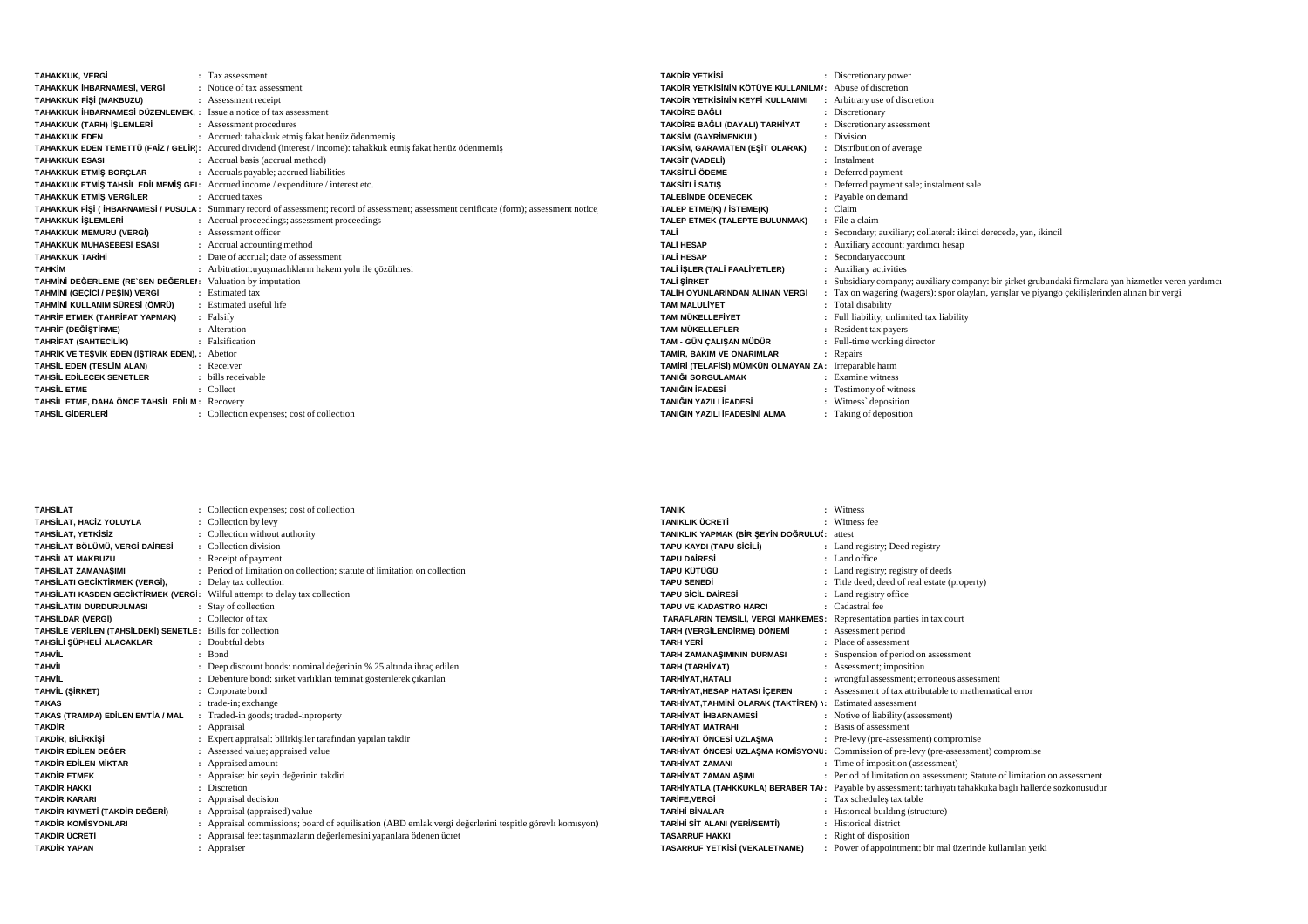| | | |
|---|---|---|
| **TAHAKKUK, VERGİ** | : | Tax assessment |
| **TAHAKKUK İHBARNAMESİ, VERGİ** | : | Notice of tax assessment |
| **TAHAKKUK FİŞİ (MAKBUZU)** | : | Assessment receipt |
| **TAHAKKUK İHBARNAMESİ DÜZENLEMEK,** | : | Issue a notice of tax assessment |
| **TAHAKKUK (TARH) İŞLEMLERİ** | : | Assessment procedures |
| **TAHAKKUK EDEN** | : | Accrued: tahakkuk etmiş fakat henüz ödenmemiş |
| **TAHAKKUK EDEN TEMETTÜ (FAİZ / GELİR)** | : | Accured dıvıdend (interest / income): tahakkuk etmiş fakat henüz ödenmemiş |
| **TAHAKKUK ESASI** | : | Accrual basis (accrual method) |
| **TAHAKKUK ETMİŞ BORÇLAR** | : | Accruals payable; accrued liabilities |
| **TAHAKKUK ETMİŞ TAHSİL EDİLMEMİŞ GEI** | : | Accrued income / expenditure / interest etc. |
| **TAHAKKUK ETMİŞ VERGİLER** | : | Accrued taxes |
| **TAHAKKUK FİŞİ ( İHBARNAMESİ / PUSULA** | : | Summary record of assessment; record of assessment; assessment certificate (form); assessment notice |
| **TAHAKKUK İŞLEMLERİ** | : | Accrual proceedings; assessment proceedings |
| **TAHAKKUK MEMURU (VERGİ)** | : | Assessment officer |
| **TAHAKKUK MUHASEBESİ ESASI** | : | Accrual accounting method |
| **TAHAKKUK TARİHİ** | : | Date of accrual; date of assessment |
| **TAHKİM** | : | Arbitration:uyuşmazlıkların hakem yolu ile çözülmesi |
| **TAHMİNİ DEĞERLEME (RE`SEN DEĞERLEI** | : | Valuation by imputation |
| **TAHMİNİ (GEÇİCİ / PEŞİN) VERGİ** | : | Estimated tax |
| **TAHMİNİ KULLANIM SÜRESİ (ÖMRÜ)** | : | Estimated useful life |
| **TAHRİF ETMEK (TAHRİFAT YAPMAK)** | : | Falsify |
| **TAHRİF (DEĞİŞTİRME)** | : | Alteration |
| **TAHRİFAT (SAHTECİLİK)** | : | Falsification |
| **TAHRİK VE TEŞVİK EDEN (İŞTİRAK EDEN),** | : | Abettor |
| **TAHSİL EDEN (TESLİM ALAN)** | : | Receiver |
| **TAHSİL EDİLECEK SENETLER** | : | bills receivable |
| **TAHSİL ETME** | : | Collect |
| **TAHSİL ETME, DAHA ÖNCE TAHSİL EDİLM** | : | Recovery |
| **TAHSİL GİDERLERİ** | : | Collection expenses; cost of collection |

| | | |
|---|---|---|
| **TAKDİR YETKİSİ** | : | Discretionary power |
| **TAKDİR YETKİSİNİN KÖTÜYE KULLANILMA** | : | Abuse of discretion |
| **TAKDİR YETKİSİNİN KEYFİ KULLANIMI** | : | Arbitrary use of discretion |
| **TAKDİRE BAĞLI** | : | Discretionary |
| **TAKDİRE BAĞLI (DAYALI) TARHİYAT** | : | Discretionary assessment |
| **TAKSİM (GAYRİMENKUL)** | : | Division |
| **TAKSİM, GARAMATEN (EŞİT OLARAK)** | : | Distribution of average |
| **TAKSİT (VADELİ)** | : | Instalment |
| **TAKSİTLİ ÖDEME** | : | Deferred payment |
| **TAKSİTLİ SATIŞ** | : | Deferred payment sale; instalment sale |
| **TALEBİNDE ÖDENECEK** | : | Payable on demand |
| **TALEP ETME(K) / İSTEME(K)** | : | Claim |
| **TALEP ETMEK (TALEPTE BULUNMAK)** | : | File a claim |
| **TALİ** | : | Secondary; auxiliary; collateral: ikinci derecede, yan, ikincil |
| **TALİ HESAP** | : | Auxiliary account: yardımcı hesap |
| **TALİ HESAP** | : | Secondary account |
| **TALİ İŞLER (TALİ FAALİYETLER)** | : | Auxiliary activities |
| **TALİ ŞİRKET** | : | Subsidiary company; auxiliary company: bir şirket grubundaki firmalara yan hizmetler veren yardımcı |
| **TALİH OYUNLARINDAN ALINAN VERGİ** | : | Tax on wagering (wagers): spor olayları, yarışlar ve piyango çekilişlerinden alınan bir vergi |
| **TAM MALULİYET** | : | Total disability |
| **TAM MÜKELLEFİYET** | : | Full liability; unlimited tax liability |
| **TAM MÜKELLEFLER** | : | Resident tax payers |
| **TAM - GÜN ÇALIŞAN MÜDÜR** | : | Full-time working director |
| **TAMİR, BAKIM VE ONARIMLAR** | : | Repairs |
| **TAMİRİ (TELAFİSİ) MÜMKÜN OLMAYAN ZA** | : | Irreparable harm |
| **TANIĞI SORGULAMAK** | : | Examine witness |
| **TANIĞIN İFADESİ** | : | Testimony of witness |
| **TANIĞIN YAZILI İFADESİ** | : | Witness` deposition |
| **TANIĞIN YAZILI İFADESİNİ ALMA** | : | Taking of deposition |

| | | |
|---|---|---|
| **TAHSİLAT** | : | Collection expenses; cost of collection |
| **TAHSİLAT, HACİZ YOLUYLA** | : | Collection by levy |
| **TAHSİLAT, YETKİSİZ** | : | Collection without authority |
| **TAHSİLAT BÖLÜMÜ, VERGİ DAİRESİ** | : | Collection division |
| **TAHSİLAT MAKBUZU** | : | Receipt of payment |
| **TAHSİLAT ZAMANAŞIMI** | : | Period of limitation on collection; statute of limitation on collection |
| **TAHSİLATI GECİKTİRMEK (VERGİ),** | : | Delay tax collection |
| **TAHSİLATI KASDEN GECİKTİRMEK (VERGİ** | : | Wilful attempt to delay tax collection |
| **TAHSİLATIN DURDURULMASI** | : | Stay of collection |
| **TAHSİLDAR (VERGİ)** | : | Collector of tax |
| **TAHSİLE VERİLEN (TAHSİLDEKİ) SENETLE** | : | Bills for collection |
| **TAHSİLİ ŞÜPHELİ ALACAKLAR** | : | Doubtful debts |
| **TAHVİL** | : | Bond |
| **TAHVİL** | : | Deep discount bonds: nominal değerinin % 25 altında ihraç edilen |
| **TAHVİL** | : | Debenture bond: şirket varlıkları teminat gösterilerek çıkarılan |
| **TAHVİL (ŞİRKET)** | : | Corporate bond |
| **TAKAS** | : | trade-in; exchange |
| **TAKAS (TRAMPA) EDİLEN EMTİA / MAL** | : | Traded-in goods; traded-inproperty |
| **TAKDİR** | : | Appraisal |
| **TAKDİR, BİLİRKİŞİ** | : | Expert appraisal: bilirkişiler tarafından yapılan takdir |
| **TAKDİR EDİLEN DEĞER** | : | Assessed value; appraised value |
| **TAKDİR EDİLEN MİKTAR** | : | Appraised amount |
| **TAKDİR ETMEK** | : | Appraise: bir şeyin değerinin takdiri |
| **TAKDİR HAKKI** | : | Discretion |
| **TAKDİR KARARI** | : | Appraisal decision |
| **TAKDİR KIYMETİ (TAKDİR DEĞERİ)** | : | Appraisal (appraised) value |
| **TAKDİR KOMİSYONLARI** | : | Appraisal commissions; board of equilisation (ABD emlak vergi değerlerini tespitle görevli komısyon) |
| **TAKDİR ÜCRETİ** | : | Appraısal fee: taşınmazların değerlemesini yapanlara ödenen ücret |
| **TAKDİR YAPAN** | : | Appraiser |

| | | |
|---|---|---|
| **TANIK** | : | Witness |
| **TANIKLIK ÜCRETİ** | : | Witness fee |
| **TANIKLIK YAPMAK (BİR ŞEYİN DOĞRULUĞ** | : | attest |
| **TAPU KAYDI (TAPU SİCİLİ)** | : | Land registry; Deed registry |
| **TAPU DAİRESİ** | : | Land office |
| **TAPU KÜTÜĞÜ** | : | Land registry; registry of deeds |
| **TAPU SENEDİ** | : | Title deed; deed of real estate (property) |
| **TAPU SİCİL DAİRESİ** | : | Land registry office |
| **TAPU VE KADASTRO HARCI** | : | Cadastral fee |
| **TARAFLARIN TEMSİLİ, VERGİ MAHKEMES** | : | Representation parties in tax court |
| **TARH (VERGİLENDİRME) DÖNEMİ** | : | Assessment period |
| **TARH YERİ** | : | Place of assessment |
| **TARH ZAMANAŞIMININ DURMASI** | : | Suspension of period on assessment |
| **TARH (TARHİYAT)** | : | Assessment; imposition |
| **TARHİYAT,HATALI** | : | wrongful assessment; erroneous assessment |
| **TARHİYAT,HESAP HATASI İÇEREN** | : | Assessment of tax attributable to mathematical error |
| **TARHİYAT,TAHMİNİ OLARAK (TAKTİREN) Y** | : | Estimated assessment |
| **TARHİYAT İHBARNAMESİ** | : | Notive of liability (assessment) |
| **TARHİYAT MATRAHI** | : | Basis of assessment |
| **TARHİYAT ÖNCESİ UZLAŞMA** | : | Pre-levy (pre-assessment) compromise |
| **TARHİYAT ÖNCESİ UZLAŞMA KOMİSYONU** | : | Commission of pre-levy (pre-assessment) compromise |
| **TARHİYAT ZAMANI** | : | Time of imposition (assessment) |
| **TARHİYAT ZAMAN AŞIMI** | : | Period of limitation on assessment; Statute of limitation on assessment |
| **TARHİYATLA (TAHKKUKLA) BERABER TAH** | : | Payable by assessment: tarhiyatı tahakkuka bağlı hallerde sözkonusudur |
| **TARİFE,VERGİ** | : | Tax scheduleş tax table |
| **TARİHİ BİNALAR** | : | Hıstorıcal buıldıng (structure) |
| **TARİHİ SİT ALANI (YERİ/SEMTİ)** | : | Historical district |
| **TASARRUF HAKKI** | : | Right of disposition |
| **TASARRUF YETKİSİ (VEKALETNAME)** | : | Power of appointment: bir mal üzerinde kullanılan yetki |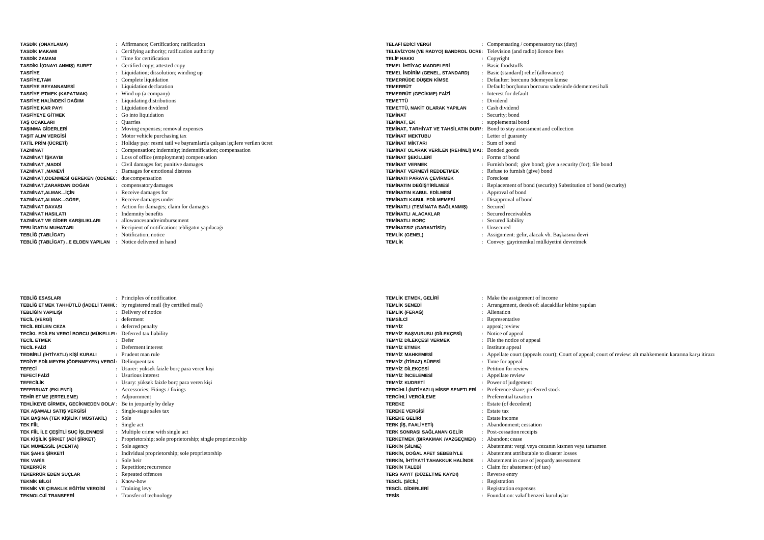| | |
|---|---|
| **TASDİK (ONAYLAMA)** | : Affirmance; Certification; ratification |
| **TASDİK MAKAMI** | : Certifying authority; ratification authority |
| **TASDİK ZAMANI** | : Time for certification |
| **TASDİKLİ(ONAYLANMIŞ) SURET** | : Certified copy; attested copy |
| **TASFİYE** | : Liquidation; dissolution; winding up |
| **TASFİYE,TAM** | : Complete liquidation |
| **TASFİYE BEYANNAMESİ** | : Liquidation declaration |
| **TASFİYE ETMEK (KAPATMAK)** | : Wind up (a company) |
| **TASFİYE HALİNDEKİ DAĞIIM** | : Liquidating distributions |
| **TASFİYE KAR PAYI** | : Liguidation dividend |
| **TASFİYEYE GİTMEK** | : Go into liquidation |
| **TAŞ OCAKLARI** | : Quarries |
| **TAŞINMA GİDERLERİ** | : Moving expenses; removal expenses |
| **TAŞIT ALIM VERGİSİ** | : Motor vehicle purchasing tax |
| **TATİL PRİM (ÜCRETİ)** | : Holiday pay: resmi tatil ve bayramlarda çalışan işçilere verilen ücret |
| **TAZMİNAT** | : Compensation; indemnity; indemnification; compensation |
| **TAZMİNAT İŞKAYBI** | : Loss of office (employment) compensation |
| **TAZMİNAT ,MADDİ** | : Civil damages for; punitive damages |
| **TAZMİNAT ,MANEVİ** | : Damages for emotional distress |
| **TAZMİNAT,ÖDENMESİ GEREKEN (ÖDENEC** | : due compensation |
| **TAZMİNAT,ZARARDAN DOĞAN** | : compensatory damages |
| **TAZMİNAT,ALMAK...İÇİN** | : Receive damages for |
| **TAZMİNAT,ALMAK...GÖRE,** | : Receive damages under |
| **TAZMİNAT DAVASI** | : Action for damages; claim for damages |
| **TAZMİNAT HASILATI** | : Indemnity benefits |
| **TAZMİNAT VE GİDER KARŞILIKLARI** | : allowancesandreimbursement |
| **TEBLİGATIN MUHATABI** | : Recipient of notification: tebligatın yapılacağı |
| **TEBLİĞ (TABLİGAT)** | : Notification; notice |
| **TEBLİĞ (TABLİGAT) ..E ELDEN YAPILAN** | : Notice delivered in hand |
| **TELAFİ EDİCİ VERGİ** | : Compensating / compensatory tax (duty) |
| **TELEVİZYON (VE RADYO) BANDROL ÜCRE** | : Television (and radio) licence fees |
| **TELİF HAKKI** | : Copyright |
| **TEMEL İHTİYAÇ MADDELERİ** | : Basic foodstuffs |
| **TEMEL İNDİRİM (GENEL, STANDARD)** | : Basic (standard) relief (allowance) |
| **TEMERRÜDE DÜŞEN KİMSE** | : Defaulter: borcunu ödemeyen kimse |
| **TEMERRÜT** | : Default: borçlunun borcunu vadesinde ödememesi hali |
| **TEMERRÜT (GECİKME) FAİZİ** | : Interest for default |
| **TEMETTÜ** | : Dividend |
| **TEMETTÜ, NAKİT OLARAK YAPILAN** | : Cash dividend |
| **TEMİNAT** | : Security; bond |
| **TEMİNAT, EK** | : supplemental bond |
| **TEMİNAT, TARHİYAT VE TAHSİLATIN DURI** | : Bond to stay assessment and collection |
| **TEMİNAT MEKTUBU** | : Letter of guaranty |
| **TEMİNAT MİKTARI** | : Sum of bond |
| **TEMİNAT OLARAK VERİLEN (REHİNLİ) MAI** | : Bonded goods |
| **TEMİNAT ŞEKİLLERİ** | : Forms of bond |
| **TEMİNAT VERMEK** | : Furnish bond; give bond; give a security (for); file bond |
| **TEMİNAT VERMEYİ REDDETMEK** | : Refuse to furnish (give) bond |
| **TEMİNATI PARAYA ÇEVİRMEK** | : Foreclose |
| **TEMİNATIN DEĞİŞTİRİLMESİ** | : Replacement of bond (security) Substitution of bond (security) |
| **TEMİNATIN KABUL EDİLMESİ** | : Approval of bond |
| **TEMİNATI KABUL EDİLMEMESİ** | : Disapproval of bond |
| **TEMİNATLI (TEMİNATA BAĞLANMIŞ)** | : Secured |
| **TEMİNATLI ALACAKLAR** | : Secured receivables |
| **TEMİNATLI BORÇ** | : Secured liability |
| **TEMİNATSIZ (GARANTİSİZ)** | : Unsecured |
| **TEMLİK (GENEL)** | : Assignment: gelir, alacak vb. Başkasına devri |
| **TEMLİK** | : Convey: gayrimenkul mülkiyetini devretmek |
| **TEBLİĞ ESASLARI** | : Principles of notification |
| **TEBLİĞ ETMEK TAHHÜTLÜ (İADELİ TAHHÜ** | : by registered mail (by certified mail) |
| **TEBLİĞİN YAPILIŞI** | : Delivery of notice |
| **TECİL (VERGİ)** | : deferment |
| **TECİL EDİLEN CEZA** | : deferred penalty |
| **TECİKL EDİLEN VERGİ BORCU (MÜKELLEI** | : Deferred tax liability |
| **TECİL ETMEK** | : Defer |
| **TECİL FAİZİ** | : Deferment interest |
| **TEDBİRLİ (İHTİYATLI) KİŞİ KURALI** | : Prudent man rule |
| **TEDİYE EDİLMEYEN (ÖDENMEYEN) VERGİ** | : Delinquent tax |
| **TEFECİ** | : Usurer: yüksek faizle borç para veren kişi |
| **TEFECİ FAİZİ** | : Usurious interest |
| **TEFECİLİK** | : Usury: yüksek faizle borç para veren kişi |
| **TEFERRUAT (EKLENTİ)** | : Accessories; Fitings / fixings |
| **TEHİR ETME (ERTELEME)** | : Adjournment |
| **TEHLİKEYE GİRMEK, GECİKMEDEN DOLA** | : Be in jeopardy by delay |
| **TEK AŞAMALI SATIŞ VERGİSİ** | : Single-stage sales tax |
| **TEK BAŞINA (TEK KİŞİLİK / MÜSTAKİL)** | : Sole |
| **TEK FİİL** | : Single act |
| **TEK FİİL İLE ÇEŞİTLİ SUÇ İŞLENMESİ** | : Multiple crime with single act |
| **TEK KİŞİLİK ŞİRKET (ADİ ŞİRKET)** | : Proprietorship; sole proprietorship; single proprietorship |
| **TEK MÜMESSİL (ACENTA)** | : Sole agency |
| **TEK ŞAHIS ŞİRKETİ** | : Individual proprietorship; sole proprietorship |
| **TEK VARİS** | : Sole heir |
| **TEKERRÜR** | : Repetition; recurrence |
| **TEKERRÜR EDEN SUÇLAR** | : Repeated offences |
| **TEKNİK BİLGİ** | : Know-how |
| **TEKNİK VE ÇIRAKLIK EĞİTİM VERGİSİ** | : Training levy |
| **TEKNOLOJİ TRANSFERİ** | : Transfer of technology |
| **TEMLİK ETMEK, GELİRİ** | : Make the assignment of income |
| **TEMLİK SENEDİ** | : Arrangement, deeds of: alacaklilar lehine yapılan |
| **TEMLİK (FERAĞ)** | : Alienation |
| **TEMSİLCİ** | : Representative |
| **TEMYİZ** | : appeal; review |
| **TEMYİZ BAŞVURUSU (DİLEKÇESİ)** | : Notice of appeal |
| **TEMYİZ DİLEKÇESİ VERMEK** | : File the notice of appeal |
| **TEMYİZ ETMEK** | : Institute appeal |
| **TEMYİZ MAHKEMESİ** | : Appellate court (appeals court); Court of appeal; court of review: alt mahkemenin kararına karşı itirazı |
| **TEMYİZ (İTİRAZ) SÜRESİ** | : Tıme for appeal |
| **TEMYİZ DİLEKÇESİ** | : Petition for review |
| **TEMYİZ İNCELEMESİ** | : Appellate review |
| **TEMYİZ KUDRETİ** | : Power of judgement |
| **TERCİHLİ (İMTİYAZLI) HİSSE SENETLERİ** | : Preference share; preferred stock |
| **TERCİHLİ VERGİLEME** | : Preferential taxation |
| **TEREKE** | : Estate (of decedent) |
| **TEREKE VERGİSİ** | : Estate tax |
| **TEREKE GELİRİ** | : Estate income |
| **TERK (İŞ, FAALİYETİ)** | : Abandonment; cessation |
| **TERK SONRASI SAĞLANAN GELİR** | : Post-cessation receipts |
| **TERKETMEK (BIRAKMAK /VAZGEÇMEK)** | : Abandon; cease |
| **TERKİN (SİLME)** | : Abatement: vergi veya cezanın kısmen veya tamamen |
| **TERKİN, DOĞAL AFET SEBEBİYLE** | : Abatement attributable to disaster losses |
| **TERKİN, İHTİYATİ TAHAKKUK HALİNDE** | : Abatement in case of jeopardy assessment |
| **TERKİN TALEBİ** | : Claim for abatement (of tax) |
| **TERS KAYIT (DÜZELTME KAYDI)** | : Reverse entry |
| **TESCİL (SİCİL)** | : Registration |
| **TESCİL GİDERLERİ** | : Registration expenses |
| **TESİS** | : Foundation: vakıf benzeri kuruluşlar |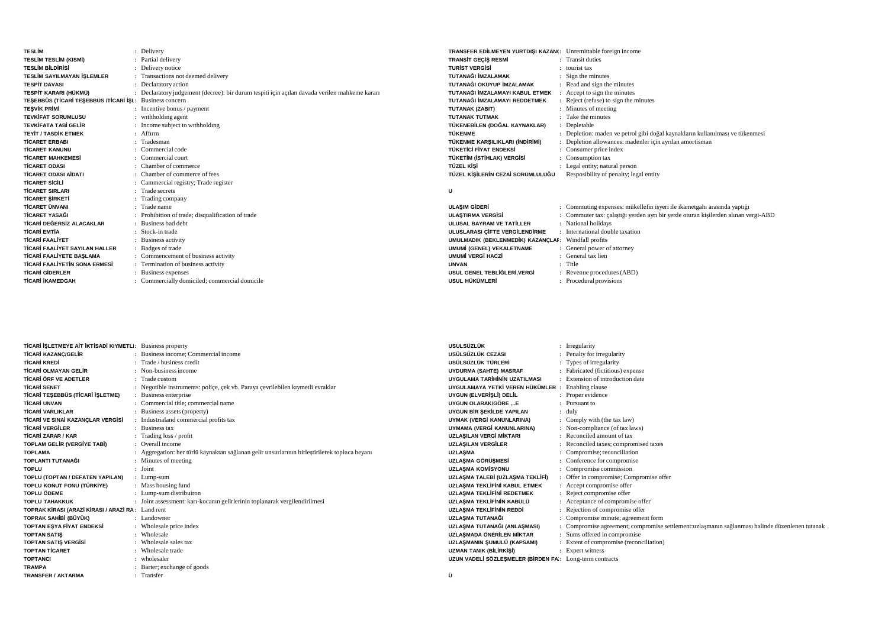| | |
|---|---|
| **TESLİM** | Delivery |
| **TESLİM TESLİM (KISMİ)** | Partial delivery |
| **TESLİM BİLDİRİSİ** | Delivery notice |
| **TESLİM SAYILMAYAN İŞLEMLER** | Transactions not deemed delivery |
| **TESPİT DAVASI** | Declaratory action |
| **TESPİT KARARI (HÜKMÜ)** | Declaratory judgement (decree): bir durum tespiti için açılan davada verilen mahkeme kararı |
| **TEŞEBBÜS (TİCARİ TEŞEBBÜS /TİCARİ İŞL** | Business concern |
| **TEŞVİK PRİMİ** | Incentive bonus / payment |
| **TEVKİFAT SORUMLUSU** | wıthholdıng agent |
| **TEVKİFATA TABİ GELİR** | Income subject to wıthholdıng |
| **TEYİT / TASDİK ETMEK** | Affirm |
| **TİCARET ERBABI** | Tradesman |
| **TİCARET KANUNU** | Commercial code |
| **TİCARET MAHKEMESİ** | Commercial court |
| **TİCARET ODASI** | Chamber of commerce |
| **TİCARET ODASI AİDATI** | Chamber of commerce of fees |
| **TİCARET SİCİLİ** | Cammercial registry; Trade register |
| **TİCARET SIRLARI** | Trade secrets |
| **TİCARET ŞİRKETİ** | Trading company |
| **TİCARET ÜNVANI** | Trade name |
| **TİCARET YASAĞI** | Prohibition of trade; disqualification of trade |
| **TİCARİ DEĞERSİZ ALACAKLAR** | Business bad debt |
| **TİCARİ EMTİA** | Stock-in trade |
| **TİCARİ FAALİYET** | Business activity |
| **TİCARİ FAALİYET SAYILAN HALLER** | Badges of trade |
| **TİCARİ FAALİYETE BAŞLAMA** | Commencement of business activity |
| **TİCARİ FAALİYETİN SONA ERMESİ** | Termination of business activity |
| **TİCARİ GİDERLER** | Business expenses |
| **TİCARİ İKAMEDGAH** | Commercially domiciled; commercial domicile |
| **TİCARİ İŞLETMEYE AİT İKTİSADİ KIYMETLI** | Business property |
| **TİCARİ KAZANÇ/GELİR** | Business income; Commercial income |
| **TİCARİ KREDİ** | Trade / business credit |
| **TİCARİ OLMAYAN GELİR** | Non-business income |
| **TİCARİ ÖRF VE ADETLER** | Trade custom |
| **TİCARİ SENET** | Negotible instruments: poliçe, çek vb. Paraya çevrilebilen kıymetli evraklar |
| **TİCARİ TEŞEBBÜS (TİCARİ İŞLETME)** | Business enterprise |
| **TİCARİ UNVAN** | Commercial title; commercial name |
| **TİCARİ VARLIKLAR** | Business assets (property) |
| **TİCARİ VE SINAİ KAZANÇLAR VERGİSİ** | Industrialand commercial profits tax |
| **TİCARİ VERGİLER** | Business tax |
| **TİCARİ ZARAR / KAR** | Trading loss / profıt |
| **TOPLAM GELİR (VERGİYE TABİ)** | Overall income |
| **TOPLAMA** | Aggregation: her türlü kaynaktan sağlanan gelir unsurlarının birleştirilerek topluca beyanı |
| **TOPLANTI TUTANAĞI** | Minutes of meeting |
| **TOPLU** | Joint |
| **TOPLU (TOPTAN / DEFATEN YAPILAN)** | Lump-sum |
| **TOPLU KONUT FONU (TÜRKİYE)** | Mass housing fund |
| **TOPLU ÖDEME** | Lump-sum distribuiron |
| **TOPLU TAHAKKUK** | Joint assessment: karı-kocanın gelirlerinin toplanarak vergilendirilmesi |
| **TOPRAK KİRASI (ARAZİ KİRASI / ARAZİ RA** | Land rent |
| **TOPRAK SAHİBİ (BÜYÜK)** | Landowner |
| **TOPTAN EŞYA FİYAT ENDEKSİ** | Wholesale price index |
| **TOPTAN SATIŞ** | Wholesale |
| **TOPTAN SATIŞ VERGİSİ** | Wholesale sales tax |
| **TOPTAN TİCARET** | Wholesale trade |
| **TOPTANCI** | wholesaler |
| **TRAMPA** | Barter; exchange of goods |
| **TRANSFER / AKTARMA** | Transfer |
| **TRANSFER EDİLMEYEN YURTDIŞI KAZANÇ** | Unremittable foreign income |
| **TRANSİT GEÇİŞ RESMİ** | Transit duties |
| **TURİST VERGİSİ** | tourist tax |
| **TUTANAĞI İMZALAMAK** | Sign the minutes |
| **TUTANAĞI OKUYUP İMZALAMAK** | Read and sign the minutes |
| **TUTANAĞI İMZALAMAYI KABUL ETMEK** | Accept to sign the minutes |
| **TUTANAĞI İMZALAMAYI REDDETMEK** | Reject (refuse) to sign the minutes |
| **TUTANAK (ZABIT)** | Minutes of meeting |
| **TUTANAK TUTMAK** | Take the minutes |
| **TÜKENEBİLEN (DOĞAL KAYNAKLAR)** | Depletable |
| **TÜKENME** | Depletion: maden ve petrol gibi doğal kaynakların kullanılması ve tükenmesi |
| **TÜKENME KARŞILIKLARI (İNDİRİMİ)** | Depletion allowances: madenler için ayrılan amortisman |
| **TÜKETİCİ FİYAT ENDEKSİ** | Consumer price index |
| **TÜKETİM (İSTİHLAK) VERGİSİ** | Consumption tax |
| **TÜZEL KİŞİ** | Legal entity; natural person |
| **TÜZEL KİŞİLERİN CEZAİ SORUMLULUĞU** | Resposibility of penalty; legal entity |

**U**

| | |
|---|---|
| **ULAŞIM GİDERİ** | Commuting expenses: mükellefin işyeri ile ikametgahı arasında yaptığı |
| **ULAŞTIRMA VERGİSİ** | Commuter tax: çalıştığı yerden ayrı bir yerde oturan kişilerden alınan vergi-ABD |
| **ULUSAL BAYRAM VE TATİLLER** | National holidays |
| **ULUSLARASI ÇİFTE VERGİLENDİRME** | International double taxation |
| **UMULMADIK (BEKLENMEDİK) KAZANÇLAR** | Windfall profits |
| **UMUMİ (GENEL) VEKALETNAME** | General power of attorney |
| **UMUMİ VERGİ HACZİ** | General tax lien |
| **UNVAN** | Title |
| **USUL GENEL TEBLİĞLERİ,VERGİ** | Revenue procedures (ABD) |
| **USUL HÜKÜMLERİ** | Procedural provisions |
| **USULSÜZLÜK** | Irregularity |
| **USÜLSÜZLÜK CEZASI** | Penalty for irregularity |
| **USÜLSÜZLÜK TÜRLERİ** | Types of irregularity |
| **UYDURMA (SAHTE) MASRAF** | Fabricated (fictitious) expense |
| **UYGULAMA TARİHİNİN UZATILMASI** | Extension of introduction date |
| **UYGULAMAYA YETKİ VEREN HÜKÜMLER** | Enabling clause |
| **UYGUN (ELVERİŞLİ) DELİL** | Proper evidence |
| **UYGUN OLARAK/GÖRE ,..E** | Pursuant to |
| **UYGUN BİR ŞEKİLDE YAPILAN** | duly |
| **UYMAK (VERGİ KANUNLARINA)** | Comply with (the tax law) |
| **UYMAMA (VERGİ KANUNLARINA)** | Non-compliance (of tax laws) |
| **UZLAŞILAN VERGİ MİKTARI** | Reconciled amount of tax |
| **UZLAŞILAN VERGİLER** | Reconciled taxes; compromised taxes |
| **UZLAŞMA** | Compromise; reconciliation |
| **UZLAŞMA GÖRÜŞMESİ** | Conference for compromise |
| **UZLAŞMA KOMİSYONU** | Compromise commission |
| **UZLAŞMA TALEBİ (UZLAŞMA TEKLİFİ)** | Offer in compromise; Compromise offer |
| **UZLAŞMA TEKLİFİNİ KABUL ETMEK** | Accept compromise offer |
| **UZLAŞMA TEKLİFİNİ REDETMEK** | Reject compromise offer |
| **UZLAŞMA TEKLİFİNİN KABULÜ** | Acceptance of compromise offer |
| **UZLAŞMA TEKLİFİNİN REDDİ** | Rejection of compromise offer |
| **UZLAŞMA TUTANAĞI** | Compromise minute; agreement form |
| **UZLAŞMA TUTANAĞI (ANLAŞMASI)** | Compromise agreement; compromise settlement:uzlaşmanın sağlanması halinde düzenlenen tutanak |
| **UZLAŞMADA ÖNERİLEN MİKTAR** | Sums offered in compromise |
| **UZLAŞMANIN ŞUMULÜ (KAPSAMI)** | Extent of compromise (reconciliation) |
| **UZMAN TANIK (BİLİRKİŞİ)** | Expert witness |
| **UZUN VADELİ SÖZLEŞMELER (BİRDEN FA** | Long-term contracts |

**Ü**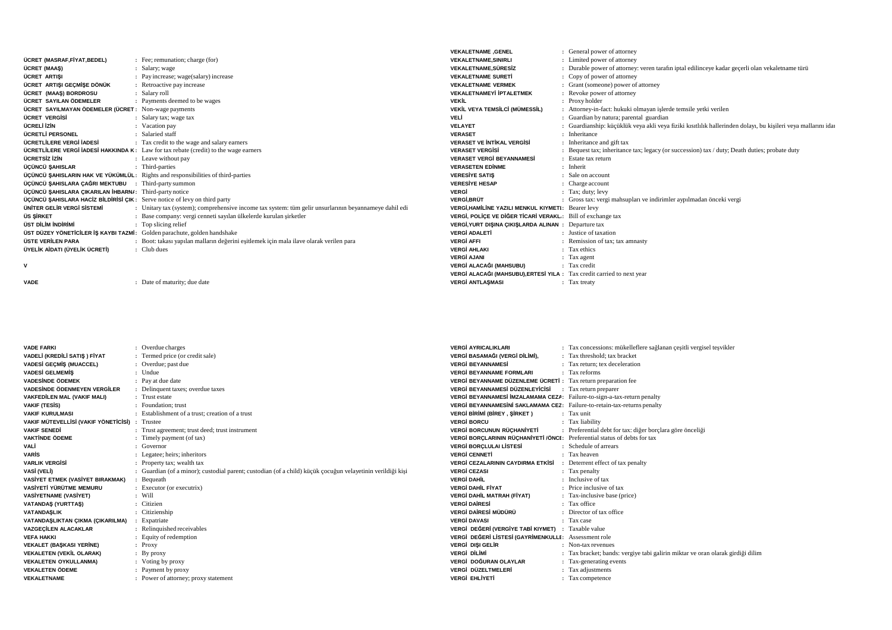| Terim | Karşılık |
|---|---|
| ÜCRET (MASRAF,FİYAT,BEDEL) | Fee; remunation; charge (for) |
| ÜCRET (MAAŞ) | Salary; wage |
| ÜCRET ARTIŞI | Pay increase; wage(salary) increase |
| ÜCRET ARTIŞI GEÇMİŞE DÖNÜK | Retroactive pay increase |
| ÜCRET (MAAŞ) BORDROSU | Salary roll |
| ÜCRET SAYILAN ÖDEMELER | Payments deemed to be wages |
| ÜCRET SAYILMAYAN ÖDEMELER (ÜCRET | Non-wage payments |
| ÜCRET VERGİSİ | Salary tax; wage tax |
| ÜCRELİ İZİN | Vacation pay |
| ÜCRETLİ PERSONEL | Salaried staff |
| ÜCRETLİLERE VERGİ İADESİ | Tax credit to the wage and salary earners |
| ÜCRETLİLERE VERGİ İADESİ HAKKINDA K | Law for tax rebate (credit) to the wage earners |
| ÜCRETSİZ İZİN | Leave without pay |
| ÜÇÜNCÜ ŞAHISLAR | Third-parties |
| ÜÇÜNCÜ ŞAHISLARIN HAK VE YÜKÜMLÜL | Rights and responsibilities of third-parties |
| ÜÇÜNCÜ ŞAHISLARA ÇAĞRI MEKTUBU | Third-party summon |
| ÜÇÜNCÜ ŞAHISLARA ÇIKARILAN İHBARNA | Third-party notice |
| ÜÇÜNCÜ ŞAHISLARA HACİZ BİLDİRİSİ ÇIK | Serve notice of levy on third party |
| ÜNİTER GELİR VERGİ SİSTEMİ | Unitary tax (system); comprehensive income tax system: tüm gelir unsurlarının beyannameye dahil edi |
| ÜS ŞİRKET | Base company: vergi cenneti sayılan ülkelerde kurulan şirketler |
| ÜST DİLİM İNDİRİMİ | Top slicing relief |
| ÜST DÜZEY YÖNETİCİLER İŞ KAYBI TAZMİ | Golden parachute, golden handshake |
| ÜSTE VERİLEN PARA | Boot: takası yapılan malların değerini eşitlemek için mala ilave olarak verilen para |
| ÜYELİK AİDATI (ÜYELİK ÜCRETİ) | Club dues |

**V**

| Terim | Karşılık |
|---|---|
| VADE | Date of maturity; due date |
| VADE FARKI | Overdue charges |
| VADELİ (KREDİLİ SATIŞ ) FİYAT | Termed price (or credit sale) |
| VADESİ GEÇMİŞ (MUACCEL) | Overdue; past due |
| VADESİ GELMEMİŞ | Undue |
| VADESİNDE ÖDEMEK | Pay at due date |
| VADESİNDE ÖDENMEYEN VERGİLER | Delinquent taxes; overdue taxes |
| VAKFEDİLEN MAL (VAKIF MALI) | Trust estate |
| VAKIF (TESİS) | Foundation; trust |
| VAKIF KURULMASI | Establishment of a trust; creation of a trust |
| VAKIF MÜTEVELLİSİ (VAKIF YÖNETİCİSİ) | Trustee |
| VAKIF SENEDİ | Trust agreement; trust deed; trust instrument |
| VAKTİNDE ÖDEME | Timely payment (of tax) |
| VALİ | Governor |
| VARİS | Legatee; heirs; inheritors |
| VARLIK VERGİSİ | Property tax; wealth tax |
| VASİ (VELİ) | Guardian (of a minor); custodial parent; custodian (of a child) küçük çocuğun velayetinin verildiği kişi |
| VASİYET ETMEK (VASİYET BIRAKMAK) | Bequeath |
| VASİYETİ YÜRÜTME MEMURU | Executor (or executrix) |
| VASİYETNAME (VASİYET) | Will |
| VATANDAŞ (YURTTAŞ) | Citizien |
| VATANDAŞLIK | Citizienship |
| VATANDAŞLIKTAN ÇIKMA (ÇIKARILMA) | Expatriate |
| VAZGEÇİLEN ALACAKLAR | Relinquished receivables |
| VEFA HAKKI | Equity of redemption |
| VEKALET (BAŞKASI YERİNE) | Proxy |
| VEKALETEN (VEKİL OLARAK) | By proxy |
| VEKALETEN OYKULLANMA) | Voting by proxy |
| VEKALETEN ÖDEME | Payment by proxy |
| VEKALETNAME | Power of attorney; proxy statement |
| VEKALETNAME ,GENEL | General power of attorney |
| VEKALETNAME,SINIRLI | Limited power of attorney |
| VEKALETNAME,SÜRESİZ | Durable power of attorney: veren tarafın iptal edilinceye kadar geçerli olan vekaletname türü |
| VEKALETNAME SURETİ | Copy of power of attorney |
| VEKALETNAME VERMEK | Grant (someone) power of attorney |
| VEKALETNAMEYİ İPTALETMEK | Revoke power of attorney |
| VEKİL | Proxy holder |
| VEKİL VEYA TEMSİLCİ (MÜMESSİL) | Attorney-in-fact: hukuki olmayan işlerde temsile yetki verilen |
| VELİ | Guardian by natura; parental guardian |
| VELAYET | Guardianship: küçüklük veya akli veya fiziki kısıtlılık hallerinden dolayı, bu kişileri veya mallarını ida |
| VERASET | Inheritance |
| VERASET VE İNTİKAL VERGİSİ | Inheritance and gift tax |
| VERASET VERGİSİ | Bequest tax; inheritance tax; legacy (or succession) tax / duty; Death duties; probate duty |
| VERASET VERGİ BEYANNAMESİ | Estate tax return |
| VERASETEN EDİNME | Inherit |
| VERESİYE SATIŞ | Sale on account |
| VERESİYE HESAP | Charge account |
| VERGİ | Tax; duty; levy |
| VERGİ,BRÜT | Gross tax: vergi mahsupları ve indirimler aypılmadan önceki vergi |
| VERGİ,HAMİLİNE YAZILI MENKUL KIYMETI | Bearer levy |
| VERGİ, POLİÇE VE DİĞER TİCARİ VERAKL | Bill of exchange tax |
| VERGİ,YURT DIŞINA ÇIKIŞLARDA ALINAN | Departure tax |
| VERGİ ADALETİ | Justice of taxation |
| VERGİ AFFI | Remission of tax; tax amnasty |
| VERGİ AHLAKI | Tax ethics |
| VERGİ AJANI | Tax agent |
| VERGİ ALACAĞI (MAHSUBU) | Tax credit |
| VERGİ ALACAĞI (MAHSUBU),ERTESİ YILA | Tax credit carried to next year |
| VERGİ ANTLAŞMASI | Tax treaty |
| VERGİ AYRICALIKLARI | Tax concessions: mükelleflere sağlanan çeşitli vergisel teşvikler |
| VERGİ BASAMAĞI (VERGİ DİLİMİ), | Tax threshold; tax bracket |
| VERGİ BEYANNAMESİ | Tax return; tex deceleration |
| VERGİ BEYANNAME FORMLARI | Tax reforms |
| VERGİ BEYANNAME DÜZENLEME ÜCRETİ | Tax return preparation fee |
| VERGİ BEYANNAMESİ DÜZENLEYİCİSİ | Tax return preparer |
| VERGİ BEYANNAMESİ İMZALAMAMA CEZA | Failure-to-sign-a-tax-return penalty |
| VERGİ BEYANNAMESİNİ SAKLAMAMA CEZ | Failure-to-retain-tax-returns penalty |
| VERGİ BİRİMİ (BİREY , ŞİRKET ) | Tax unit |
| VERGİ BORCU | Tax liability |
| VERGİ BORCUNUN RÜÇHANİYETİ | Preferential debt for tax: diğer borçlara göre önceliği |
| VERGİ BORÇLARININ RÜÇHANİYETİ /ÖNCE | Preferential status of debts for tax |
| VERGİ BORÇLULAI LİSTESİ | Schedule of arrears |
| VERGİ CENNETİ | Tax heaven |
| VERGİ CEZALARININ CAYDIRMA ETKİSİ | Deterrent effect of tax penalty |
| VERGİ CEZASI | Tax penalty |
| VERGİ DAHİL | Inclusive of tax |
| VERGİ DAHİL FİYAT | Price inclusive of tax |
| VERGİ DAHİL MATRAH (FİYAT) | Tax-inclusive base (price) |
| VERGİ DAİRESİ | Tax office |
| VERGİ DAİRESİ MÜDÜRÜ | Director of tax office |
| VERGİ DAVASI | Tax case |
| VERGİ DEĞERİ (VERGİYE TABİ KIYMET) | Taxable value |
| VERGİ DEĞERİ LİSTESİ (GAYRİMENKULLE | Assessment role |
| VERGİ DIŞI GELİR | Non-tax revenues |
| VERGİ DİLİMİ | Tax bracket; bands: vergiye tabi galirin miktar ve oran olarak girdiği dilim |
| VERGİ DOĞURAN OLAYLAR | Tax-generating events |
| VERGİ DÜZELTMELERİ | Tax adjustments |
| VERGİ EHLİYETİ | Tax competence |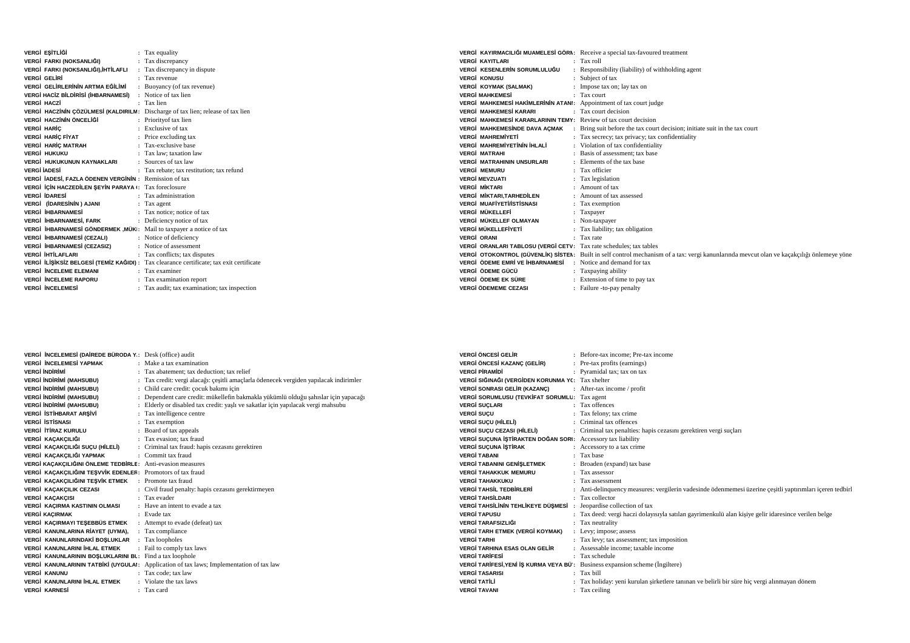| | | |
|---|---|---|
| VERGİ EŞİTLİĞİ | : | Tax equality |
| VERGİ FARKI (NOKSANLIĞI) | : | Tax discrepancy |
| VERGİ FARKI (NOKSANLIĞI),İHTİLAFLI | : | Tax discrepancy in dispute |
| VERGİ GELİRİ | : | Tax revenue |
| VERGİ GELİRLERİNİN ARTMA EĞİLİMİ | : | Buoyancy (of tax revenue) |
| VERGİ HACİZ BİLDİRİSİ (İHBARNAMESİ) | : | Notice of tax lien |
| VERGİ HACZİ | : | Tax lien |
| VERGİ HACZİNİN ÇÖZÜLMESİ (KADIRILM | : | Discharge of tax lien; release of tax lien |
| VERGİ HACZİNİN ÖNCELİĞİ | : | Priorityof tax lien |
| VERGİ HARİÇ | : | Exclusive of tax |
| VERGİ HARİÇ FİYAT | : | Price excluding tax |
| VERGİ HARİÇ MATRAH | : | Tax-exclusive base |
| VERGİ HUKUKU | : | Tax law; taxation law |
| VERGİ HUKUKUNUN KAYNAKLARI | : | Sources of tax law |
| VERGİ İADESİ | : | Tax rebate; tax restitution; tax refund |
| VERGİ İADESİ, FAZLA ÖDENEN VERGİNİN | : | Remission of tax |
| VERGİ İÇİN HACZEDİLEN ŞEYİN PARAYA Ç | : | Tax foreclosure |
| VERGİ İDARESİ | : | Tax administration |
| VERGİ (İDARESİNİN ) AJANI | : | Tax agent |
| VERGİ İHBARNAMESİ | : | Tax notice; notice of tax |
| VERGİ İHBARNAMESİ, FARK | : | Deficiency notice of tax |
| VERGİ İHBARNAMESİ GÖNDERMEK ,MÜK | : | Mail to taxpayer a notice of tax |
| VERGİ İHBARNAMESİ (CEZALI) | : | Notice of deficiency |
| VERGİ İHBARNAMESİ (CEZASIZ) | : | Notice of assessment |
| VERGİ İHTİLAFLARI | : | Tax conflicts; tax disputes |
| VERGİ İLİŞİKSİZ BELGESİ (TEMİZ KAĞIDI) | : | Tax clearance certificate; tax exit certificate |
| VERGİ İNCELEME ELEMANI | : | Tax examiner |
| VERGİ İNCELEME RAPORU | : | Tax examination report |
| VERGİ İNCELEMESİ | : | Tax audit; tax examination; tax inspection |
| VERGİ KAYIRMACILIĞI MUAMELESİ GÖRM | : | Receive a special tax-favoured treatment |
| VERGİ KAYITLARI | : | Tax roll |
| VERGİ KESENLERİN SORUMLULUĞU | : | Responsibility (liability) of withholding agent |
| VERGİ KONUSU | : | Subject of tax |
| VERGİ KOYMAK (SALMAK) | : | Impose tax on; lay tax on |
| VERGİ MAHKEMESİ | : | Tax court |
| VERGİ MAHKEMESİ HAKİMLERİNİN ATANI | : | Appointment of tax court judge |
| VERGİ MAHKEMESİ KARARI | : | Tax court decision |
| VERGİ MAHKEMESİ KARARLARININ TEMY | : | Review of tax court decision |
| VERGİ MAHKEMESİNDE DAVA AÇMAK | : | Bring suit before the tax court decision; initiate suit in the tax court |
| VERGİ MAHREMİYETİ | : | Tax secrecy; tax privacy; tax confidentiality |
| VERGİ MAHREMİYETİNİN İHLALİ | : | Violation of tax confidentiality |
| VERGİ MATRAHI | : | Basis of assessment; tax base |
| VERGİ MATRAHININ UNSURLARI | : | Elements of the tax base |
| VERGİ MEMURU | : | Tax officier |
| VERGİ MEVZUATI | : | Tax legislation |
| VERGİ MİKTARI | : | Amount of tax |
| VERGİ MİKTARI,TARHEDİLEN | : | Amount of tax assessed |
| VERGİ MUAFİYETİ/İSTİSNASI | : | Tax exemption |
| VERGİ MÜKELLEFİ | : | Taxpayer |
| VERGİ MÜKELLEF OLMAYAN | : | Non-taxpayer |
| VERGİ MÜKELLEFİYETİ | : | Tax liability; tax obligation |
| VERGİ ORANI | : | Tax rate |
| VERGİ ORANLARI TABLOSU (VERGİ CETV | : | Tax rate schedules; tax tables |
| VERGİ OTOKONTROL (GÜVENLİK) SİSTEM | : | Built in self control mechanism of a tax: vergi kanunlarında mevcut olan ve kaçakçılığı önlemeye yöne |
| VERGİ ÖDEME EMRİ VE İHBARNAMESİ | : | Notice and demand for tax |
| VERGİ ÖDEME GÜCÜ | : | Taxpaying ability |
| VERGİ ÖDEME EK SÜRE | : | Extension of time to pay tax |
| VERGİ ÖDEMEME CEZASI | : | Failure -to-pay penalty |
| VERGİ İNCELEMESİ (DAİREDE BÜRODA Y | : | Desk (office) audit |
| VERGİ İNCELEMESİ YAPMAK | : | Make a tax examination |
| VERGİ İNDİRİMİ | : | Tax abatement; tax deduction; tax relief |
| VERGİ İNDİRİMİ (MAHSUBU) | : | Tax credit: vergi alacağı: çeşitli amaçlarla ödenecek vergiden yapılacak indirimler |
| VERGİ İNDİRİMİ (MAHSUBU) | : | Child care credit: çocuk bakımı için |
| VERGİ İNDİRİMİ (MAHSUBU) | : | Dependent care credit: mükellefin bakmakla yükümlü olduğu şahıslar için yapacağı |
| VERGİ İNDİRİMİ (MAHSUBU) | : | Elderly or disabled tax credit: yaşlı ve sakatlar için yapılacak vergi mahsubu |
| VERGİ İSTİHBARAT ARŞİVİ | : | Tax intelligence centre |
| VERGİ İSTİSNASI | : | Tax exemption |
| VERGİ İTİRAZ KURULU | : | Board of tax appeals |
| VERGİ KAÇAKÇILIĞI | : | Tax evasion; tax fraud |
| VERGİ KAÇAKÇILIĞI SUÇU (HİLELİ) | : | Criminal tax fraud: hapis cezasını gerektiren |
| VERGİ KAÇAKÇILIĞI YAPMAK | : | Commit tax fraud |
| VERGİ KAÇAKÇILIĞINI ÖNLEME TEDBİRLE | : | Anti-evasion measures |
| VERGİ KAÇAKÇILIĞINI TEŞVİK EDENLER | : | Promotors of tax fraud |
| VERGİ KAÇAKÇILIĞINI TEŞVİK ETMEK | : | Promote tax fraud |
| VERGİ KAÇAKÇILIK CEZASI | : | Civil fraud penalty: hapis cezasını gerektirmeyen |
| VERGİ KAÇAKÇISI | : | Tax evader |
| VERGİ KAÇIRMA KASTININ OLMASI | : | Have an intent to evade a tax |
| VERGİ KAÇIRMAK | : | Evade tax |
| VERGİ KAÇIRMAYI TEŞEBBÜS ETMEK | : | Attempt to evade (defeat) tax |
| VERGİ KANUNLARINA RİAYET (UYMA), | : | Tax compliance |
| VERGİ KANUNLARINDAKİ BOŞLUKLAR | : | Tax loopholes |
| VERGİ KANUNLARINI İHLAL ETMEK | : | Fail to comply tax laws |
| VERGİ KANUNLARININ BOŞLUKLARINI BU | : | Find a tax loophole |
| VERGİ KANUNLARININ TATBİKİ (UYGULA | : | Application of tax laws; Implementation of tax law |
| VERGİ KANUNU | : | Tax code; tax law |
| VERGİ KANUNLARINI İHLAL ETMEK | : | Violate the tax laws |
| VERGİ KARNESİ | : | Tax card |
| VERGİ ÖNCESİ GELİR | : | Before-tax income; Pre-tax income |
| VERGİ ÖNCESİ KAZANÇ (GELİR) | : | Pre-tax profits (earnings) |
| VERGİ PİRAMİDİ | : | Pyramidal tax; tax on tax |
| VERGİ SIĞINAĞI (VERGİDEN KORUNMA YO | : | Tax shelter |
| VERGİ SONRASI GELİR (KAZANÇ) | : | After-tax income / profit |
| VERGİ SORUMLUSU (TEVKİFAT SORUMLU | : | Tax agent |
| VERGİ SUÇLARI | : | Tax offences |
| VERGİ SUÇU | : | Tax felony; tax crime |
| VERGİ SUÇU (HİLELİ) | : | Criminal tax offences |
| VERGİ SUÇU CEZASI (HİLELİ) | : | Criminal tax penalties: hapis cezasını gerektiren vergi suçları |
| VERGİ SUÇUNA İŞTİRAKTEN DOĞAN SORU | : | Accessory tax liability |
| VERGİ SUÇUNA İŞTİRAK | : | Accessory to a tax crime |
| VERGİ TABANI | : | Tax base |
| VERGİ TABANINI GENİŞLETMEK | : | Broaden (expand) tax base |
| VERGİ TAHAKKUK MEMURU | : | Tax assessor |
| VERGİ TAHAKKUKU | : | Tax assessment |
| VERGİ TAHSİL TEDBİRLERİ | : | Anti-delinquency measures: vergilerin vadesinde ödenmemesi üzerine çeşitli yaptırımları içeren tedbirl |
| VERGİ TAHSİLDARI | : | Tax collector |
| VERGİ TAHSİLİNİN TEHLİKEYE DÜŞMESİ | : | Jeopardise collection of tax |
| VERGİ TAPUSU | : | Tax deed: vergi haczi dolayısıyla satılan gayrimenkulü alan kişiye gelir idaresince verilen belge |
| VERGİ TARAFSIZLIĞI | : | Tax neutrality |
| VERGİ TARH ETMEK (VERGİ KOYMAK) | : | Levy; impose; assess |
| VERGİ TARHI | : | Tax levy; tax assessment; tax imposition |
| VERGİ TARHINA ESAS OLAN GELİR | : | Assessable income; taxable income |
| VERGİ TARİFESİ | : | Tax schedule |
| VERGİ TARİFESİ,YENİ İŞ KURMA VEYA BÜ | : | Business expansion scheme (İngiltere) |
| VERGİ TASARISI | : | Tax bill |
| VERGİ TATİLİ | : | Tax holiday: yeni kurulan şirketlere tanınan ve belirli bir süre hiç vergi alınmayan dönem |
| VERGİ TAVANI | : | Tax ceiling |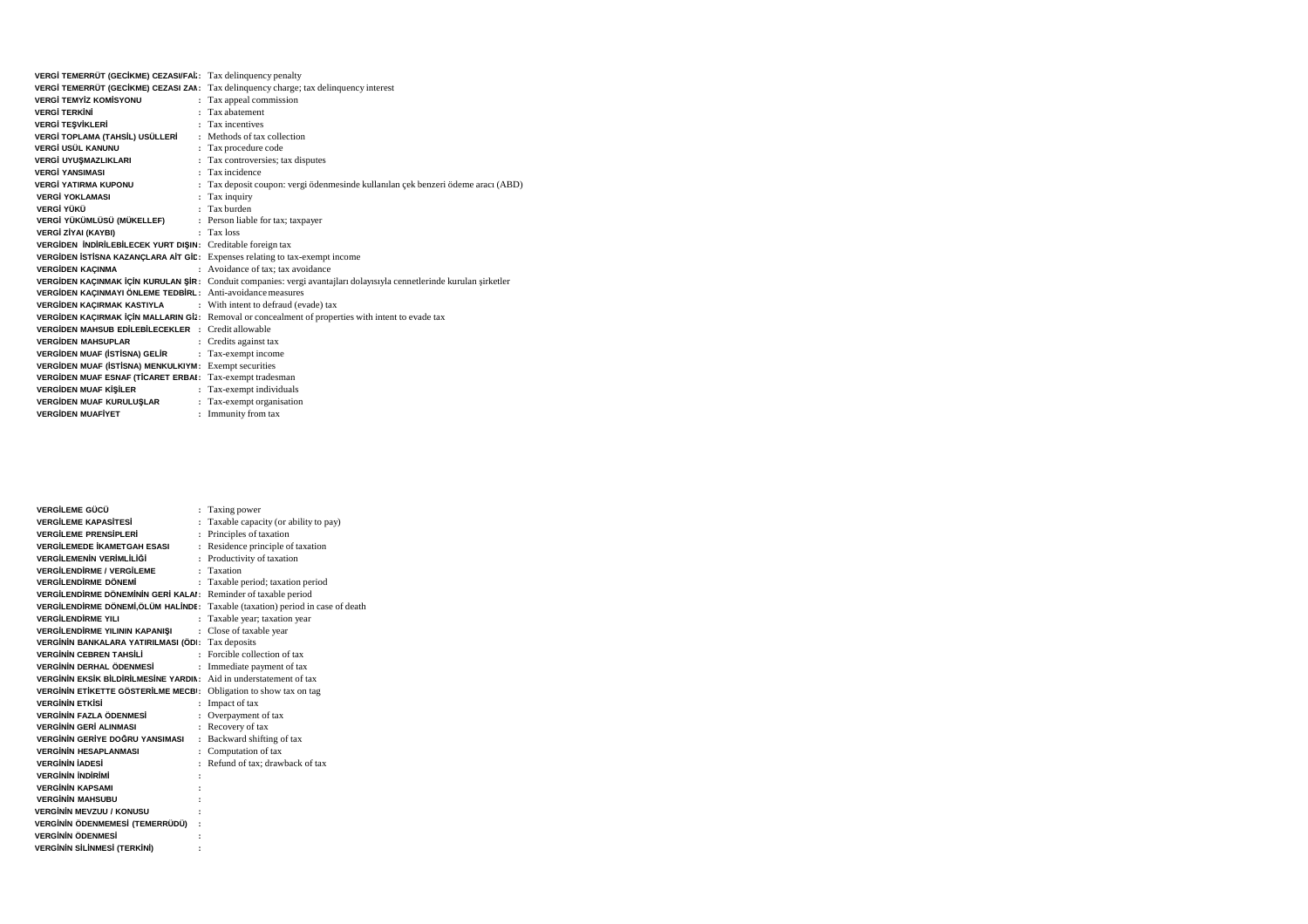| | |
|---|---|
| **VERGİ TEMERRÜT (GECİKME) CEZASI/FAİ** | Tax delinquency penalty |
| **VERGİ TEMERRÜT (GECİKME) CEZASI ZAM** | Tax delinquency charge; tax delinquency interest |
| **VERGİ TEMYİZ KOMİSYONU** | Tax appeal commission |
| **VERGİ TERKİNİ** | Tax abatement |
| **VERGİ TEŞVİKLERİ** | Tax incentives |
| **VERGİ TOPLAMA (TAHSİL) USÜLLERİ** | Methods of tax collection |
| **VERGİ USÜL KANUNU** | Tax procedure code |
| **VERGİ UYUŞMAZLIKLARI** | Tax controversies; tax disputes |
| **VERGİ YANSIMASI** | Tax incidence |
| **VERGİ YATIRMA KUPONU** | Tax deposit coupon: vergi ödenmesinde kullanılan çek benzeri ödeme aracı (ABD) |
| **VERGİ YOKLAMASI** | Tax inquiry |
| **VERGİ YÜKÜ** | Tax burden |
| **VERGİ YÜKÜMLÜSÜ (MÜKELLEF)** | Person liable for tax; taxpayer |
| **VERGİ ZİYAI (KAYBI)** | Tax loss |
| **VERGİDEN İNDİRİLEBİLECEK YURT DIŞIN** | Creditable foreign tax |
| **VERGİDEN İSTİSNA KAZANÇLARA AİT GİD** | Expenses relating to tax-exempt income |
| **VERGİDEN KAÇINMA** | Avoidance of tax; tax avoidance |
| **VERGİDEN KAÇINMAK İÇİN KURULAN ŞİR** | Conduit companies: vergi avantajları dolayısıyla cennetlerinde kurulan şirketler |
| **VERGİDEN KAÇINMAYI ÖNLEME TEDBİRL** | Anti-avoidance measures |
| **VERGİDEN KAÇIRMAK KASTIYLA** | With intent to defraud (evade) tax |
| **VERGİDEN KAÇIRMAK İÇİN MALLARIN GİZ** | Removal or concealment of properties with intent to evade tax |
| **VERGİDEN MAHSUB EDİLEBİLECEKLER** | Credit allowable |
| **VERGİDEN MAHSUPLAR** | Credits against tax |
| **VERGİDEN MUAF (İSTİSNA) GELİR** | Tax-exempt income |
| **VERGİDEN MUAF (İSTİSNA) MENKULKIYM** | Exempt securities |
| **VERGİDEN MUAF ESNAF (TİCARET ERBA** | Tax-exempt tradesman |
| **VERGİDEN MUAF KİŞİLER** | Tax-exempt individuals |
| **VERGİDEN MUAF KURULUŞLAR** | Tax-exempt organisation |
| **VERGİDEN MUAFİYET** | Immunity from tax |

| | |
|---|---|
| **VERGİLEME GÜCÜ** | Taxing power |
| **VERGİLEME KAPASİTESİ** | Taxable capacity (or ability to pay) |
| **VERGİLEME PRENSİPLERİ** | Principles of taxation |
| **VERGİLEMEDE İKAMETGAH ESASI** | Residence principle of taxation |
| **VERGİLEMENİN VERİMLİLİĞİ** | Productivity of taxation |
| **VERGİLENDİRME / VERGİLEME** | Taxation |
| **VERGİLENDİRME DÖNEMİ** | Taxable period; taxation period |
| **VERGİLENDİRME DÖNEMİNİN GERİ KALAN** | Reminder of taxable period |
| **VERGİLENDİRME DÖNEMİ,ÖLÜM HALİNDE** | Taxable (taxation) period in case of death |
| **VERGİLENDİRME YILI** | Taxable year; taxation year |
| **VERGİLENDİRME YILININ KAPANIŞI** | Close of taxable year |
| **VERGİNİN BANKALARA YATIRILMASI (ÖD** | Tax deposits |
| **VERGİNİN CEBREN TAHSİLİ** | Forcible collection of tax |
| **VERGİNİN DERHAL ÖDENMESİ** | Immediate payment of tax |
| **VERGİNİN EKSİK BİLDİRİLMESİNE YARDIM** | Aid in understatement of tax |
| **VERGİNİN ETİKETTE GÖSTERİLME MECBU** | Obligation to show tax on tag |
| **VERGİNİN ETKİSİ** | Impact of tax |
| **VERGİNİN FAZLA ÖDENMESİ** | Overpayment of tax |
| **VERGİNİN GERİ ALINMASI** | Recovery of tax |
| **VERGİNİN GERİYE DOĞRU YANSIMASI** | Backward shifting of tax |
| **VERGİNİN HESAPLANMASI** | Computation of tax |
| **VERGİNİN İADESİ** | Refund of tax; drawback of tax |
| **VERGİNİN İNDİRİMİ** | |
| **VERGİNİN KAPSAMI** | |
| **VERGİNİN MAHSUBU** | |
| **VERGİNİN MEVZUU / KONUSU** | |
| **VERGİNİN ÖDENMEMESİ (TEMERRÜDÜ)** | |
| **VERGİNİN ÖDENMESİ** | |
| **VERGİNİN SİLİNMESİ (TERKİNİ)** | |